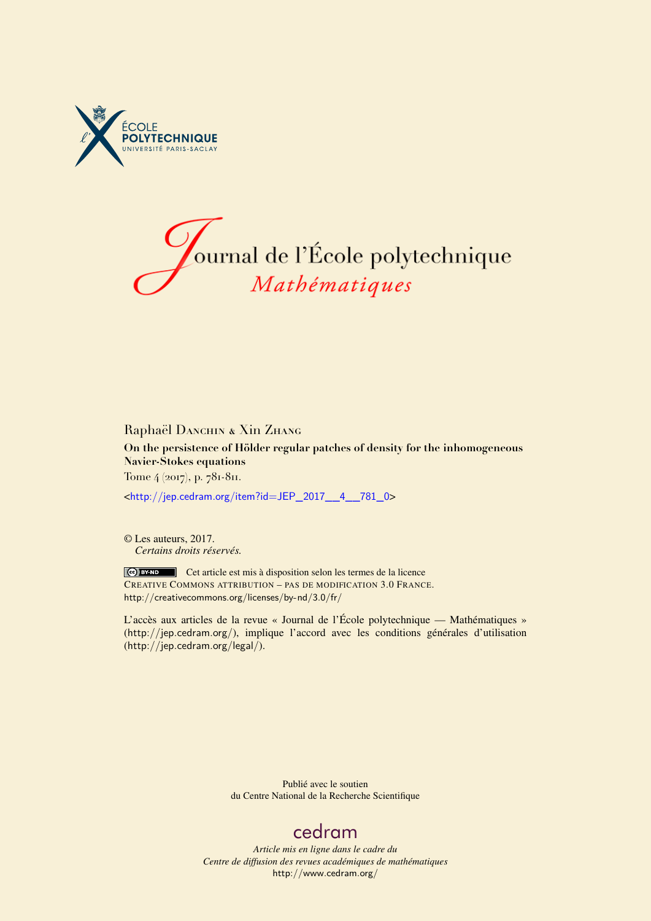ÉCOLE POLYTECHNIQUE
UNIVERSITÉ PARIS-SACLAY

# Journal de l'École polytechnique
## *Mathématiques*

Raphaël Danchin & Xin Zhang

**On the persistence of Hölder regular patches of density for the inhomogeneous Navier-Stokes equations**

Tome 4 (2017), p. 781-811.

<http://jep.cedram.org/item?id=JEP_2017__4__781_0>

© Les auteurs, 2017.
*Certains droits réservés.*

Cet article est mis à disposition selon les termes de la licence
CREATIVE COMMONS ATTRIBUTION – PAS DE MODIFICATION 3.0 FRANCE.
http://creativecommons.org/licenses/by-nd/3.0/fr/

L'accès aux articles de la revue « Journal de l'École polytechnique — Mathématiques » (http://jep.cedram.org/), implique l'accord avec les conditions générales d'utilisation (http://jep.cedram.org/legal/).

Publié avec le soutien
du Centre National de la Recherche Scientifique

cedram

*Article mis en ligne dans le cadre du*
*Centre de diffusion des revues académiques de mathématiques*
http://www.cedram.org/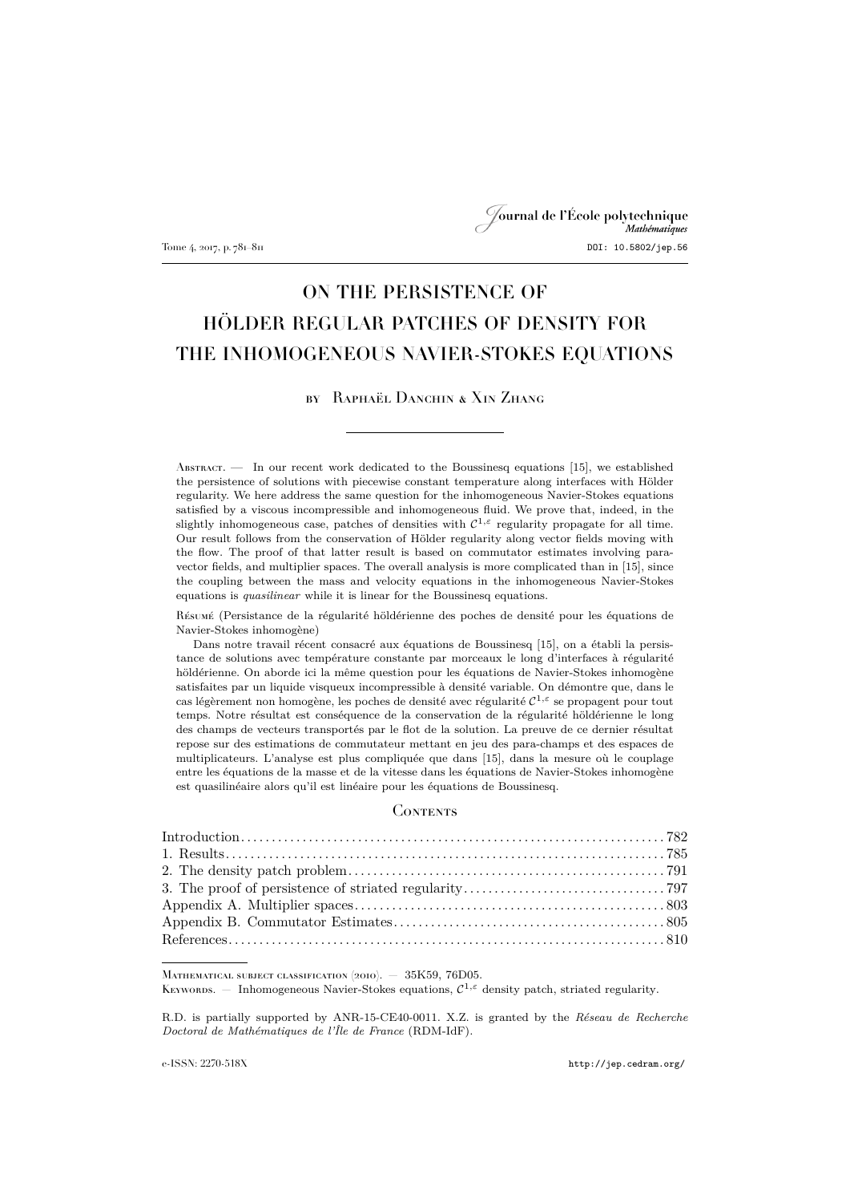# ON THE PERSISTENCE OF HÖLDER REGULAR PATCHES OF DENSITY FOR THE INHOMOGENEOUS NAVIER-STOKES EQUATIONS

by Raphaël Danchin & Xin Zhang

Abstract. — In our recent work dedicated to the Boussinesq equations [15], we established the persistence of solutions with piecewise constant temperature along interfaces with Hölder regularity. We here address the same question for the inhomogeneous Navier-Stokes equations satisfied by a viscous incompressible and inhomogeneous fluid. We prove that, indeed, in the slightly inhomogeneous case, patches of densities with $\mathcal{C}^{1,\varepsilon}$ regularity propagate for all time. Our result follows from the conservation of Hölder regularity along vector fields moving with the flow. The proof of that latter result is based on commutator estimates involving para-vector fields, and multiplier spaces. The overall analysis is more complicated than in [15], since the coupling between the mass and velocity equations in the inhomogeneous Navier-Stokes equations is *quasilinear* while it is linear for the Boussinesq equations.

Résumé (Persistance de la régularité höldérienne des poches de densité pour les équations de Navier-Stokes inhomogène)

Dans notre travail récent consacré aux équations de Boussinesq [15], on a établi la persistance de solutions avec température constante par morceaux le long d'interfaces à régularité höldérienne. On aborde ici la même question pour les équations de Navier-Stokes inhomogène satisfaites par un liquide visqueux incompressible à densité variable. On démontre que, dans le cas légèrement non homogène, les poches de densité avec régularité $\mathcal{C}^{1,\varepsilon}$ se propagent pour tout temps. Notre résultat est conséquence de la conservation de la régularité höldérienne le long des champs de vecteurs transportés par le flot de la solution. La preuve de ce dernier résultat repose sur des estimations de commutateur mettant en jeu des para-champs et des espaces de multiplicateurs. L'analyse est plus compliquée que dans [15], dans la mesure où le couplage entre les équations de la masse et de la vitesse dans les équations de Navier-Stokes inhomogène est quasilinéaire alors qu'il est linéaire pour les équations de Boussinesq.

## Contents

- Introduction .......... 782
- 1. Results .......... 785
- 2. The density patch problem .......... 791
- 3. The proof of persistence of striated regularity .......... 797
- Appendix A. Multiplier spaces .......... 803
- Appendix B. Commutator Estimates .......... 805
- References .......... 810

---

Mathematical subject classification (2010). — 35K59, 76D05.

Keywords. — Inhomogeneous Navier-Stokes equations, $\mathcal{C}^{1,\varepsilon}$ density patch, striated regularity.

R.D. is partially supported by ANR-15-CE40-0011. X.Z. is granted by the *Réseau de Recherche Doctoral de Mathématiques de l'Île de France* (RDM-IdF).

e-ISSN: 2270-518X http://jep.cedram.org/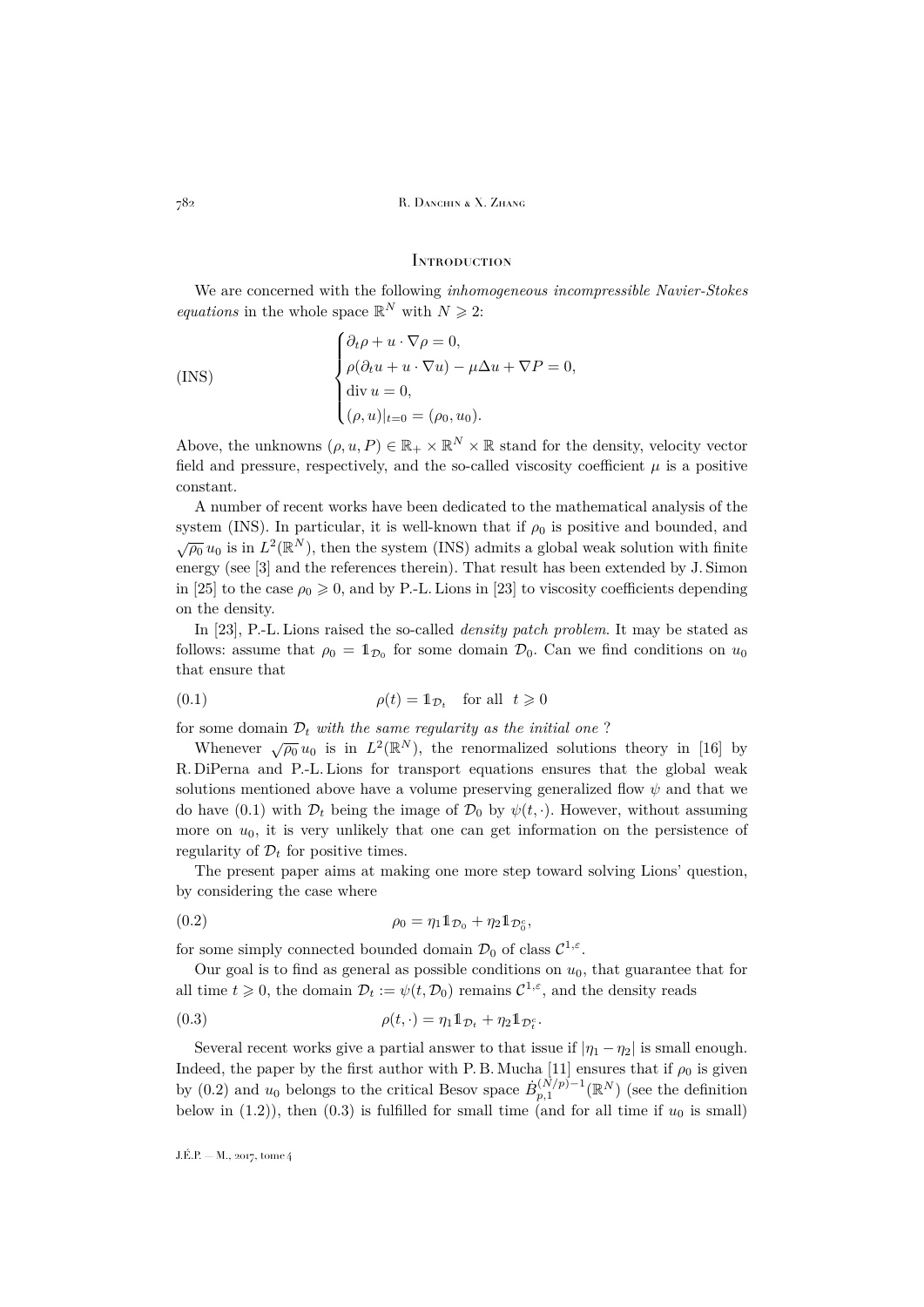## Introduction

We are concerned with the following *inhomogeneous incompressible Navier-Stokes equations* in the whole space $\mathbb{R}^N$ with $N \geqslant 2$:

$$
\text{(INS)} \qquad \begin{cases} \partial_t \rho + u \cdot \nabla \rho = 0, \\ \rho(\partial_t u + u \cdot \nabla u) - \mu \Delta u + \nabla P = 0, \\ \operatorname{div} u = 0, \\ (\rho, u)|_{t=0} = (\rho_0, u_0). \end{cases}
$$

Above, the unknowns $(\rho, u, P) \in \mathbb{R}_+ \times \mathbb{R}^N \times \mathbb{R}$ stand for the density, velocity vector field and pressure, respectively, and the so-called viscosity coefficient $\mu$ is a positive constant.

A number of recent works have been dedicated to the mathematical analysis of the system (INS). In particular, it is well-known that if $\rho_0$ is positive and bounded, and $\sqrt{\rho_0}\, u_0$ is in $L^2(\mathbb{R}^N)$, then the system (INS) admits a global weak solution with finite energy (see [3] and the references therein). That result has been extended by J. Simon in [25] to the case $\rho_0 \geqslant 0$, and by P.-L. Lions in [23] to viscosity coefficients depending on the density.

In [23], P.-L. Lions raised the so-called *density patch problem*. It may be stated as follows: assume that $\rho_0 = \mathbb{1}_{\mathcal{D}_0}$ for some domain $\mathcal{D}_0$. Can we find conditions on $u_0$ that ensure that

$$
\rho(t) = \mathbb{1}_{\mathcal{D}_t} \quad \text{for all} \quad t \geqslant 0 \tag{0.1}
$$

for some domain $\mathcal{D}_t$ *with the same regularity as the initial one* ?

Whenever $\sqrt{\rho_0}\, u_0$ is in $L^2(\mathbb{R}^N)$, the renormalized solutions theory in [16] by R. DiPerna and P.-L. Lions for transport equations ensures that the global weak solutions mentioned above have a volume preserving generalized flow $\psi$ and that we do have (0.1) with $\mathcal{D}_t$ being the image of $\mathcal{D}_0$ by $\psi(t, \cdot)$. However, without assuming more on $u_0$, it is very unlikely that one can get information on the persistence of regularity of $\mathcal{D}_t$ for positive times.

The present paper aims at making one more step toward solving Lions' question, by considering the case where

$$
\rho_0 = \eta_1 \mathbb{1}_{\mathcal{D}_0} + \eta_2 \mathbb{1}_{\mathcal{D}_0^c}, \tag{0.2}
$$

for some simply connected bounded domain $\mathcal{D}_0$ of class $\mathcal{C}^{1,\varepsilon}$.

Our goal is to find as general as possible conditions on $u_0$, that guarantee that for all time $t \geqslant 0$, the domain $\mathcal{D}_t := \psi(t, \mathcal{D}_0)$ remains $\mathcal{C}^{1,\varepsilon}$, and the density reads

$$
\rho(t, \cdot) = \eta_1 \mathbb{1}_{\mathcal{D}_t} + \eta_2 \mathbb{1}_{\mathcal{D}_t^c}. \tag{0.3}
$$

Several recent works give a partial answer to that issue if $|\eta_1 - \eta_2|$ is small enough. Indeed, the paper by the first author with P. B. Mucha [11] ensures that if $\rho_0$ is given by (0.2) and $u_0$ belongs to the critical Besov space $\dot{B}^{(N/p)-1}_{p,1}(\mathbb{R}^N)$ (see the definition below in (1.2)), then (0.3) is fulfilled for small time (and for all time if $u_0$ is small)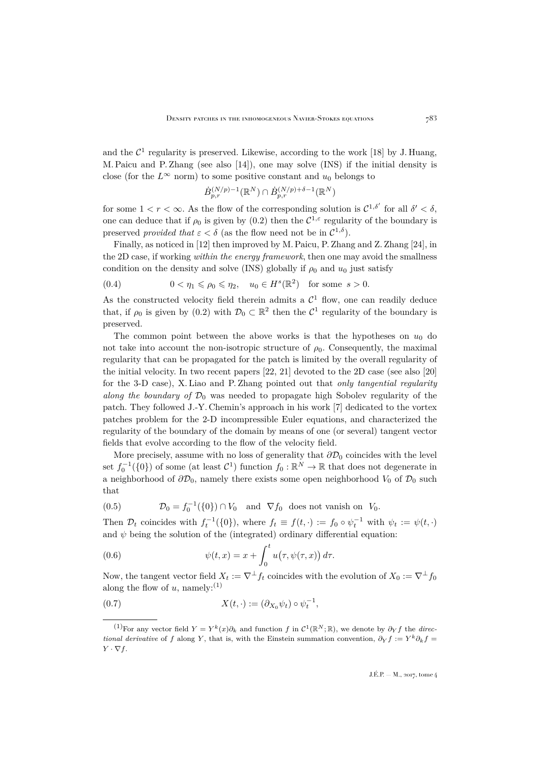and the $\mathcal{C}^1$ regularity is preserved. Likewise, according to the work [18] by J. Huang, M. Paicu and P. Zhang (see also [14]), one may solve (INS) if the initial density is close (for the $L^\infty$ norm) to some positive constant and $u_0$ belongs to

$$\dot{B}^{(N/p)-1}_{p,r}(\mathbb{R}^N) \cap \dot{B}^{(N/p)+\delta-1}_{p,r}(\mathbb{R}^N)$$

for some $1 < r < \infty$. As the flow of the corresponding solution is $\mathcal{C}^{1,\delta'}$ for all $\delta' < \delta$, one can deduce that if $\rho_0$ is given by (0.2) then the $\mathcal{C}^{1,\varepsilon}$ regularity of the boundary is preserved *provided that* $\varepsilon < \delta$ (as the flow need not be in $\mathcal{C}^{1,\delta}$).

Finally, as noticed in [12] then improved by M. Paicu, P. Zhang and Z. Zhang [24], in the 2D case, if working *within the energy framework*, then one may avoid the smallness condition on the density and solve (INS) globally if $\rho_0$ and $u_0$ just satisfy

$$0 < \eta_1 \leqslant \rho_0 \leqslant \eta_2, \quad u_0 \in H^s(\mathbb{R}^2) \quad \text{for some } s > 0. \tag{0.4}$$

As the constructed velocity field therein admits a $\mathcal{C}^1$ flow, one can readily deduce that, if $\rho_0$ is given by (0.2) with $\mathcal{D}_0 \subset \mathbb{R}^2$ then the $\mathcal{C}^1$ regularity of the boundary is preserved.

The common point between the above works is that the hypotheses on $u_0$ do not take into account the non-isotropic structure of $\rho_0$. Consequently, the maximal regularity that can be propagated for the patch is limited by the overall regularity of the initial velocity. In two recent papers [22, 21] devoted to the 2D case (see also [20] for the 3-D case), X. Liao and P. Zhang pointed out that *only tangential regularity along the boundary of* $\mathcal{D}_0$ was needed to propagate high Sobolev regularity of the patch. They followed J.-Y. Chemin's approach in his work [7] dedicated to the vortex patches problem for the 2-D incompressible Euler equations, and characterized the regularity of the boundary of the domain by means of one (or several) tangent vector fields that evolve according to the flow of the velocity field.

More precisely, assume with no loss of generality that $\partial\mathcal{D}_0$ coincides with the level set $f_0^{-1}(\{0\})$ of some (at least $\mathcal{C}^1$) function $f_0 : \mathbb{R}^N \to \mathbb{R}$ that does not degenerate in a neighborhood of $\partial\mathcal{D}_0$, namely there exists some open neighborhood $V_0$ of $\mathcal{D}_0$ such that

$$\mathcal{D}_0 = f_0^{-1}(\{0\}) \cap V_0 \quad \text{and} \quad \nabla f_0 \text{ does not vanish on } V_0. \tag{0.5}$$

Then $\mathcal{D}_t$ coincides with $f_t^{-1}(\{0\})$, where $f_t \equiv f(t,\cdot) := f_0 \circ \psi_t^{-1}$ with $\psi_t := \psi(t,\cdot)$ and $\psi$ being the solution of the (integrated) ordinary differential equation:

$$\psi(t,x) = x + \int_0^t u\big(\tau, \psi(\tau,x)\big)\, d\tau. \tag{0.6}$$

Now, the tangent vector field $X_t := \nabla^\perp f_t$ coincides with the evolution of $X_0 := \nabla^\perp f_0$ along the flow of $u$, namely:[1]

$$X(t,\cdot) := (\partial_{X_0}\psi_t) \circ \psi_t^{-1}, \tag{0.7}$$

[1] For any vector field $Y = Y^k(x)\partial_k$ and function $f$ in $\mathcal{C}^1(\mathbb{R}^N;\mathbb{R})$, we denote by $\partial_Y f$ the *directional derivative* of $f$ along $Y$, that is, with the Einstein summation convention, $\partial_Y f := Y^k \partial_k f = Y \cdot \nabla f$.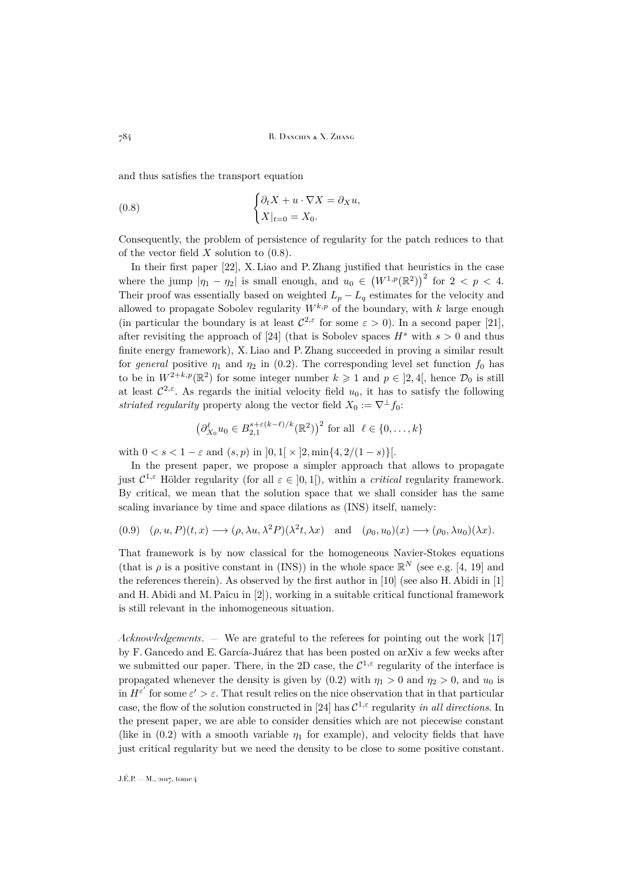and thus satisfies the transport equation

$$
\begin{cases}\partial_t X + u\cdot\nabla X = \partial_X u,\\ X|_{t=0} = X_0.\end{cases}\tag{0.8}
$$

Consequently, the problem of persistence of regularity for the patch reduces to that of the vector field $X$ solution to (0.8).

In their first paper [22], X. Liao and P. Zhang justified that heuristics in the case where the jump $|\eta_1-\eta_2|$ is small enough, and $u_0\in\big(W^{1,p}(\mathbb{R}^2)\big)^2$ for $2<p<4$. Their proof was essentially based on weighted $L_p-L_q$ estimates for the velocity and allowed to propagate Sobolev regularity $W^{k,p}$ of the boundary, with $k$ large enough (in particular the boundary is at least $\mathcal{C}^{2,\varepsilon}$ for some $\varepsilon>0$). In a second paper [21], after revisiting the approach of [24] (that is Sobolev spaces $H^s$ with $s>0$ and thus finite energy framework), X. Liao and P. Zhang succeeded in proving a similar result for *general* positive $\eta_1$ and $\eta_2$ in (0.2). The corresponding level set function $f_0$ has to be in $W^{2+k,p}(\mathbb{R}^2)$ for some integer number $k\geqslant 1$ and $p\in\,]2,4[$, hence $\mathcal{D}_0$ is still at least $\mathcal{C}^{2,\varepsilon}$. As regards the initial velocity field $u_0$, it has to satisfy the following *striated regularity* property along the vector field $X_0:=\nabla^\perp f_0$:

$$
\big(\partial^\ell_{X_0}u_0\in B^{s+\varepsilon(k-\ell)/k}_{2,1}(\mathbb{R}^2)\big)^2 \text{ for all } \ \ell\in\{0,\dots,k\}
$$

with $0<s<1-\varepsilon$ and $(s,p)$ in $]0,1[\,\times\,]2,\min\{4,2/(1-s)\}[$.

In the present paper, we propose a simpler approach that allows to propagate just $\mathcal{C}^{1,\varepsilon}$ Hölder regularity (for all $\varepsilon\in\,]0,1[$), within a *critical* regularity framework. By critical, we mean that the solution space that we shall consider has the same scaling invariance by time and space dilations as (INS) itself, namely:

$$
(\rho,u,P)(t,x)\longrightarrow(\rho,\lambda u,\lambda^2P)(\lambda^2t,\lambda x)\quad\text{and}\quad(\rho_0,u_0)(x)\longrightarrow(\rho_0,\lambda u_0)(\lambda x).\tag{0.9}
$$

That framework is by now classical for the homogeneous Navier-Stokes equations (that is $\rho$ is a positive constant in (INS)) in the whole space $\mathbb{R}^N$ (see e.g. [4, 19] and the references therein). As observed by the first author in [10] (see also H. Abidi in [1] and H. Abidi and M. Paicu in [2]), working in a suitable critical functional framework is still relevant in the inhomogeneous situation.

*Acknowledgements*. — We are grateful to the referees for pointing out the work [17] by F. Gancedo and E. García-Juárez that has been posted on arXiv a few weeks after we submitted our paper. There, in the 2D case, the $\mathcal{C}^{1,\varepsilon}$ regularity of the interface is propagated whenever the density is given by (0.2) with $\eta_1>0$ and $\eta_2>0$, and $u_0$ is in $H^{\varepsilon'}$ for some $\varepsilon'>\varepsilon$. That result relies on the nice observation that in that particular case, the flow of the solution constructed in [24] has $\mathcal{C}^{1,\varepsilon}$ regularity *in all directions*. In the present paper, we are able to consider densities which are not piecewise constant (like in (0.2) with a smooth variable $\eta_1$ for example), and velocity fields that have just critical regularity but we need the density to be close to some positive constant.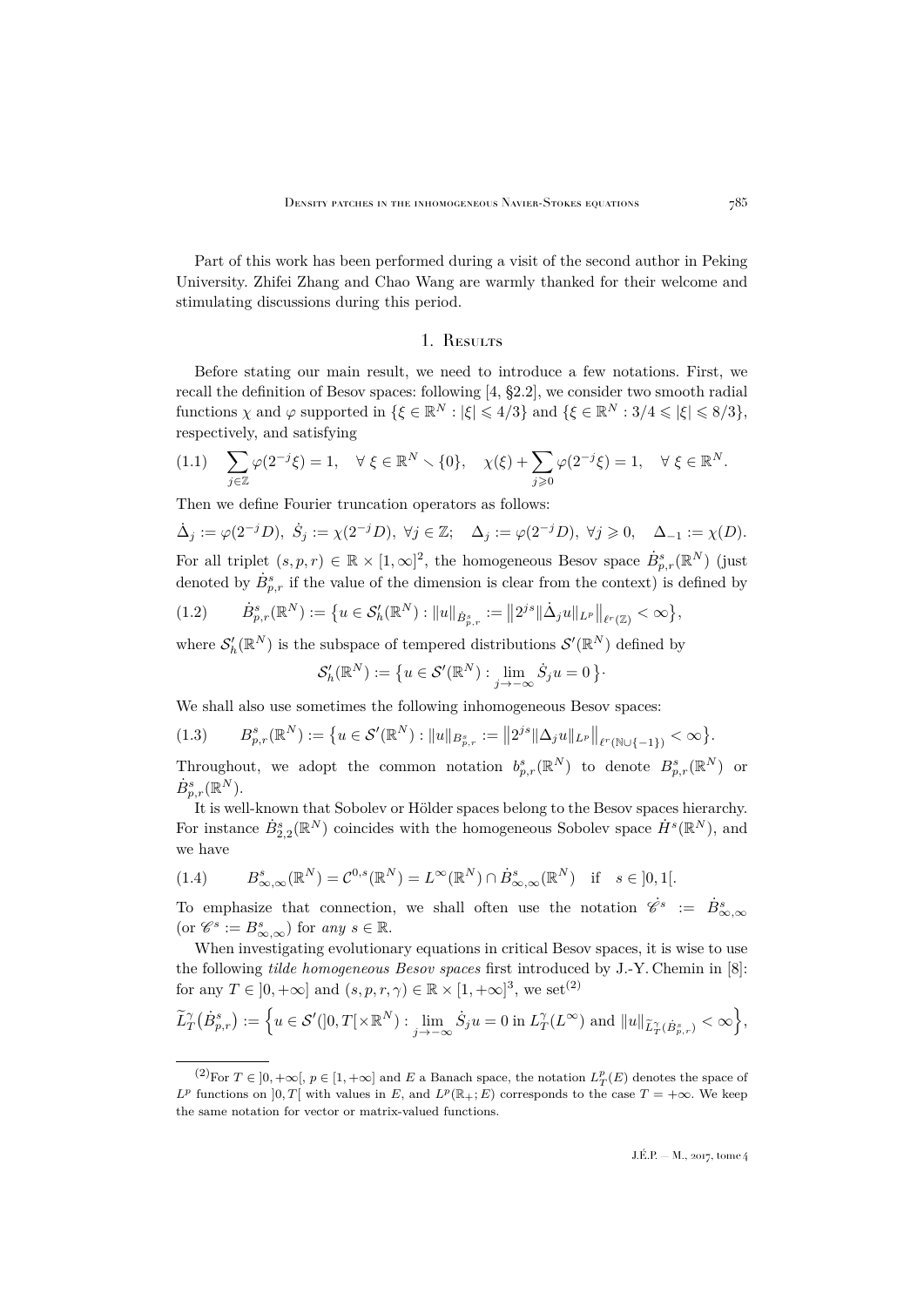Part of this work has been performed during a visit of the second author in Peking University. Zhifei Zhang and Chao Wang are warmly thanked for their welcome and stimulating discussions during this period.

## 1. Results

Before stating our main result, we need to introduce a few notations. First, we recall the definition of Besov spaces: following [4, §2.2], we consider two smooth radial functions $\chi$ and $\varphi$ supported in $\{\xi \in \mathbb{R}^N : |\xi| \leqslant 4/3\}$ and $\{\xi \in \mathbb{R}^N : 3/4 \leqslant |\xi| \leqslant 8/3\}$, respectively, and satisfying

$$(1.1) \quad \sum_{j\in\mathbb{Z}} \varphi(2^{-j}\xi) = 1, \quad \forall\, \xi \in \mathbb{R}^N \smallsetminus \{0\}, \quad \chi(\xi) + \sum_{j\geqslant 0} \varphi(2^{-j}\xi) = 1, \quad \forall\, \xi \in \mathbb{R}^N.$$

Then we define Fourier truncation operators as follows:

$$\dot{\Delta}_j := \varphi(2^{-j}D),\ \dot{S}_j := \chi(2^{-j}D),\ \forall j \in \mathbb{Z}; \quad \Delta_j := \varphi(2^{-j}D),\ \forall j \geqslant 0, \quad \Delta_{-1} := \chi(D).$$

For all triplet $(s, p, r) \in \mathbb{R} \times [1, \infty]^2$, the homogeneous Besov space $\dot{B}^s_{p,r}(\mathbb{R}^N)$ (just denoted by $\dot{B}^s_{p,r}$ if the value of the dimension is clear from the context) is defined by

$$(1.2) \qquad \dot{B}^s_{p,r}(\mathbb{R}^N) := \big\{ u \in \mathcal{S}'_h(\mathbb{R}^N) : \|u\|_{\dot{B}^s_{p,r}} := \big\| 2^{js} \|\dot{\Delta}_j u\|_{L^p} \big\|_{\ell^r(\mathbb{Z})} < \infty \big\},$$

where $\mathcal{S}'_h(\mathbb{R}^N)$ is the subspace of tempered distributions $\mathcal{S}'(\mathbb{R}^N)$ defined by

$$\mathcal{S}'_h(\mathbb{R}^N) := \big\{ u \in \mathcal{S}'(\mathbb{R}^N) : \lim_{j\to-\infty} \dot{S}_j u = 0 \big\}\cdot$$

We shall also use sometimes the following inhomogeneous Besov spaces:

$$(1.3) \qquad B^s_{p,r}(\mathbb{R}^N) := \big\{ u \in \mathcal{S}'(\mathbb{R}^N) : \|u\|_{B^s_{p,r}} := \big\| 2^{js} \|\Delta_j u\|_{L^p} \big\|_{\ell^r(\mathbb{N}\cup\{-1\})} < \infty \big\}.$$

Throughout, we adopt the common notation $b^s_{p,r}(\mathbb{R}^N)$ to denote $B^s_{p,r}(\mathbb{R}^N)$ or $\dot{B}^s_{p,r}(\mathbb{R}^N)$.

It is well-known that Sobolev or Hölder spaces belong to the Besov spaces hierarchy. For instance $\dot{B}^s_{2,2}(\mathbb{R}^N)$ coincides with the homogeneous Sobolev space $\dot{H}^s(\mathbb{R}^N)$, and we have

$$(1.4) \qquad B^s_{\infty,\infty}(\mathbb{R}^N) = \mathcal{C}^{0,s}(\mathbb{R}^N) = L^\infty(\mathbb{R}^N) \cap \dot{B}^s_{\infty,\infty}(\mathbb{R}^N) \quad \text{if} \quad s \in ]0, 1[.$$

To emphasize that connection, we shall often use the notation $\dot{\mathscr{C}}^s := \dot{B}^s_{\infty,\infty}$ (or $\mathscr{C}^s := B^s_{\infty,\infty}$) for *any* $s \in \mathbb{R}$.

When investigating evolutionary equations in critical Besov spaces, it is wise to use the following *tilde homogeneous Besov spaces* first introduced by J.-Y. Chemin in [8]: for any $T \in ]0, +\infty]$ and $(s, p, r, \gamma) \in \mathbb{R} \times [1, +\infty]^3$, we set[2]

$$\widetilde{L}^\gamma_T\big(\dot{B}^s_{p,r}\big) := \Big\{ u \in \mathcal{S}'(]0, T[\times\mathbb{R}^N) : \lim_{j\to-\infty} \dot{S}_j u = 0 \text{ in } L^\gamma_T(L^\infty) \text{ and } \|u\|_{\widetilde{L}^\gamma_T(\dot{B}^s_{p,r})} < \infty \Big\},$$

[2] For $T \in ]0, +\infty[$, $p \in [1, +\infty]$ and $E$ a Banach space, the notation $L^p_T(E)$ denotes the space of $L^p$ functions on $]0, T[$ with values in $E$, and $L^p(\mathbb{R}_+; E)$ corresponds to the case $T = +\infty$. We keep the same notation for vector or matrix-valued functions.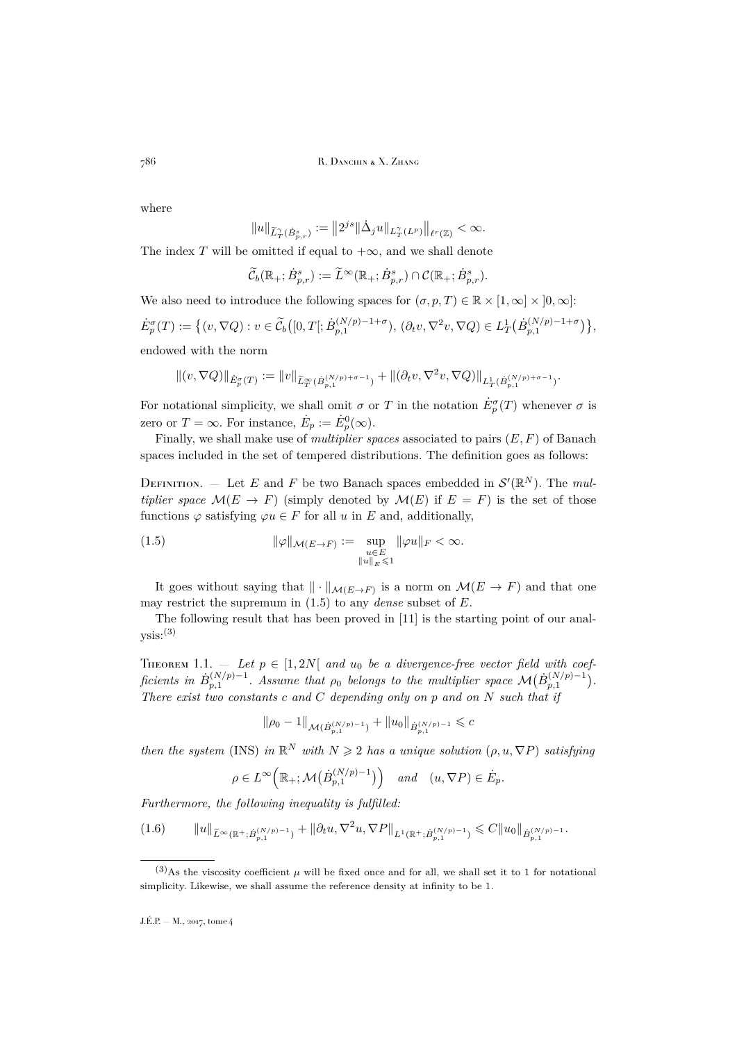where

$$\|u\|_{\widetilde{L}^\gamma_T(\dot{B}^s_{p,r})} := \big\|2^{js}\|\dot{\Delta}_j u\|_{L^\gamma_T(L^p)}\big\|_{\ell^r(\mathbb{Z})} < \infty.$$

The index $T$ will be omitted if equal to $+\infty$, and we shall denote

$$\widetilde{\mathcal{C}}_b(\mathbb{R}_+;\dot{B}^s_{p,r}) := \widetilde{L}^\infty(\mathbb{R}_+;\dot{B}^s_{p,r}) \cap \mathcal{C}(\mathbb{R}_+;\dot{B}^s_{p,r}).$$

We also need to introduce the following spaces for $(\sigma, p, T) \in \mathbb{R} \times [1,\infty] \times ]0,\infty]$:

$$\dot{E}^\sigma_p(T) := \big\{(v,\nabla Q) : v \in \widetilde{\mathcal{C}}_b\big([0,T[;\dot{B}^{(N/p)-1+\sigma}_{p,1}\big),\ (\partial_t v, \nabla^2 v, \nabla Q) \in L^1_T\big(\dot{B}^{(N/p)-1+\sigma}_{p,1}\big)\big\},$$

endowed with the norm

$$\|(v,\nabla Q)\|_{\dot{E}^\sigma_p(T)} := \|v\|_{\widetilde{L}^\infty_T(\dot{B}^{(N/p)+\sigma-1}_{p,1})} + \|(\partial_t v, \nabla^2 v, \nabla Q)\|_{L^1_T(\dot{B}^{(N/p)+\sigma-1}_{p,1})}.$$

For notational simplicity, we shall omit $\sigma$ or $T$ in the notation $\dot{E}^\sigma_p(T)$ whenever $\sigma$ is zero or $T = \infty$. For instance, $\dot{E}_p := \dot{E}^0_p(\infty)$.

Finally, we shall make use of *multiplier spaces* associated to pairs $(E,F)$ of Banach spaces included in the set of tempered distributions. The definition goes as follows:

Definition. — Let $E$ and $F$ be two Banach spaces embedded in $\mathcal{S}'(\mathbb{R}^N)$. The *multiplier space* $\mathcal{M}(E \to F)$ (simply denoted by $\mathcal{M}(E)$ if $E = F$) is the set of those functions $\varphi$ satisfying $\varphi u \in F$ for all $u$ in $E$ and, additionally,

$$\|\varphi\|_{\mathcal{M}(E\to F)} := \sup_{\substack{u\in E\\ \|u\|_E \leqslant 1}} \|\varphi u\|_F < \infty. \tag{1.5}$$

It goes without saying that $\|\cdot\|_{\mathcal{M}(E\to F)}$ is a norm on $\mathcal{M}(E \to F)$ and that one may restrict the supremum in (1.5) to any *dense* subset of $E$.

The following result that has been proved in [11] is the starting point of our analysis:[3]

Theorem 1.1. — *Let $p \in [1, 2N[$ and $u_0$ be a divergence-free vector field with coefficients in $\dot{B}^{(N/p)-1}_{p,1}$. Assume that $\rho_0$ belongs to the multiplier space $\mathcal{M}\big(\dot{B}^{(N/p)-1}_{p,1}\big)$. There exist two constants $c$ and $C$ depending only on $p$ and on $N$ such that if*

$$\|\rho_0 - 1\|_{\mathcal{M}(\dot{B}^{(N/p)-1}_{p,1})} + \|u_0\|_{\dot{B}^{(N/p)-1}_{p,1}} \leqslant c$$

*then the system* (INS) *in $\mathbb{R}^N$ with $N \geqslant 2$ has a unique solution $(\rho, u, \nabla P)$ satisfying*

$$\rho \in L^\infty\Big(\mathbb{R}_+;\mathcal{M}\big(\dot{B}^{(N/p)-1}_{p,1}\big)\Big) \quad \textit{and} \quad (u,\nabla P) \in \dot{E}_p.$$

*Furthermore, the following inequality is fulfilled:*

$$\|u\|_{\widetilde{L}^\infty(\mathbb{R}^+;\dot{B}^{(N/p)-1}_{p,1})} + \|\partial_t u, \nabla^2 u, \nabla P\|_{L^1(\mathbb{R}^+;\dot{B}^{(N/p)-1}_{p,1})} \leqslant C\|u_0\|_{\dot{B}^{(N/p)-1}_{p,1}}. \tag{1.6}$$

---

[3] As the viscosity coefficient $\mu$ will be fixed once and for all, we shall set it to 1 for notational simplicity. Likewise, we shall assume the reference density at infinity to be 1.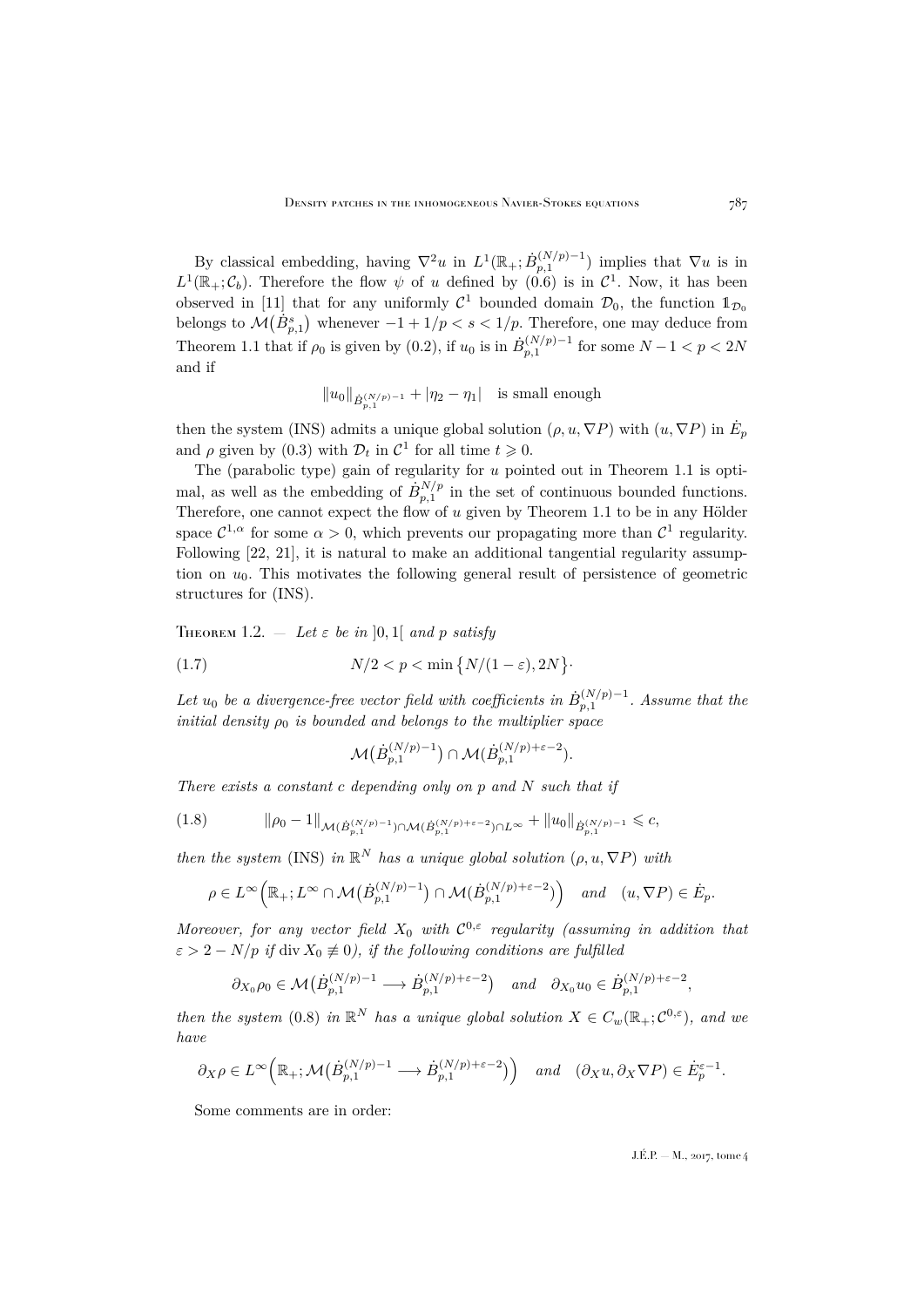By classical embedding, having $\nabla^2 u$ in $L^1(\mathbb{R}_+; \dot{B}^{(N/p)-1}_{p,1})$ implies that $\nabla u$ is in $L^1(\mathbb{R}_+; \mathcal{C}_b)$. Therefore the flow $\psi$ of $u$ defined by (0.6) is in $\mathcal{C}^1$. Now, it has been observed in [11] that for any uniformly $\mathcal{C}^1$ bounded domain $\mathcal{D}_0$, the function $\mathbb{1}_{\mathcal{D}_0}$ belongs to $\mathcal{M}(\dot{B}^s_{p,1})$ whenever $-1+1/p < s < 1/p$. Therefore, one may deduce from Theorem 1.1 that if $\rho_0$ is given by (0.2), if $u_0$ is in $\dot{B}^{(N/p)-1}_{p,1}$ for some $N-1 < p < 2N$ and if

$$\|u_0\|_{\dot{B}^{(N/p)-1}_{p,1}} + |\eta_2 - \eta_1| \quad \text{is small enough}$$

then the system (INS) admits a unique global solution $(\rho, u, \nabla P)$ with $(u, \nabla P)$ in $\dot{E}_p$ and $\rho$ given by (0.3) with $\mathcal{D}_t$ in $\mathcal{C}^1$ for all time $t \geqslant 0$.

The (parabolic type) gain of regularity for $u$ pointed out in Theorem 1.1 is optimal, as well as the embedding of $\dot{B}^{N/p}_{p,1}$ in the set of continuous bounded functions. Therefore, one cannot expect the flow of $u$ given by Theorem 1.1 to be in any Hölder space $\mathcal{C}^{1,\alpha}$ for some $\alpha > 0$, which prevents our propagating more than $\mathcal{C}^1$ regularity. Following [22, 21], it is natural to make an additional tangential regularity assumption on $u_0$. This motivates the following general result of persistence of geometric structures for (INS).

Theorem 1.2. — *Let $\varepsilon$ be in $]0,1[$ and $p$ satisfy*

$$N/2 < p < \min\{N/(1-\varepsilon), 2N\}. \tag{1.7}$$

*Let $u_0$ be a divergence-free vector field with coefficients in $\dot{B}^{(N/p)-1}_{p,1}$. Assume that the initial density $\rho_0$ is bounded and belongs to the multiplier space*

$$\mathcal{M}(\dot{B}^{(N/p)-1}_{p,1}) \cap \mathcal{M}(\dot{B}^{(N/p)+\varepsilon-2}_{p,1}).$$

*There exists a constant $c$ depending only on $p$ and $N$ such that if*

$$\|\rho_0 - 1\|_{\mathcal{M}(\dot{B}^{(N/p)-1}_{p,1}) \cap \mathcal{M}(\dot{B}^{(N/p)+\varepsilon-2}_{p,1}) \cap L^\infty} + \|u_0\|_{\dot{B}^{(N/p)-1}_{p,1}} \leqslant c, \tag{1.8}$$

*then the system* (INS) *in $\mathbb{R}^N$ has a unique global solution $(\rho, u, \nabla P)$ with*

$$\rho \in L^\infty\Big(\mathbb{R}_+; L^\infty \cap \mathcal{M}(\dot{B}^{(N/p)-1}_{p,1}) \cap \mathcal{M}(\dot{B}^{(N/p)+\varepsilon-2}_{p,1})\Big) \quad \text{and} \quad (u, \nabla P) \in \dot{E}_p.$$

*Moreover, for any vector field $X_0$ with $\mathcal{C}^{0,\varepsilon}$ regularity (assuming in addition that $\varepsilon > 2 - N/p$ if $\operatorname{div} X_0 \not\equiv 0$), if the following conditions are fulfilled*

$$\partial_{X_0}\rho_0 \in \mathcal{M}(\dot{B}^{(N/p)-1}_{p,1} \longrightarrow \dot{B}^{(N/p)+\varepsilon-2}_{p,1}) \quad \text{and} \quad \partial_{X_0} u_0 \in \dot{B}^{(N/p)+\varepsilon-2}_{p,1},$$

*then the system* (0.8) *in $\mathbb{R}^N$ has a unique global solution $X \in C_w(\mathbb{R}_+; \mathcal{C}^{0,\varepsilon})$, and we have*

$$\partial_X \rho \in L^\infty\Big(\mathbb{R}_+; \mathcal{M}(\dot{B}^{(N/p)-1}_{p,1} \longrightarrow \dot{B}^{(N/p)+\varepsilon-2}_{p,1})\Big) \quad \text{and} \quad (\partial_X u, \partial_X \nabla P) \in \dot{E}^{\varepsilon-1}_p.$$

Some comments are in order: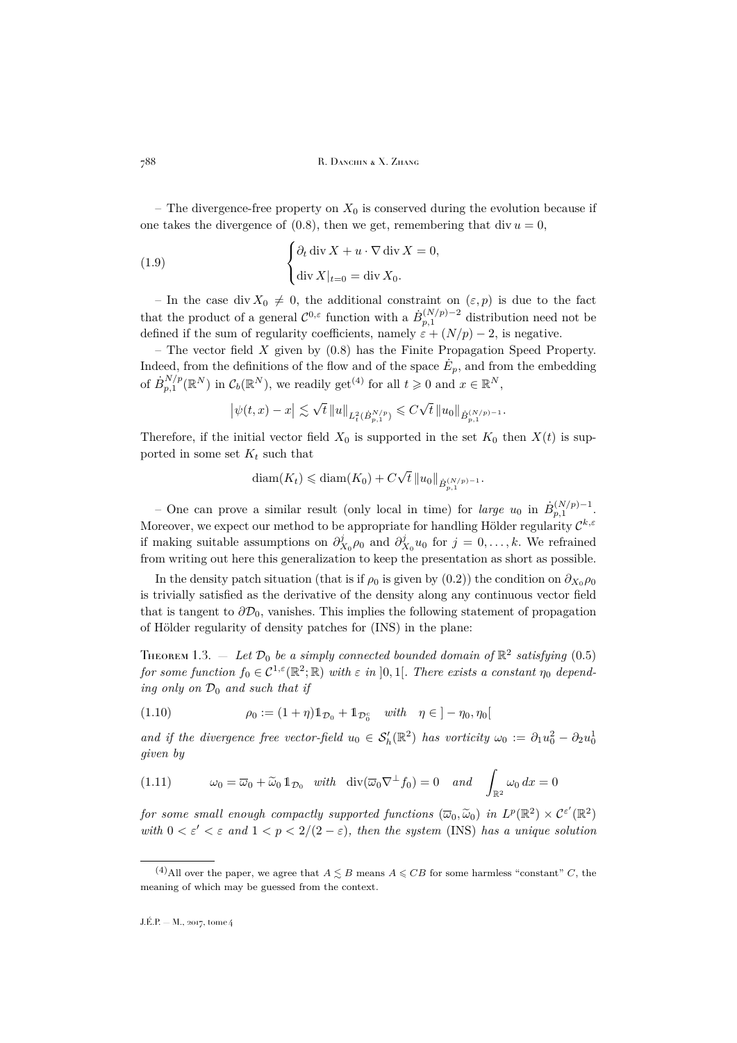– The divergence-free property on $X_0$ is conserved during the evolution because if one takes the divergence of (0.8), then we get, remembering that $\operatorname{div} u = 0$,

$$
\begin{cases} \partial_t \operatorname{div} X + u\cdot\nabla \operatorname{div} X = 0, \\ \operatorname{div} X|_{t=0} = \operatorname{div} X_0. \end{cases} \tag{1.9}
$$

– In the case $\operatorname{div} X_0 \neq 0$, the additional constraint on $(\varepsilon, p)$ is due to the fact that the product of a general $\mathcal{C}^{0,\varepsilon}$ function with a $\dot{B}^{(N/p)-2}_{p,1}$ distribution need not be defined if the sum of regularity coefficients, namely $\varepsilon + (N/p) - 2$, is negative.

– The vector field $X$ given by (0.8) has the Finite Propagation Speed Property. Indeed, from the definitions of the flow and of the space $\dot{E}_p$, and from the embedding of $\dot{B}^{N/p}_{p,1}(\mathbb{R}^N)$ in $\mathcal{C}_b(\mathbb{R}^N)$, we readily get[4] for all $t \geqslant 0$ and $x \in \mathbb{R}^N$,

$$
\big|\psi(t,x) - x\big| \lesssim \sqrt{t}\,\|u\|_{L^2_t(\dot{B}^{N/p}_{p,1})} \leqslant C\sqrt{t}\,\|u_0\|_{\dot{B}^{(N/p)-1}_{p,1}}.
$$

Therefore, if the initial vector field $X_0$ is supported in the set $K_0$ then $X(t)$ is supported in some set $K_t$ such that

$$
\operatorname{diam}(K_t) \leqslant \operatorname{diam}(K_0) + C\sqrt{t}\,\|u_0\|_{\dot{B}^{(N/p)-1}_{p,1}}.
$$

– One can prove a similar result (only local in time) for *large* $u_0$ in $\dot{B}^{(N/p)-1}_{p,1}$. Moreover, we expect our method to be appropriate for handling Hölder regularity $\mathcal{C}^{k,\varepsilon}$ if making suitable assumptions on $\partial^j_{X_0}\rho_0$ and $\partial^j_{X_0}u_0$ for $j = 0, \ldots, k$. We refrained from writing out here this generalization to keep the presentation as short as possible.

In the density patch situation (that is if $\rho_0$ is given by (0.2)) the condition on $\partial_{X_0}\rho_0$ is trivially satisfied as the derivative of the density along any continuous vector field that is tangent to $\partial\mathcal{D}_0$, vanishes. This implies the following statement of propagation of Hölder regularity of density patches for (INS) in the plane:

Theorem 1.3. — *Let $\mathcal{D}_0$ be a simply connected bounded domain of $\mathbb{R}^2$ satisfying* (0.5) *for some function $f_0 \in \mathcal{C}^{1,\varepsilon}(\mathbb{R}^2;\mathbb{R})$ with $\varepsilon$ in $]0,1[$. There exists a constant $\eta_0$ depending only on $\mathcal{D}_0$ and such that if*

$$
\rho_0 := (1+\eta)\mathbb{1}_{\mathcal{D}_0} + \mathbb{1}_{\mathcal{D}_0^c} \quad \textit{with} \quad \eta \in\, ]-\eta_0, \eta_0[ \tag{1.10}
$$

*and if the divergence free vector-field $u_0 \in \mathcal{S}'_h(\mathbb{R}^2)$ has vorticity $\omega_0 := \partial_1 u_0^2 - \partial_2 u_0^1$ given by*

$$
\omega_0 = \overline{\omega}_0 + \widetilde{\omega}_0\,\mathbb{1}_{\mathcal{D}_0} \quad \textit{with} \quad \operatorname{div}(\overline{\omega}_0\nabla^\perp f_0) = 0 \quad \textit{and} \quad \int_{\mathbb{R}^2}\omega_0\,dx = 0 \tag{1.11}
$$

*for some small enough compactly supported functions $(\overline{\omega}_0, \widetilde{\omega}_0)$ in $L^p(\mathbb{R}^2)\times\mathcal{C}^{\varepsilon'}(\mathbb{R}^2)$ with $0 < \varepsilon' < \varepsilon$ and $1 < p < 2/(2-\varepsilon)$, then the system* (INS) *has a unique solution*

[4] All over the paper, we agree that $A \lesssim B$ means $A \leqslant CB$ for some harmless "constant" $C$, the meaning of which may be guessed from the context.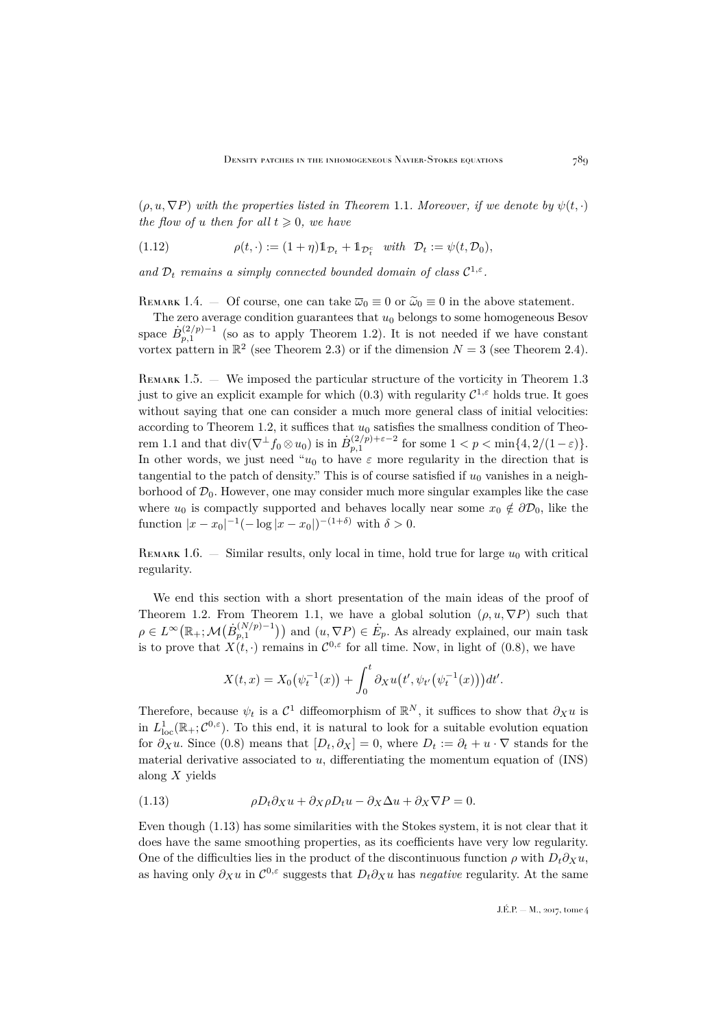$(\rho, u, \nabla P)$ *with the properties listed in Theorem* 1.1. *Moreover, if we denote by* $\psi(t,\cdot)$ *the flow of* $u$ *then for all* $t \geqslant 0$, *we have*

$$\rho(t,\cdot) := (1+\eta)\mathbb{1}_{\mathcal{D}_t} + \mathbb{1}_{\mathcal{D}_t^c} \quad \textit{with} \quad \mathcal{D}_t := \psi(t, \mathcal{D}_0), \tag{1.12}$$

*and* $\mathcal{D}_t$ *remains a simply connected bounded domain of class* $\mathcal{C}^{1,\varepsilon}$.

Remark 1.4. — Of course, one can take $\overline{\omega}_0 \equiv 0$ or $\widetilde{\omega}_0 \equiv 0$ in the above statement.

The zero average condition guarantees that $u_0$ belongs to some homogeneous Besov space $\dot{B}^{(2/p)-1}_{p,1}$ (so as to apply Theorem 1.2). It is not needed if we have constant vortex pattern in $\mathbb{R}^2$ (see Theorem 2.3) or if the dimension $N = 3$ (see Theorem 2.4).

Remark 1.5. — We imposed the particular structure of the vorticity in Theorem 1.3 just to give an explicit example for which (0.3) with regularity $\mathcal{C}^{1,\varepsilon}$ holds true. It goes without saying that one can consider a much more general class of initial velocities: according to Theorem 1.2, it suffices that $u_0$ satisfies the smallness condition of Theorem 1.1 and that $\operatorname{div}(\nabla^\perp f_0 \otimes u_0)$ is in $\dot{B}^{(2/p)+\varepsilon-2}_{p,1}$ for some $1 < p < \min\{4, 2/(1-\varepsilon)\}$. In other words, we just need "$u_0$ to have $\varepsilon$ more regularity in the direction that is tangential to the patch of density." This is of course satisfied if $u_0$ vanishes in a neighborhood of $\mathcal{D}_0$. However, one may consider much more singular examples like the case where $u_0$ is compactly supported and behaves locally near some $x_0 \notin \partial\mathcal{D}_0$, like the function $|x-x_0|^{-1}(-\log|x-x_0|)^{-(1+\delta)}$ with $\delta > 0$.

Remark 1.6. — Similar results, only local in time, hold true for large $u_0$ with critical regularity.

We end this section with a short presentation of the main ideas of the proof of Theorem 1.2. From Theorem 1.1, we have a global solution $(\rho, u, \nabla P)$ such that $\rho \in L^\infty\big(\mathbb{R}_+; \mathcal{M}\big(\dot{B}^{(N/p)-1}_{p,1}\big)\big)$ and $(u, \nabla P) \in \dot{E}_p$. As already explained, our main task is to prove that $X(t,\cdot)$ remains in $\mathcal{C}^{0,\varepsilon}$ for all time. Now, in light of (0.8), we have

$$X(t,x) = X_0\big(\psi_t^{-1}(x)\big) + \int_0^t \partial_X u\big(t', \psi_{t'}\big(\psi_t^{-1}(x)\big)\big)dt'.$$

Therefore, because $\psi_t$ is a $\mathcal{C}^1$ diffeomorphism of $\mathbb{R}^N$, it suffices to show that $\partial_X u$ is in $L^1_{\mathrm{loc}}(\mathbb{R}_+; \mathcal{C}^{0,\varepsilon})$. To this end, it is natural to look for a suitable evolution equation for $\partial_X u$. Since (0.8) means that $[D_t, \partial_X] = 0$, where $D_t := \partial_t + u\cdot\nabla$ stands for the material derivative associated to $u$, differentiating the momentum equation of (INS) along $X$ yields

$$\rho D_t \partial_X u + \partial_X \rho D_t u - \partial_X \Delta u + \partial_X \nabla P = 0. \tag{1.13}$$

Even though (1.13) has some similarities with the Stokes system, it is not clear that it does have the same smoothing properties, as its coefficients have very low regularity. One of the difficulties lies in the product of the discontinuous function $\rho$ with $D_t\partial_X u$, as having only $\partial_X u$ in $\mathcal{C}^{0,\varepsilon}$ suggests that $D_t\partial_X u$ has *negative* regularity. At the same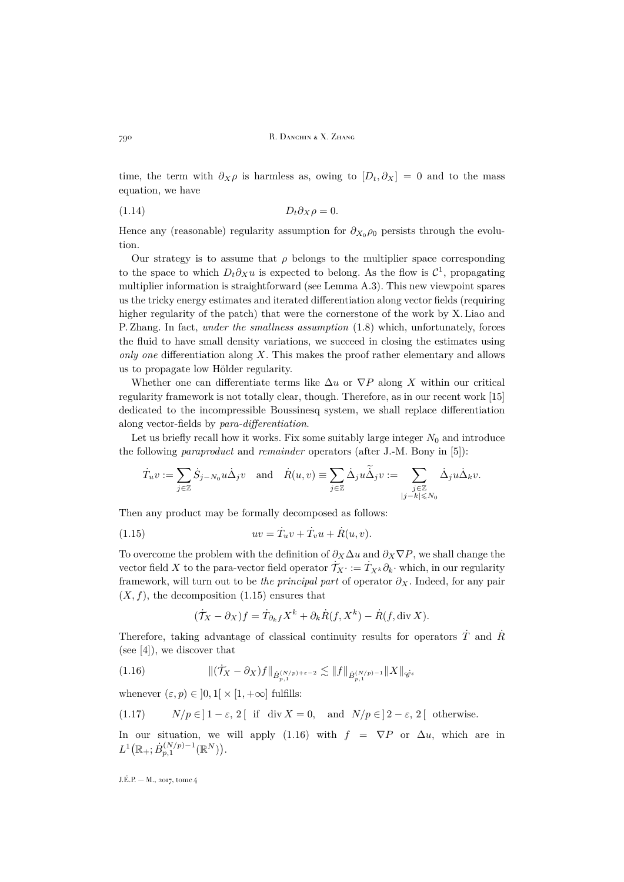time, the term with $\partial_X\rho$ is harmless as, owing to $[D_t,\partial_X]=0$ and to the mass equation, we have

$$D_t\partial_X\rho=0. \tag{1.14}$$

Hence any (reasonable) regularity assumption for $\partial_{X_0}\rho_0$ persists through the evolution.

Our strategy is to assume that $\rho$ belongs to the multiplier space corresponding to the space to which $D_t\partial_X u$ is expected to belong. As the flow is $\mathcal{C}^1$, propagating multiplier information is straightforward (see Lemma A.3). This new viewpoint spares us the tricky energy estimates and iterated differentiation along vector fields (requiring higher regularity of the patch) that were the cornerstone of the work by X. Liao and P. Zhang. In fact, *under the smallness assumption* (1.8) which, unfortunately, forces the fluid to have small density variations, we succeed in closing the estimates using *only one* differentiation along $X$. This makes the proof rather elementary and allows us to propagate low Hölder regularity.

Whether one can differentiate terms like $\Delta u$ or $\nabla P$ along $X$ within our critical regularity framework is not totally clear, though. Therefore, as in our recent work [15] dedicated to the incompressible Boussinesq system, we shall replace differentiation along vector-fields by *para-differentiation*.

Let us briefly recall how it works. Fix some suitably large integer $N_0$ and introduce the following *paraproduct* and *remainder* operators (after J.-M. Bony in [5]):

$$\dot T_u v:=\sum_{j\in\mathbb{Z}}\dot S_{j-N_0}u\dot\Delta_j v\quad\text{and}\quad \dot R(u,v)\equiv\sum_{j\in\mathbb{Z}}\dot\Delta_j u\widetilde{\dot\Delta}_j v:=\sum_{\substack{j\in\mathbb{Z}\\|j-k|\leqslant N_0}}\dot\Delta_j u\dot\Delta_k v.$$

Then any product may be formally decomposed as follows:

$$uv=\dot T_u v+\dot T_v u+\dot R(u,v). \tag{1.15}$$

To overcome the problem with the definition of $\partial_X\Delta u$ and $\partial_X\nabla P$, we shall change the vector field $X$ to the para-vector field operator $\dot{\mathcal{T}}_X\cdot:=\dot T_{X^k}\partial_k\cdot$ which, in our regularity framework, will turn out to be *the principal part* of operator $\partial_X$. Indeed, for any pair $(X,f)$, the decomposition (1.15) ensures that

$$(\dot{\mathcal{T}}_X-\partial_X)f=\dot T_{\partial_k f}X^k+\partial_k\dot R(f,X^k)-\dot R(f,\operatorname{div}X).$$

Therefore, taking advantage of classical continuity results for operators $\dot T$ and $\dot R$ (see [4]), we discover that

$$\|(\dot{\mathcal{T}}_X-\partial_X)f\|_{\dot B^{(N/p)+\varepsilon-2}_{p,1}}\lesssim\|f\|_{\dot B^{(N/p)-1}_{p,1}}\|X\|_{\dot{\mathscr{C}}^\varepsilon} \tag{1.16}$$

whenever $(\varepsilon,p)\in\,]0,1[\,\times[1,+\infty]$ fulfills:

$$N/p\in\,]1-\varepsilon,2[\ \text{ if }\ \operatorname{div}X=0,\quad\text{and}\quad N/p\in\,]2-\varepsilon,2[\ \text{ otherwise.} \tag{1.17}$$

In our situation, we will apply (1.16) with $f=\nabla P$ or $\Delta u$, which are in $L^1\big(\mathbb{R}_+;\dot B^{(N/p)-1}_{p,1}(\mathbb{R}^N)\big)$.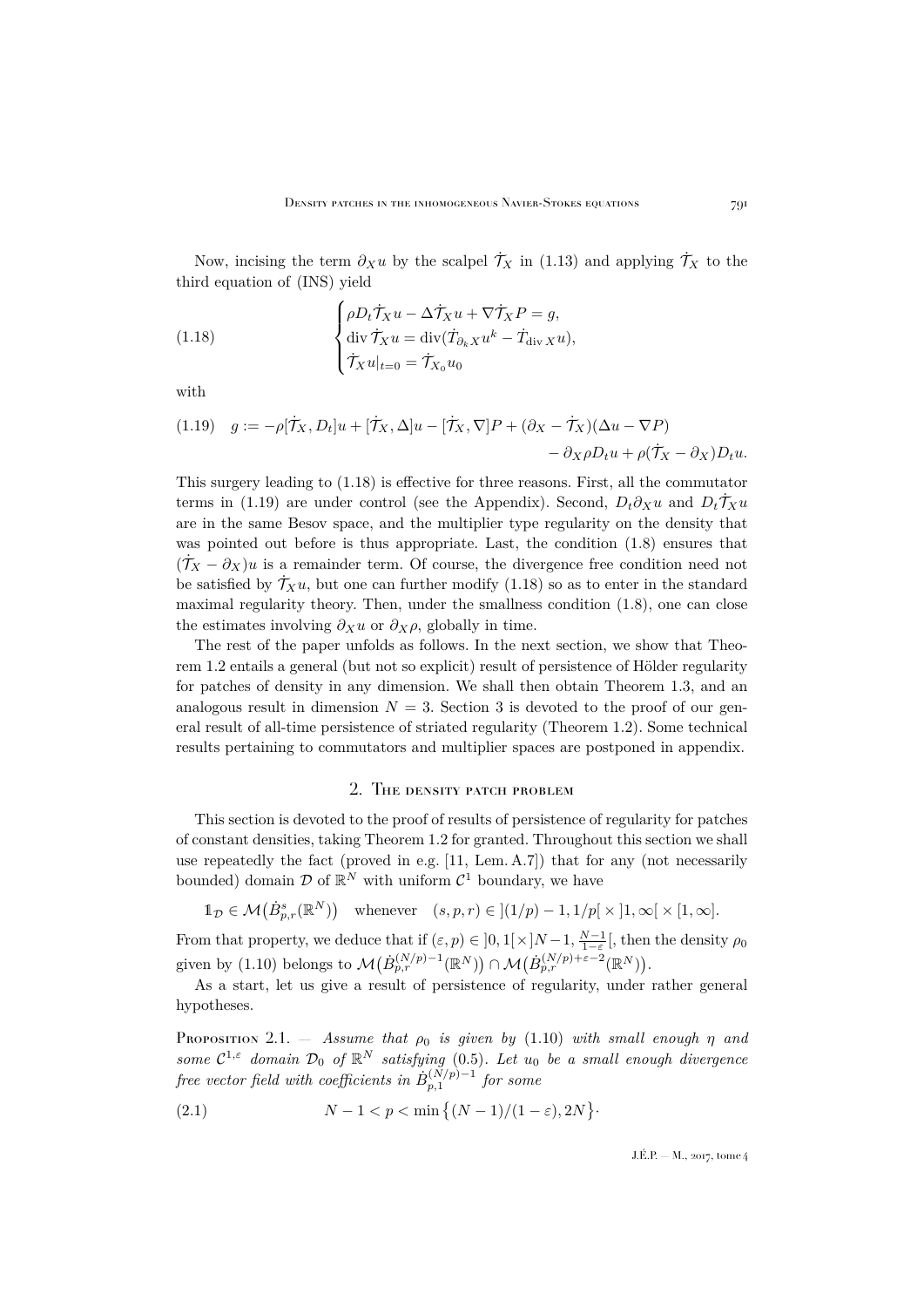Now, incising the term $\partial_X u$ by the scalpel $\dot{\mathcal{T}}_X$ in (1.13) and applying $\dot{\mathcal{T}}_X$ to the third equation of (INS) yield

$$
\begin{cases}
\rho D_t \dot{\mathcal{T}}_X u - \Delta \dot{\mathcal{T}}_X u + \nabla \dot{\mathcal{T}}_X P = g,\\
\operatorname{div} \dot{\mathcal{T}}_X u = \operatorname{div}(\dot{T}_{\partial_k X} u^k - \dot{T}_{\operatorname{div} X} u),\\
\dot{\mathcal{T}}_X u|_{t=0} = \dot{\mathcal{T}}_{X_0} u_0
\end{cases}
\tag{1.18}
$$

with

$$
\begin{aligned}
g := -\rho[\dot{\mathcal{T}}_X, D_t]u + [\dot{\mathcal{T}}_X, \Delta]u - [\dot{\mathcal{T}}_X, \nabla]P + (\partial_X - \dot{\mathcal{T}}_X)(\Delta u - \nabla P)\\
- \partial_X \rho D_t u + \rho(\dot{\mathcal{T}}_X - \partial_X) D_t u.
\end{aligned}
\tag{1.19}
$$

This surgery leading to (1.18) is effective for three reasons. First, all the commutator terms in (1.19) are under control (see the Appendix). Second, $D_t \partial_X u$ and $D_t \dot{\mathcal{T}}_X u$ are in the same Besov space, and the multiplier type regularity on the density that was pointed out before is thus appropriate. Last, the condition (1.8) ensures that $(\dot{\mathcal{T}}_X - \partial_X)u$ is a remainder term. Of course, the divergence free condition need not be satisfied by $\dot{\mathcal{T}}_X u$, but one can further modify (1.18) so as to enter in the standard maximal regularity theory. Then, under the smallness condition (1.8), one can close the estimates involving $\partial_X u$ or $\partial_X \rho$, globally in time.

The rest of the paper unfolds as follows. In the next section, we show that Theorem 1.2 entails a general (but not so explicit) result of persistence of Hölder regularity for patches of density in any dimension. We shall then obtain Theorem 1.3, and an analogous result in dimension $N = 3$. Section 3 is devoted to the proof of our general result of all-time persistence of striated regularity (Theorem 1.2). Some technical results pertaining to commutators and multiplier spaces are postponed in appendix.

## 2. The density patch problem

This section is devoted to the proof of results of persistence of regularity for patches of constant densities, taking Theorem 1.2 for granted. Throughout this section we shall use repeatedly the fact (proved in e.g. [11, Lem. A.7]) that for any (not necessarily bounded) domain $\mathcal{D}$ of $\mathbb{R}^N$ with uniform $\mathcal{C}^1$ boundary, we have

$$
\mathbb{1}_{\mathcal{D}} \in \mathcal{M}\big(\dot{B}^s_{p,r}(\mathbb{R}^N)\big) \quad \text{whenever} \quad (s,p,r) \in ](1/p)-1, 1/p[ \times ]1,\infty[ \times [1,\infty].
$$

From that property, we deduce that if $(\varepsilon, p) \in ]0,1[\times]N-1, \frac{N-1}{1-\varepsilon}[$, then the density $\rho_0$ given by (1.10) belongs to $\mathcal{M}\big(\dot{B}^{(N/p)-1}_{p,r}(\mathbb{R}^N)\big) \cap \mathcal{M}\big(\dot{B}^{(N/p)+\varepsilon-2}_{p,r}(\mathbb{R}^N)\big)$.

As a start, let us give a result of persistence of regularity, under rather general hypotheses.

Proposition 2.1. — *Assume that $\rho_0$ is given by* (1.10) *with small enough $\eta$ and some $\mathcal{C}^{1,\varepsilon}$ domain $\mathcal{D}_0$ of $\mathbb{R}^N$ satisfying* (0.5). *Let $u_0$ be a small enough divergence free vector field with coefficients in $\dot{B}^{(N/p)-1}_{p,1}$ for some*

$$
N - 1 < p < \min\big\{(N-1)/(1-\varepsilon), 2N\big\}\cdot
\tag{2.1}
$$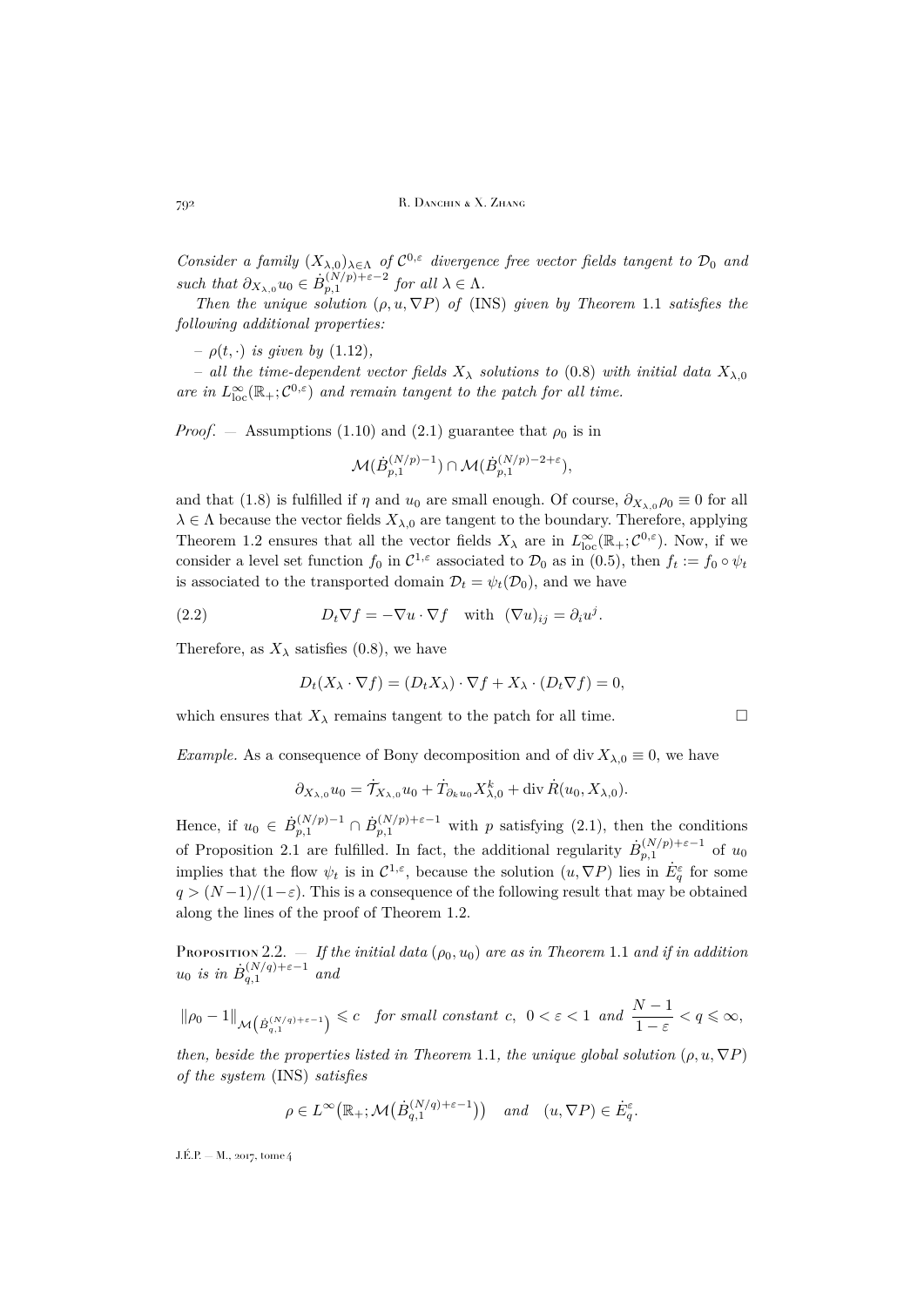*Consider a family $(X_{\lambda,0})_{\lambda\in\Lambda}$ of $\mathcal{C}^{0,\varepsilon}$ divergence free vector fields tangent to $\mathcal{D}_0$ and such that $\partial_{X_{\lambda,0}}u_0\in \dot B^{(N/p)+\varepsilon-2}_{p,1}$ for all $\lambda\in\Lambda$.*

*Then the unique solution $(\rho,u,\nabla P)$ of* (INS) *given by Theorem* 1.1 *satisfies the following additional properties:*

*– $\rho(t,\cdot)$ is given by* (1.12),

*– all the time-dependent vector fields $X_\lambda$ solutions to* (0.8) *with initial data $X_{\lambda,0}$ are in $L^\infty_{\mathrm{loc}}(\mathbb{R}_+;\mathcal{C}^{0,\varepsilon})$ and remain tangent to the patch for all time.*

*Proof.* — Assumptions (1.10) and (2.1) guarantee that $\rho_0$ is in

$$\mathcal{M}(\dot B^{(N/p)-1}_{p,1})\cap\mathcal{M}(\dot B^{(N/p)-2+\varepsilon}_{p,1}),$$

and that (1.8) is fulfilled if $\eta$ and $u_0$ are small enough. Of course, $\partial_{X_{\lambda,0}}\rho_0\equiv 0$ for all $\lambda\in\Lambda$ because the vector fields $X_{\lambda,0}$ are tangent to the boundary. Therefore, applying Theorem 1.2 ensures that all the vector fields $X_\lambda$ are in $L^\infty_{\mathrm{loc}}(\mathbb{R}_+;\mathcal{C}^{0,\varepsilon})$. Now, if we consider a level set function $f_0$ in $\mathcal{C}^{1,\varepsilon}$ associated to $\mathcal{D}_0$ as in (0.5), then $f_t:=f_0\circ\psi_t$ is associated to the transported domain $\mathcal{D}_t=\psi_t(\mathcal{D}_0)$, and we have

$$D_t\nabla f=-\nabla u\cdot\nabla f\quad\text{with}\quad (\nabla u)_{ij}=\partial_i u^j. \tag{2.2}$$

Therefore, as $X_\lambda$ satisfies (0.8), we have

$$D_t(X_\lambda\cdot\nabla f)=(D_tX_\lambda)\cdot\nabla f+X_\lambda\cdot(D_t\nabla f)=0,$$

which ensures that $X_\lambda$ remains tangent to the patch for all time. □

*Example.* As a consequence of Bony decomposition and of $\operatorname{div}X_{\lambda,0}\equiv 0$, we have

$$\partial_{X_{\lambda,0}}u_0=\dot{\mathcal{T}}_{X_{\lambda,0}}u_0+\dot T_{\partial_k u_0}X^k_{\lambda,0}+\operatorname{div}\dot R(u_0,X_{\lambda,0}).$$

Hence, if $u_0\in\dot B^{(N/p)-1}_{p,1}\cap\dot B^{(N/p)+\varepsilon-1}_{p,1}$ with $p$ satisfying (2.1), then the conditions of Proposition 2.1 are fulfilled. In fact, the additional regularity $\dot B^{(N/p)+\varepsilon-1}_{p,1}$ of $u_0$ implies that the flow $\psi_t$ is in $\mathcal{C}^{1,\varepsilon}$, because the solution $(u,\nabla P)$ lies in $\dot E^\varepsilon_q$ for some $q>(N-1)/(1-\varepsilon)$. This is a consequence of the following result that may be obtained along the lines of the proof of Theorem 1.2.

Proposition 2.2. — *If the initial data $(\rho_0,u_0)$ are as in Theorem* 1.1 *and if in addition $u_0$ is in $\dot B^{(N/q)+\varepsilon-1}_{q,1}$ and*

$$\|\rho_0-1\|_{\mathcal{M}\left(\dot B^{(N/q)+\varepsilon-1}_{q,1}\right)}\leqslant c\quad\textit{for small constant } c,\ \ 0<\varepsilon<1\ \textit{ and }\ \frac{N-1}{1-\varepsilon}<q\leqslant\infty,$$

*then, beside the properties listed in Theorem* 1.1*, the unique global solution $(\rho,u,\nabla P)$ of the system* (INS) *satisfies*

$$\rho\in L^\infty\big(\mathbb{R}_+;\mathcal{M}\big(\dot B^{(N/q)+\varepsilon-1}_{q,1}\big)\big)\quad\textit{and}\quad (u,\nabla P)\in\dot E^\varepsilon_q.$$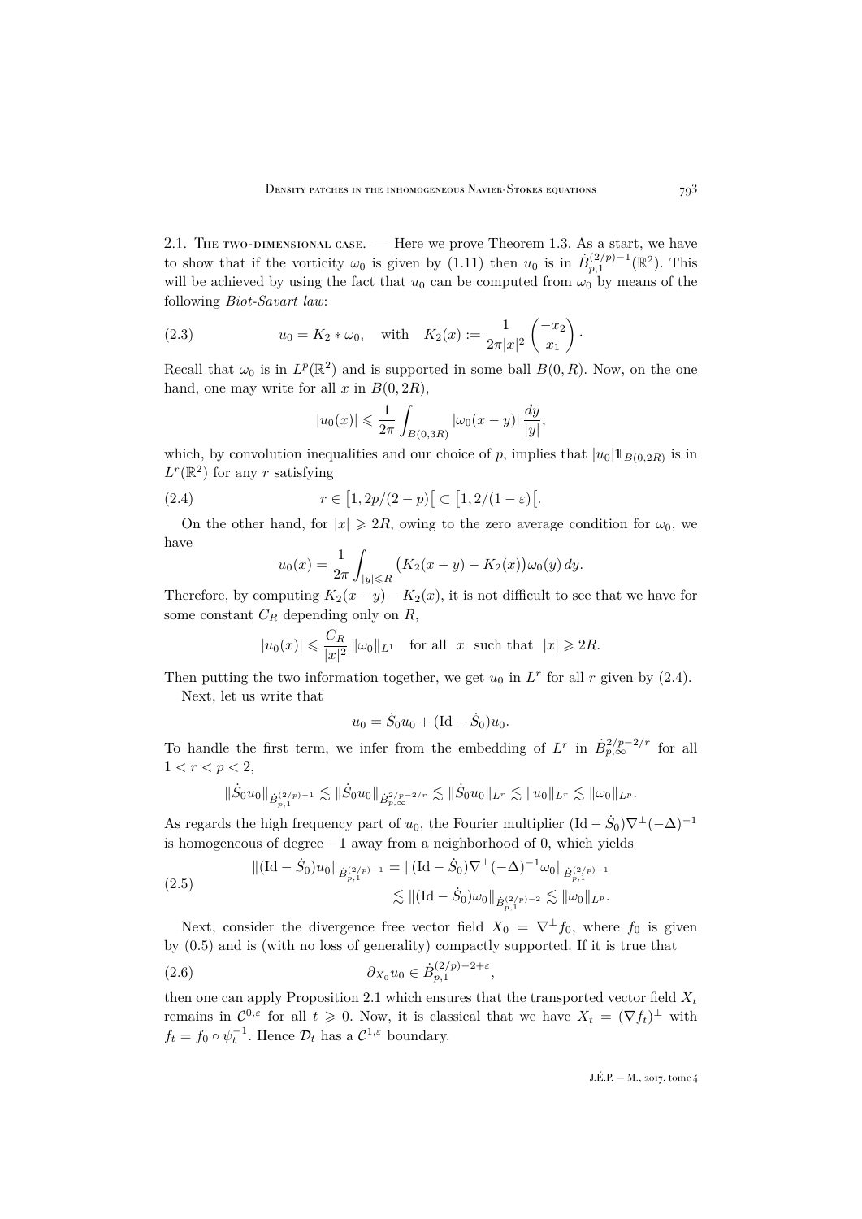2.1. The two-dimensional case. — Here we prove Theorem 1.3. As a start, we have to show that if the vorticity $\omega_0$ is given by (1.11) then $u_0$ is in $\dot{B}^{(2/p)-1}_{p,1}(\mathbb{R}^2)$. This will be achieved by using the fact that $u_0$ can be computed from $\omega_0$ by means of the following *Biot-Savart law*:

$$
u_0 = K_2 * \omega_0, \quad \text{with} \quad K_2(x) := \frac{1}{2\pi|x|^2}\begin{pmatrix} -x_2 \\ x_1 \end{pmatrix}. \tag{2.3}
$$

Recall that $\omega_0$ is in $L^p(\mathbb{R}^2)$ and is supported in some ball $B(0,R)$. Now, on the one hand, one may write for all $x$ in $B(0,2R)$,

$$
|u_0(x)| \leqslant \frac{1}{2\pi}\int_{B(0,3R)} |\omega_0(x-y)|\,\frac{dy}{|y|},
$$

which, by convolution inequalities and our choice of $p$, implies that $|u_0|\mathbb{1}_{B(0,2R)}$ is in $L^r(\mathbb{R}^2)$ for any $r$ satisfying

$$
r \in \big[1, 2p/(2-p)\big[ \subset \big[1, 2/(1-\varepsilon)\big[. \tag{2.4}
$$

On the other hand, for $|x| \geqslant 2R$, owing to the zero average condition for $\omega_0$, we have

$$
u_0(x) = \frac{1}{2\pi}\int_{|y|\leqslant R} \big(K_2(x-y) - K_2(x)\big)\omega_0(y)\,dy.
$$

Therefore, by computing $K_2(x-y)-K_2(x)$, it is not difficult to see that we have for some constant $C_R$ depending only on $R$,

$$
|u_0(x)| \leqslant \frac{C_R}{|x|^2}\,\|\omega_0\|_{L^1} \quad \text{for all } \ x \ \text{ such that } \ |x| \geqslant 2R.
$$

Then putting the two information together, we get $u_0$ in $L^r$ for all $r$ given by (2.4).

Next, let us write that

$$
u_0 = \dot{S}_0 u_0 + (\mathrm{Id} - \dot{S}_0)u_0.
$$

To handle the first term, we infer from the embedding of $L^r$ in $\dot{B}^{2/p-2/r}_{p,\infty}$ for all $1 < r < p < 2$,

$$
\|\dot{S}_0 u_0\|_{\dot{B}^{(2/p)-1}_{p,1}} \lesssim \|\dot{S}_0 u_0\|_{\dot{B}^{2/p-2/r}_{p,\infty}} \lesssim \|\dot{S}_0 u_0\|_{L^r} \lesssim \|u_0\|_{L^r} \lesssim \|\omega_0\|_{L^p}.
$$

As regards the high frequency part of $u_0$, the Fourier multiplier $(\mathrm{Id}-\dot{S}_0)\nabla^\perp(-\Delta)^{-1}$ is homogeneous of degree $-1$ away from a neighborhood of 0, which yields

$$
\begin{aligned}
\|(\mathrm{Id}-\dot{S}_0)u_0\|_{\dot{B}^{(2/p)-1}_{p,1}} &= \|(\mathrm{Id}-\dot{S}_0)\nabla^\perp(-\Delta)^{-1}\omega_0\|_{\dot{B}^{(2/p)-1}_{p,1}} \\
&\lesssim \|(\mathrm{Id}-\dot{S}_0)\omega_0\|_{\dot{B}^{(2/p)-2}_{p,1}} \lesssim \|\omega_0\|_{L^p}.
\end{aligned} \tag{2.5}
$$

Next, consider the divergence free vector field $X_0 = \nabla^\perp f_0$, where $f_0$ is given by (0.5) and is (with no loss of generality) compactly supported. If it is true that

$$
\partial_{X_0} u_0 \in \dot{B}^{(2/p)-2+\varepsilon}_{p,1}, \tag{2.6}
$$

then one can apply Proposition 2.1 which ensures that the transported vector field $X_t$ remains in $\mathcal{C}^{0,\varepsilon}$ for all $t \geqslant 0$. Now, it is classical that we have $X_t = (\nabla f_t)^\perp$ with $f_t = f_0 \circ \psi_t^{-1}$. Hence $\mathcal{D}_t$ has a $\mathcal{C}^{1,\varepsilon}$ boundary.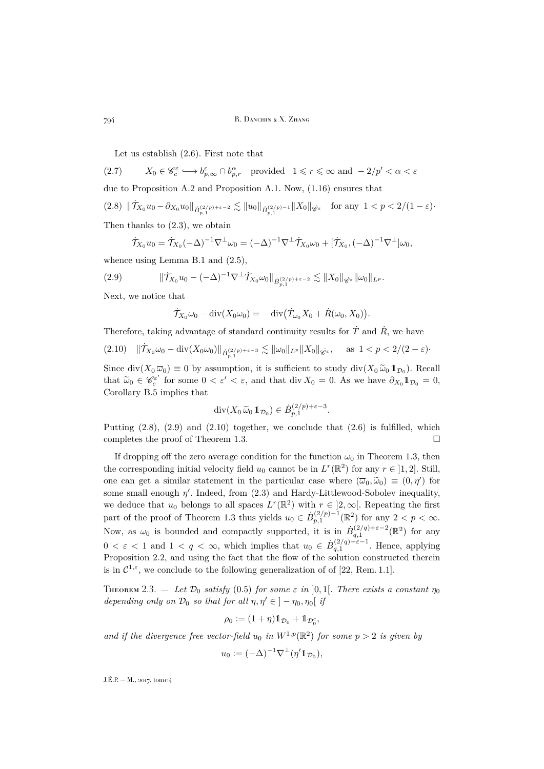Let us establish (2.6). First note that

$$X_0 \in \mathscr{C}^\varepsilon_c \hookrightarrow b^\varepsilon_{p,\infty} \cap b^\alpha_{p,r} \quad \text{provided} \quad 1 \leqslant r \leqslant \infty \text{ and } -2/p' < \alpha < \varepsilon \tag{2.7}$$

due to Proposition A.2 and Proposition A.1. Now, (1.16) ensures that

$$\|\dot{\mathcal{T}}_{X_0} u_0 - \partial_{X_0} u_0\|_{\dot{B}^{(2/p)+\varepsilon-2}_{p,1}} \lesssim \|u_0\|_{\dot{B}^{(2/p)-1}_{p,1}} \|X_0\|_{\mathscr{C}^\varepsilon} \quad \text{for any } 1 < p < 2/(1-\varepsilon)\cdot \tag{2.8}$$

Then thanks to (2.3), we obtain

$$\dot{\mathcal{T}}_{X_0} u_0 = \dot{\mathcal{T}}_{X_0} (-\Delta)^{-1} \nabla^\perp \omega_0 = (-\Delta)^{-1} \nabla^\perp \dot{\mathcal{T}}_{X_0} \omega_0 + [\dot{\mathcal{T}}_{X_0}, (-\Delta)^{-1} \nabla^\perp] \omega_0,$$

whence using Lemma B.1 and (2.5),

$$\|\dot{\mathcal{T}}_{X_0} u_0 - (-\Delta)^{-1} \nabla^\perp \dot{\mathcal{T}}_{X_0} \omega_0\|_{\dot{B}^{(2/p)+\varepsilon-2}_{p,1}} \lesssim \|X_0\|_{\mathscr{C}^\varepsilon} \|\omega_0\|_{L^p}. \tag{2.9}$$

Next, we notice that

$$\dot{\mathcal{T}}_{X_0} \omega_0 - \operatorname{div}(X_0 \omega_0) = -\operatorname{div}\big(\dot{T}_{\omega_0} X_0 + \dot{R}(\omega_0, X_0)\big).$$

Therefore, taking advantage of standard continuity results for $\dot{T}$ and $\dot{R}$, we have

$$\|\dot{\mathcal{T}}_{X_0} \omega_0 - \operatorname{div}(X_0 \omega_0)\|_{\dot{B}^{(2/p)+\varepsilon-3}_{p,1}} \lesssim \|\omega_0\|_{L^p} \|X_0\|_{\mathscr{C}^\varepsilon}, \quad \text{as } 1 < p < 2/(2-\varepsilon)\cdot \tag{2.10}$$

Since $\operatorname{div}(X_0 \overline{\omega}_0) \equiv 0$ by assumption, it is sufficient to study $\operatorname{div}(X_0 \widetilde{\omega}_0 \mathbb{1}_{\mathcal{D}_0})$. Recall that $\widetilde{\omega}_0 \in \mathscr{C}^{\varepsilon'}_c$ for some $0 < \varepsilon' < \varepsilon$, and that $\operatorname{div} X_0 = 0$. As we have $\partial_{X_0} \mathbb{1}_{\mathcal{D}_0} = 0$, Corollary B.5 implies that

$$\operatorname{div}(X_0 \widetilde{\omega}_0 \mathbb{1}_{\mathcal{D}_0}) \in \dot{B}^{(2/p)+\varepsilon-3}_{p,1}.$$

Putting (2.8), (2.9) and (2.10) together, we conclude that (2.6) is fulfilled, which completes the proof of Theorem 1.3. □

If dropping off the zero average condition for the function $\omega_0$ in Theorem 1.3, then the corresponding initial velocity field $u_0$ cannot be in $L^r(\mathbb{R}^2)$ for any $r \in ]1, 2]$. Still, one can get a similar statement in the particular case where $(\overline{\omega}_0, \widetilde{\omega}_0) \equiv (0, \eta')$ for some small enough $\eta'$. Indeed, from (2.3) and Hardy-Littlewood-Sobolev inequality, we deduce that $u_0$ belongs to all spaces $L^r(\mathbb{R}^2)$ with $r \in ]2, \infty[$. Repeating the first part of the proof of Theorem 1.3 thus yields $u_0 \in \dot{B}^{(2/p)-1}_{p,1}(\mathbb{R}^2)$ for any $2 < p < \infty$. Now, as $\omega_0$ is bounded and compactly supported, it is in $\dot{B}^{(2/q)+\varepsilon-2}_{q,1}(\mathbb{R}^2)$ for any $0 < \varepsilon < 1$ and $1 < q < \infty$, which implies that $u_0 \in \dot{B}^{(2/q)+\varepsilon-1}_{q,1}$. Hence, applying Proposition 2.2, and using the fact that the flow of the solution constructed therein is in $\mathcal{C}^{1,\varepsilon}$, we conclude to the following generalization of of [22, Rem. 1.1].

**Theorem 2.3.** — *Let $\mathcal{D}_0$ satisfy* (0.5) *for some $\varepsilon$ in $]0, 1[$. There exists a constant $\eta_0$ depending only on $\mathcal{D}_0$ so that for all $\eta, \eta' \in ]-\eta_0, \eta_0[$ if*

$$\rho_0 := (1+\eta)\mathbb{1}_{\mathcal{D}_0} + \mathbb{1}_{\mathcal{D}_0^c},$$

*and if the divergence free vector-field $u_0$ in $W^{1,p}(\mathbb{R}^2)$ for some $p > 2$ is given by*

$$u_0 := (-\Delta)^{-1} \nabla^\perp (\eta' \mathbb{1}_{\mathcal{D}_0}),$$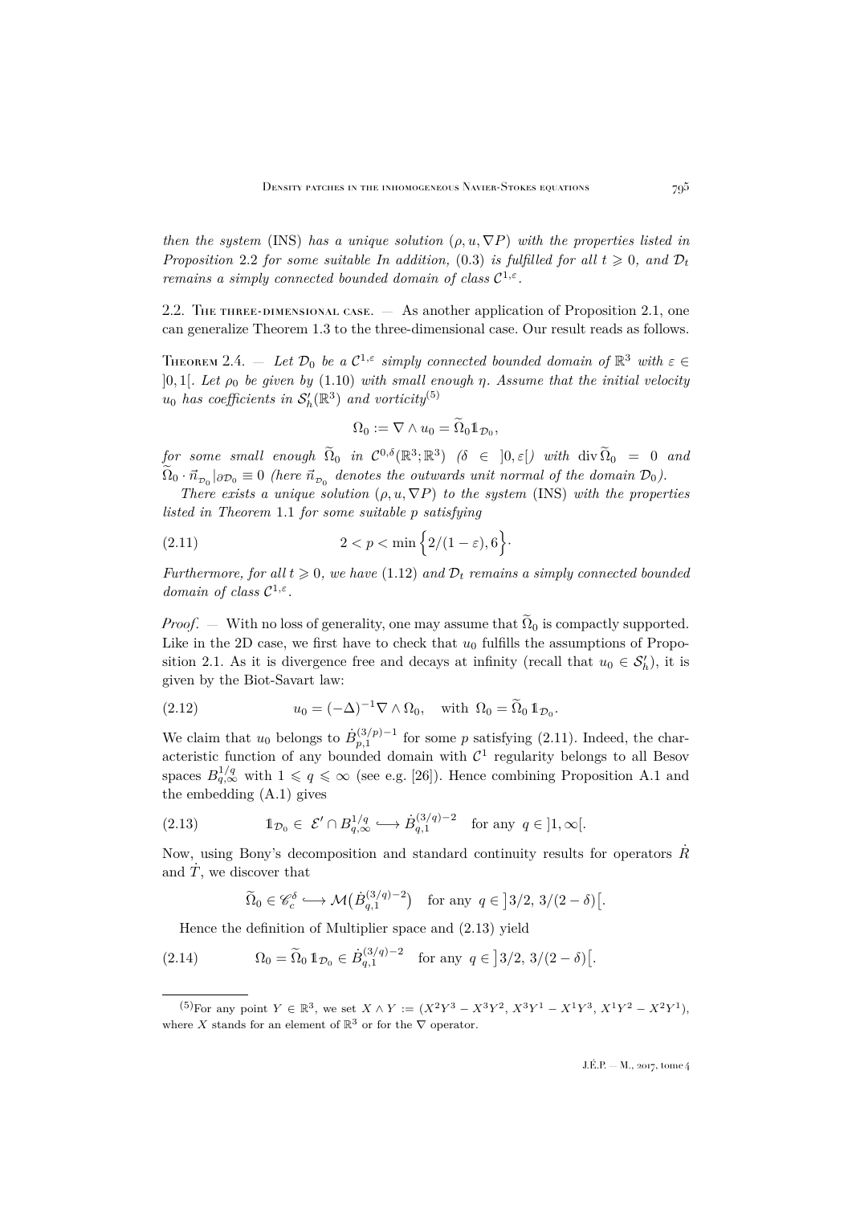*then the system* (INS) *has a unique solution* $(\rho, u, \nabla P)$ *with the properties listed in Proposition* 2.2 *for some suitable In addition,* (0.3) *is fulfilled for all* $t \geqslant 0$*, and* $\mathcal{D}_t$ *remains a simply connected bounded domain of class* $\mathcal{C}^{1,\varepsilon}$*.*

## 2.2. The three-dimensional case.

— As another application of Proposition 2.1, one can generalize Theorem 1.3 to the three-dimensional case. Our result reads as follows.

Theorem 2.4. — *Let* $\mathcal{D}_0$ *be a* $\mathcal{C}^{1,\varepsilon}$ *simply connected bounded domain of* $\mathbb{R}^3$ *with* $\varepsilon \in ]0,1[$*. Let* $\rho_0$ *be given by* (1.10) *with small enough* $\eta$*. Assume that the initial velocity* $u_0$ *has coefficients in* $\mathcal{S}'_h(\mathbb{R}^3)$ *and vorticity*[(5)]

$$\Omega_0 := \nabla \wedge u_0 = \widetilde{\Omega}_0 \mathbb{1}_{\mathcal{D}_0},$$

*for some small enough* $\widetilde{\Omega}_0$ *in* $\mathcal{C}^{0,\delta}(\mathbb{R}^3;\mathbb{R}^3)$ $(\delta \in ]0,\varepsilon[)$ *with* $\operatorname{div}\widetilde{\Omega}_0 = 0$ *and* $\widetilde{\Omega}_0 \cdot \vec{n}_{\mathcal{D}_0}|_{\partial\mathcal{D}_0} \equiv 0$ *(here* $\vec{n}_{\mathcal{D}_0}$ *denotes the outwards unit normal of the domain* $\mathcal{D}_0$*).*

*There exists a unique solution* $(\rho, u, \nabla P)$ *to the system* (INS) *with the properties listed in Theorem* 1.1 *for some suitable* $p$ *satisfying*

$$2 < p < \min\Big\{2/(1-\varepsilon), 6\Big\}. \tag{2.11}$$

*Furthermore, for all* $t \geqslant 0$*, we have* (1.12) *and* $\mathcal{D}_t$ *remains a simply connected bounded domain of class* $\mathcal{C}^{1,\varepsilon}$*.*

*Proof.* — With no loss of generality, one may assume that $\widetilde{\Omega}_0$ is compactly supported. Like in the 2D case, we first have to check that $u_0$ fulfills the assumptions of Proposition 2.1. As it is divergence free and decays at infinity (recall that $u_0 \in \mathcal{S}'_h$), it is given by the Biot-Savart law:

$$u_0 = (-\Delta)^{-1}\nabla \wedge \Omega_0, \quad \text{with } \Omega_0 = \widetilde{\Omega}_0 \mathbb{1}_{\mathcal{D}_0}. \tag{2.12}$$

We claim that $u_0$ belongs to $\dot{B}^{(3/p)-1}_{p,1}$ for some $p$ satisfying (2.11). Indeed, the characteristic function of any bounded domain with $\mathcal{C}^1$ regularity belongs to all Besov spaces $B^{1/q}_{q,\infty}$ with $1 \leqslant q \leqslant \infty$ (see e.g. [26]). Hence combining Proposition A.1 and the embedding (A.1) gives

$$\mathbb{1}_{\mathcal{D}_0} \in \mathcal{E}' \cap B^{1/q}_{q,\infty} \hookrightarrow \dot{B}^{(3/q)-2}_{q,1} \quad \text{for any } q \in ]1,\infty[. \tag{2.13}$$

Now, using Bony's decomposition and standard continuity results for operators $\dot{R}$ and $\dot{T}$, we discover that

$$\widetilde{\Omega}_0 \in \mathscr{C}^\delta_c \hookrightarrow \mathcal{M}\big(\dot{B}^{(3/q)-2}_{q,1}\big) \quad \text{for any } q \in \big]3/2,\, 3/(2-\delta)\big[.$$

Hence the definition of Multiplier space and (2.13) yield

$$\Omega_0 = \widetilde{\Omega}_0 \mathbb{1}_{\mathcal{D}_0} \in \dot{B}^{(3/q)-2}_{q,1} \quad \text{for any } q \in \big]3/2,\, 3/(2-\delta)\big[. \tag{2.14}$$

---

(5) For any point $Y \in \mathbb{R}^3$, we set $X \wedge Y := (X^2Y^3 - X^3Y^2,\, X^3Y^1 - X^1Y^3,\, X^1Y^2 - X^2Y^1)$, where $X$ stands for an element of $\mathbb{R}^3$ or for the $\nabla$ operator.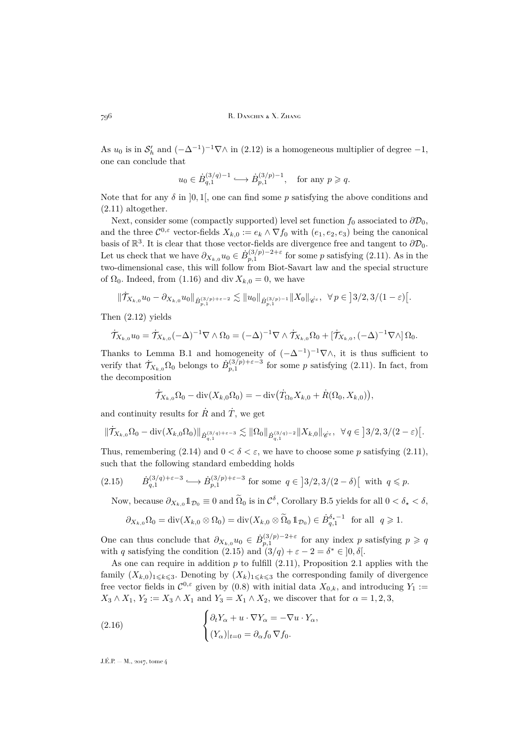As $u_0$ is in $\mathcal{S}'_h$ and $(-\Delta^{-1})^{-1}\nabla\wedge$ in (2.12) is a homogeneous multiplier of degree $-1$, one can conclude that

$$u_0 \in \dot{B}^{(3/q)-1}_{q,1} \hookrightarrow \dot{B}^{(3/p)-1}_{p,1}, \quad \text{for any } p \geqslant q.$$

Note that for any $\delta$ in $]0,1[$, one can find some $p$ satisfying the above conditions and (2.11) altogether.

Next, consider some (compactly supported) level set function $f_0$ associated to $\partial\mathcal{D}_0$, and the three $\mathcal{C}^{0,\varepsilon}$ vector-fields $X_{k,0} := e_k \wedge \nabla f_0$ with $(e_1, e_2, e_3)$ being the canonical basis of $\mathbb{R}^3$. It is clear that those vector-fields are divergence free and tangent to $\partial\mathcal{D}_0$. Let us check that we have $\partial_{X_{k,0}} u_0 \in \dot{B}^{(3/p)-2+\varepsilon}_{p,1}$ for some $p$ satisfying (2.11). As in the two-dimensional case, this will follow from Biot-Savart law and the special structure of $\Omega_0$. Indeed, from (1.16) and $\operatorname{div} X_{k,0} = 0$, we have

$$\|\dot{\mathcal{T}}_{X_{k,0}} u_0 - \partial_{X_{k,0}} u_0\|_{\dot{B}^{(3/p)+\varepsilon-2}_{p,1}} \lesssim \|u_0\|_{\dot{B}^{(3/p)-1}_{p,1}} \|X_0\|_{\mathscr{C}^\varepsilon}, \quad \forall\, p \in \left]3/2, 3/(1-\varepsilon)\right[.$$

Then (2.12) yields

$$\dot{\mathcal{T}}_{X_{k,0}} u_0 = \dot{\mathcal{T}}_{X_{k,0}} (-\Delta)^{-1}\nabla\wedge\Omega_0 = (-\Delta)^{-1}\nabla\wedge\dot{\mathcal{T}}_{X_{k,0}}\Omega_0 + [\dot{\mathcal{T}}_{X_{k,0}}, (-\Delta)^{-1}\nabla\wedge]\,\Omega_0.$$

Thanks to Lemma B.1 and homogeneity of $(-\Delta^{-1})^{-1}\nabla\wedge$, it is thus sufficient to verify that $\dot{\mathcal{T}}_{X_{k,0}}\Omega_0$ belongs to $\dot{B}^{(3/p)+\varepsilon-3}_{p,1}$ for some $p$ satisfying (2.11). In fact, from the decomposition

$$\dot{\mathcal{T}}_{X_{k,0}}\Omega_0 - \operatorname{div}(X_{k,0}\Omega_0) = -\operatorname{div}\big(\dot{T}_{\Omega_0} X_{k,0} + \dot{R}(\Omega_0, X_{k,0})\big),$$

and continuity results for $\dot{R}$ and $\dot{T}$, we get

$$\|\dot{\mathcal{T}}_{X_{k,0}}\Omega_0 - \operatorname{div}(X_{k,0}\Omega_0)\|_{\dot{B}^{(3/q)+\varepsilon-3}_{q,1}} \lesssim \|\Omega_0\|_{\dot{B}^{(3/q)-2}_{q,1}} \|X_{k,0}\|_{\mathscr{C}^\varepsilon}, \quad \forall\, q \in \left]3/2, 3/(2-\varepsilon)\right[.$$

Thus, remembering (2.14) and $0 < \delta < \varepsilon$, we have to choose some $p$ satisfying (2.11), such that the following standard embedding holds

$$\dot{B}^{(3/q)+\varepsilon-3}_{q,1} \hookrightarrow \dot{B}^{(3/p)+\varepsilon-3}_{p,1} \text{ for some } q \in \left]3/2, 3/(2-\delta)\right[ \text{ with } q \leqslant p. \tag{2.15}$$

Now, because $\partial_{X_{k,0}} \mathbb{1}_{\mathcal{D}_0} \equiv 0$ and $\widetilde{\Omega}_0$ is in $\mathcal{C}^\delta$, Corollary B.5 yields for all $0 < \delta_\star < \delta$,

$$\partial_{X_{k,0}}\Omega_0 = \operatorname{div}(X_{k,0}\otimes\Omega_0) = \operatorname{div}(X_{k,0}\otimes\widetilde{\Omega}_0\,\mathbb{1}_{\mathcal{D}_0}) \in \dot{B}^{\delta_\star - 1}_{q,1} \quad \text{for all} \quad q \geqslant 1.$$

One can thus conclude that $\partial_{X_{k,0}} u_0 \in \dot{B}^{(3/p)-2+\varepsilon}_{p,1}$ for any index $p$ satisfying $p \geqslant q$ with $q$ satisfying the condition (2.15) and $(3/q) + \varepsilon - 2 = \delta^* \in ]0, \delta[$.

As one can require in addition $p$ to fulfill (2.11), Proposition 2.1 applies with the family $(X_{k,0})_{1\leqslant k\leqslant 3}$. Denoting by $(X_k)_{1\leqslant k\leqslant 3}$ the corresponding family of divergence free vector fields in $\mathcal{C}^{0,\varepsilon}$ given by (0.8) with initial data $X_{0,k}$, and introducing $Y_1 := X_3 \wedge X_1$, $Y_2 := X_3 \wedge X_1$ and $Y_3 = X_1 \wedge X_2$, we discover that for $\alpha = 1, 2, 3$,

$$\begin{cases} \partial_t Y_\alpha + u\cdot\nabla Y_\alpha = -\nabla u \cdot Y_\alpha, \\ (Y_\alpha)|_{t=0} = \partial_\alpha f_0\,\nabla f_0. \end{cases} \tag{2.16}$$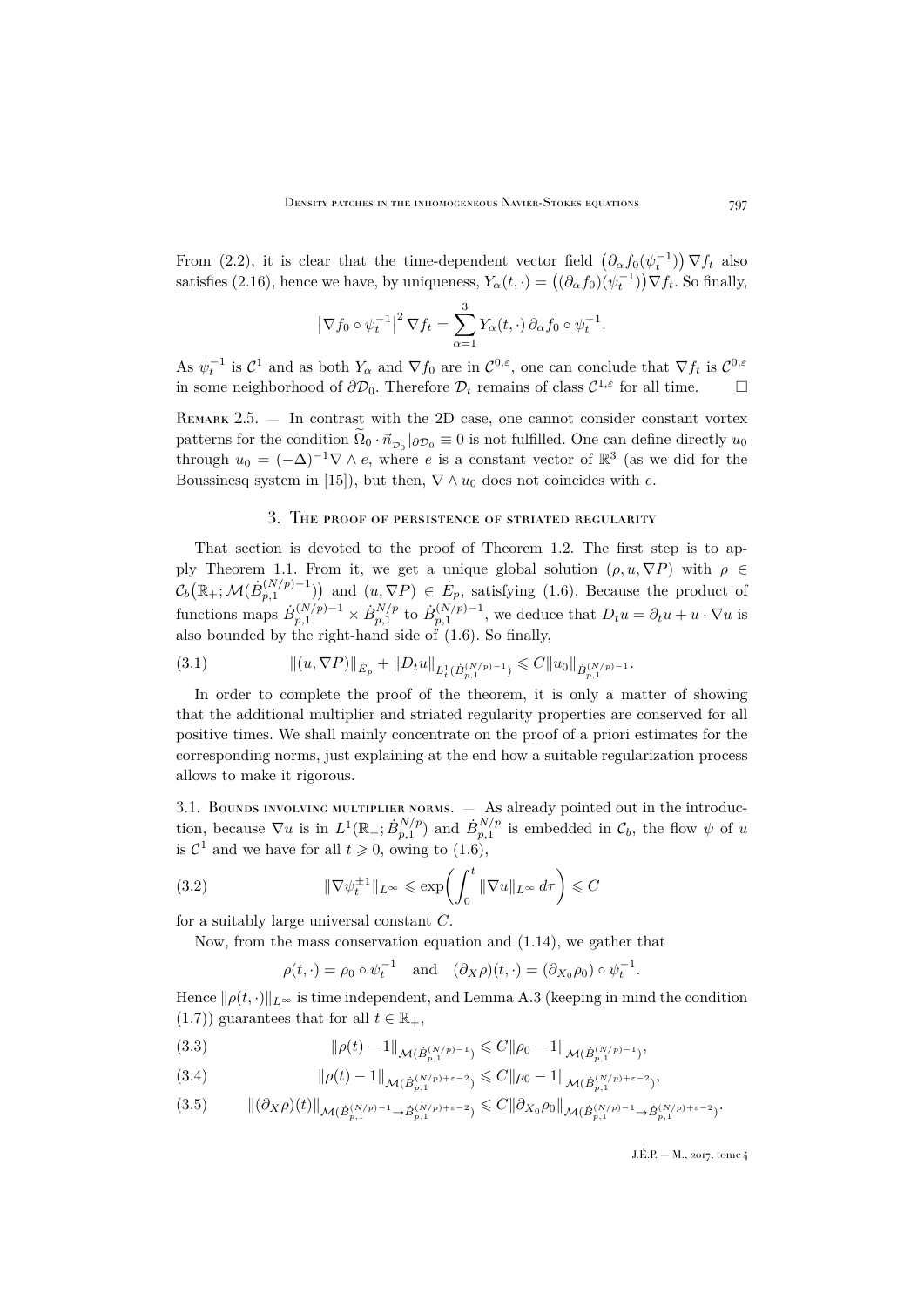From (2.2), it is clear that the time-dependent vector field $\big(\partial_\alpha f_0(\psi_t^{-1})\big)\,\nabla f_t$ also satisfies (2.16), hence we have, by uniqueness, $Y_\alpha(t,\cdot)=\big((\partial_\alpha f_0)(\psi_t^{-1})\big)\nabla f_t$. So finally,

$$\left|\nabla f_0\circ\psi_t^{-1}\right|^2\nabla f_t=\sum_{\alpha=1}^{3}Y_\alpha(t,\cdot)\,\partial_\alpha f_0\circ\psi_t^{-1}.$$

As $\psi_t^{-1}$ is $\mathcal{C}^1$ and as both $Y_\alpha$ and $\nabla f_0$ are in $\mathcal{C}^{0,\varepsilon}$, one can conclude that $\nabla f_t$ is $\mathcal{C}^{0,\varepsilon}$ in some neighborhood of $\partial\mathcal{D}_0$. Therefore $\mathcal{D}_t$ remains of class $\mathcal{C}^{1,\varepsilon}$ for all time. $\square$

Remark 2.5. — In contrast with the 2D case, one cannot consider constant vortex patterns for the condition $\widetilde{\Omega}_0\cdot\vec{n}_{\mathcal{D}_0}|_{\partial\mathcal{D}_0}\equiv 0$ is not fulfilled. One can define directly $u_0$ through $u_0=(-\Delta)^{-1}\nabla\wedge e$, where $e$ is a constant vector of $\mathbb{R}^3$ (as we did for the Boussinesq system in [15]), but then, $\nabla\wedge u_0$ does not coincides with $e$.

## 3. The proof of persistence of striated regularity

That section is devoted to the proof of Theorem 1.2. The first step is to apply Theorem 1.1. From it, we get a unique global solution $(\rho,u,\nabla P)$ with $\rho\in\mathcal{C}_b\big(\mathbb{R}_+;\mathcal{M}(\dot{B}^{(N/p)-1}_{p,1})\big)$ and $(u,\nabla P)\in\dot{E}_p$, satisfying (1.6). Because the product of functions maps $\dot{B}^{(N/p)-1}_{p,1}\times\dot{B}^{N/p}_{p,1}$ to $\dot{B}^{(N/p)-1}_{p,1}$, we deduce that $D_tu=\partial_tu+u\cdot\nabla u$ is also bounded by the right-hand side of (1.6). So finally,

$$\|(u,\nabla P)\|_{\dot{E}_p}+\|D_tu\|_{L^1_t(\dot{B}^{(N/p)-1}_{p,1})}\leqslant C\|u_0\|_{\dot{B}^{(N/p)-1}_{p,1}}. \tag{3.1}$$

In order to complete the proof of the theorem, it is only a matter of showing that the additional multiplier and striated regularity properties are conserved for all positive times. We shall mainly concentrate on the proof of a priori estimates for the corresponding norms, just explaining at the end how a suitable regularization process allows to make it rigorous.

### 3.1. Bounds involving multiplier norms.

— As already pointed out in the introduction, because $\nabla u$ is in $L^1(\mathbb{R}_+;\dot{B}^{N/p}_{p,1})$ and $\dot{B}^{N/p}_{p,1}$ is embedded in $\mathcal{C}_b$, the flow $\psi$ of $u$ is $\mathcal{C}^1$ and we have for all $t\geqslant 0$, owing to (1.6),

$$\|\nabla\psi_t^{\pm1}\|_{L^\infty}\leqslant\exp\bigg(\int_0^t\|\nabla u\|_{L^\infty}\,d\tau\bigg)\leqslant C \tag{3.2}$$

for a suitably large universal constant $C$.

Now, from the mass conservation equation and (1.14), we gather that

$$\rho(t,\cdot)=\rho_0\circ\psi_t^{-1}\quad\text{and}\quad(\partial_X\rho)(t,\cdot)=(\partial_{X_0}\rho_0)\circ\psi_t^{-1}.$$

Hence $\|\rho(t,\cdot)\|_{L^\infty}$ is time independent, and Lemma A.3 (keeping in mind the condition (1.7)) guarantees that for all $t\in\mathbb{R}_+$,

$$\|\rho(t)-1\|_{\mathcal{M}(\dot{B}^{(N/p)-1}_{p,1})}\leqslant C\|\rho_0-1\|_{\mathcal{M}(\dot{B}^{(N/p)-1}_{p,1})}, \tag{3.3}$$

$$\|\rho(t)-1\|_{\mathcal{M}(\dot{B}^{(N/p)+\varepsilon-2}_{p,1})}\leqslant C\|\rho_0-1\|_{\mathcal{M}(\dot{B}^{(N/p)+\varepsilon-2}_{p,1})}, \tag{3.4}$$

$$\|(\partial_X\rho)(t)\|_{\mathcal{M}(\dot{B}^{(N/p)-1}_{p,1}\to\dot{B}^{(N/p)+\varepsilon-2}_{p,1})}\leqslant C\|\partial_{X_0}\rho_0\|_{\mathcal{M}(\dot{B}^{(N/p)-1}_{p,1}\to\dot{B}^{(N/p)+\varepsilon-2}_{p,1})}. \tag{3.5}$$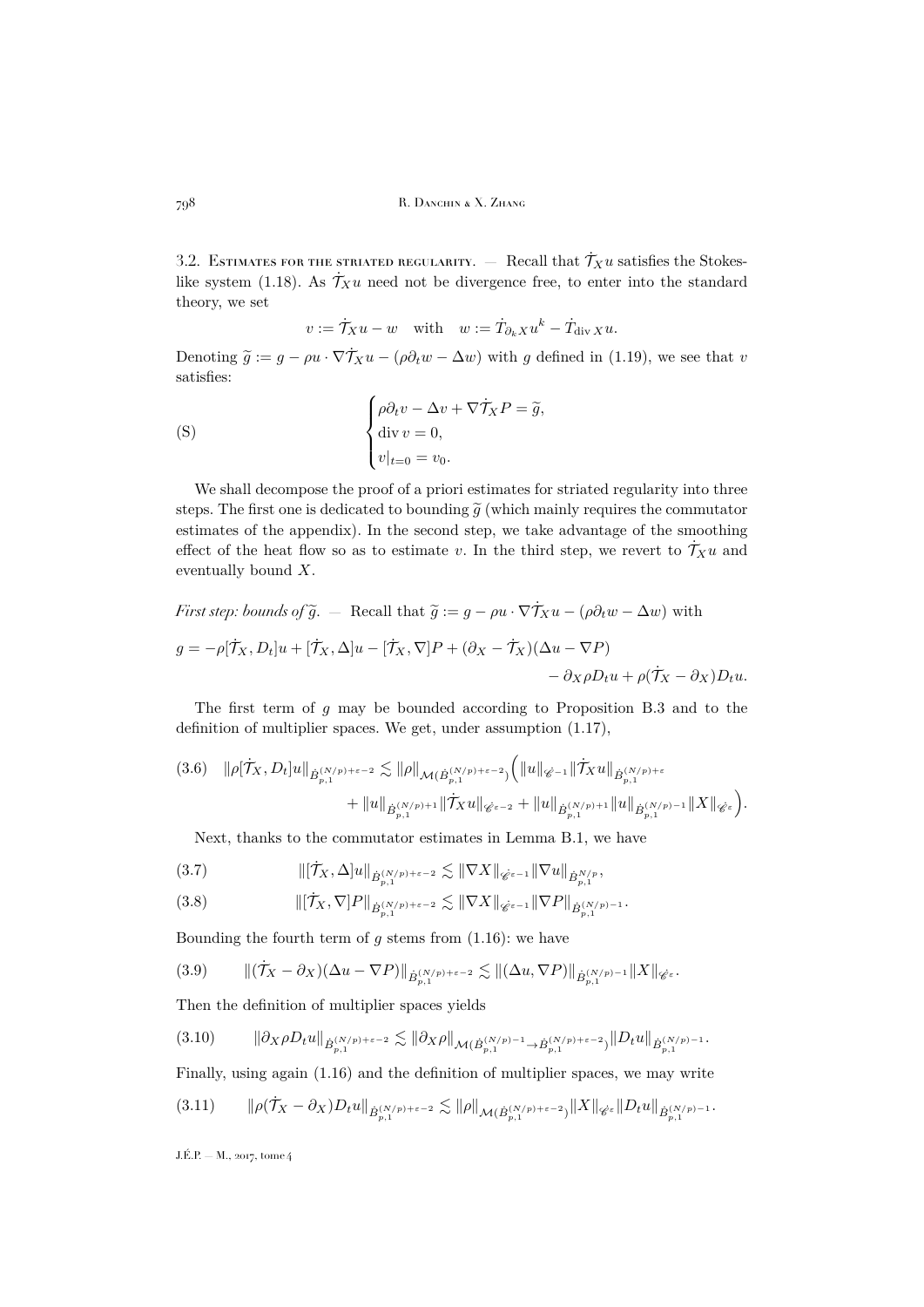3.2. Estimates for the striated regularity. — Recall that $\dot{\mathcal{T}}_X u$ satisfies the Stokes-like system (1.18). As $\dot{\mathcal{T}}_X u$ need not be divergence free, to enter into the standard theory, we set

$$v := \dot{\mathcal{T}}_X u - w \quad \text{with} \quad w := \dot{T}_{\partial_k X} u^k - \dot{T}_{\operatorname{div} X} u.$$

Denoting $\widetilde{g} := g - \rho u \cdot \nabla \dot{\mathcal{T}}_X u - (\rho \partial_t w - \Delta w)$ with $g$ defined in (1.19), we see that $v$ satisfies:

$$\text{(S)} \qquad \begin{cases} \rho \partial_t v - \Delta v + \nabla \dot{\mathcal{T}}_X P = \widetilde{g}, \\ \operatorname{div} v = 0, \\ v|_{t=0} = v_0. \end{cases}$$

We shall decompose the proof of a priori estimates for striated regularity into three steps. The first one is dedicated to bounding $\widetilde{g}$ (which mainly requires the commutator estimates of the appendix). In the second step, we take advantage of the smoothing effect of the heat flow so as to estimate $v$. In the third step, we revert to $\dot{\mathcal{T}}_X u$ and eventually bound $X$.

*First step: bounds of $\widetilde{g}$.* — Recall that $\widetilde{g} := g - \rho u \cdot \nabla \dot{\mathcal{T}}_X u - (\rho \partial_t w - \Delta w)$ with

$$g = -\rho[\dot{\mathcal{T}}_X, D_t]u + [\dot{\mathcal{T}}_X, \Delta]u - [\dot{\mathcal{T}}_X, \nabla]P + (\partial_X - \dot{\mathcal{T}}_X)(\Delta u - \nabla P) - \partial_X \rho D_t u + \rho(\dot{\mathcal{T}}_X - \partial_X) D_t u.$$

The first term of $g$ may be bounded according to Proposition B.3 and to the definition of multiplier spaces. We get, under assumption (1.17),

$$(3.6) \quad \|\rho[\dot{\mathcal{T}}_X, D_t]u\|_{\dot{B}^{(N/p)+\varepsilon-2}_{p,1}} \lesssim \|\rho\|_{\mathcal{M}(\dot{B}^{(N/p)+\varepsilon-2}_{p,1})} \Big( \|u\|_{\dot{\mathscr{C}}^{-1}} \|\dot{\mathcal{T}}_X u\|_{\dot{B}^{(N/p)+\varepsilon}_{p,1}} + \|u\|_{\dot{B}^{(N/p)+1}_{p,1}} \|\dot{\mathcal{T}}_X u\|_{\dot{\mathscr{C}}^{\varepsilon-2}} + \|u\|_{\dot{B}^{(N/p)+1}_{p,1}} \|u\|_{\dot{B}^{(N/p)-1}_{p,1}} \|X\|_{\dot{\mathscr{C}}^{\varepsilon}} \Big).$$

Next, thanks to the commutator estimates in Lemma B.1, we have

$$(3.7) \qquad \|[\dot{\mathcal{T}}_X, \Delta]u\|_{\dot{B}^{(N/p)+\varepsilon-2}_{p,1}} \lesssim \|\nabla X\|_{\dot{\mathscr{C}}^{\varepsilon-1}} \|\nabla u\|_{\dot{B}^{N/p}_{p,1}},$$

$$(3.8) \qquad \|[\dot{\mathcal{T}}_X, \nabla]P\|_{\dot{B}^{(N/p)+\varepsilon-2}_{p,1}} \lesssim \|\nabla X\|_{\dot{\mathscr{C}}^{\varepsilon-1}} \|\nabla P\|_{\dot{B}^{(N/p)-1}_{p,1}}.$$

Bounding the fourth term of $g$ stems from (1.16): we have

$$(3.9) \qquad \|(\dot{\mathcal{T}}_X - \partial_X)(\Delta u - \nabla P)\|_{\dot{B}^{(N/p)+\varepsilon-2}_{p,1}} \lesssim \|(\Delta u, \nabla P)\|_{\dot{B}^{(N/p)-1}_{p,1}} \|X\|_{\dot{\mathscr{C}}^{\varepsilon}}.$$

Then the definition of multiplier spaces yields

$$(3.10) \qquad \|\partial_X \rho D_t u\|_{\dot{B}^{(N/p)+\varepsilon-2}_{p,1}} \lesssim \|\partial_X \rho\|_{\mathcal{M}(\dot{B}^{(N/p)-1}_{p,1} \to \dot{B}^{(N/p)+\varepsilon-2}_{p,1})} \|D_t u\|_{\dot{B}^{(N/p)-1}_{p,1}}.$$

Finally, using again (1.16) and the definition of multiplier spaces, we may write

$$(3.11) \qquad \|\rho(\dot{\mathcal{T}}_X - \partial_X) D_t u\|_{\dot{B}^{(N/p)+\varepsilon-2}_{p,1}} \lesssim \|\rho\|_{\mathcal{M}(\dot{B}^{(N/p)+\varepsilon-2}_{p,1})} \|X\|_{\dot{\mathscr{C}}^{\varepsilon}} \|D_t u\|_{\dot{B}^{(N/p)-1}_{p,1}}.$$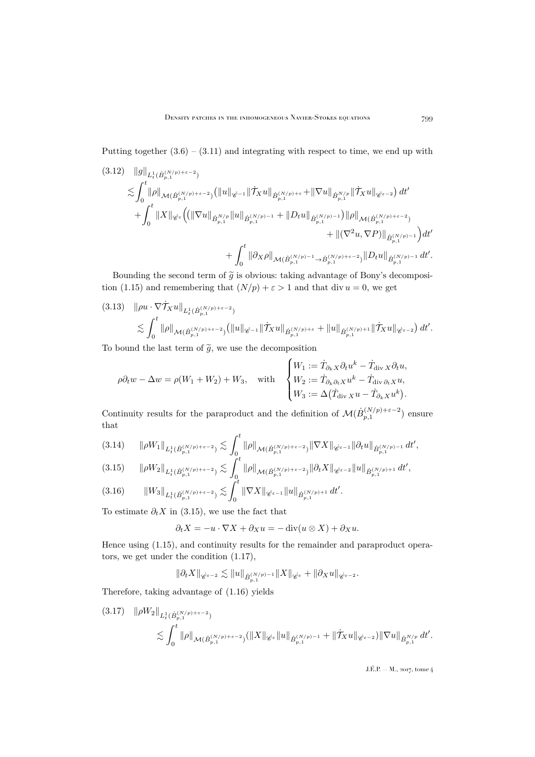Putting together (3.6) – (3.11) and integrating with respect to time, we end up with

$$
\begin{aligned}
(3.12)\quad & \|g\|_{L^1_t(\dot B^{(N/p)+\varepsilon-2}_{p,1})}\\
&\lesssim \int_0^t \|\rho\|_{\mathcal{M}(\dot B^{(N/p)+\varepsilon-2}_{p,1})}\big(\|u\|_{\dot{\mathscr{C}}^{-1}}\|\dot{\mathcal{T}}_X u\|_{\dot B^{(N/p)+\varepsilon}_{p,1}}+\|\nabla u\|_{\dot B^{N/p}_{p,1}}\|\dot{\mathcal{T}}_X u\|_{\dot{\mathscr{C}}^{\varepsilon-2}}\big)\,dt'\\
&\quad+\int_0^t \|X\|_{\dot{\mathscr{C}}^{\varepsilon}}\Big(\big(\|\nabla u\|_{\dot B^{N/p}_{p,1}}\|u\|_{\dot B^{(N/p)-1}_{p,1}}+\|D_t u\|_{\dot B^{(N/p)-1}_{p,1}}\big)\|\rho\|_{\mathcal{M}(\dot B^{(N/p)+\varepsilon-2}_{p,1})}\\
&\qquad\qquad\qquad\qquad+\|(\nabla^2 u,\nabla P)\|_{\dot B^{(N/p)-1}_{p,1}}\Big)dt'\\
&\quad+\int_0^t \|\partial_X\rho\|_{\mathcal{M}(\dot B^{(N/p)-1}_{p,1}\to\dot B^{(N/p)+\varepsilon-2}_{p,1})}\|D_t u\|_{\dot B^{(N/p)-1}_{p,1}}\,dt'.
\end{aligned}
$$

Bounding the second term of $\widetilde g$ is obvious: taking advantage of Bony's decomposition (1.15) and remembering that $(N/p)+\varepsilon>1$ and that $\operatorname{div} u=0$, we get

$$
\begin{aligned}
(3.13)\quad & \|\rho u\cdot\nabla\dot{\mathcal{T}}_X u\|_{L^1_t(\dot B^{(N/p)+\varepsilon-2}_{p,1})}\\
&\lesssim \int_0^t \|\rho\|_{\mathcal{M}(\dot B^{(N/p)+\varepsilon-2}_{p,1})}\big(\|u\|_{\dot{\mathscr{C}}^{-1}}\|\dot{\mathcal{T}}_X u\|_{\dot B^{(N/p)+\varepsilon}_{p,1}}+\|u\|_{\dot B^{(N/p)+1}_{p,1}}\|\dot{\mathcal{T}}_X u\|_{\dot{\mathscr{C}}^{\varepsilon-2}}\big)\,dt'.
\end{aligned}
$$

To bound the last term of $\widetilde g$, we use the decomposition

$$
\rho\partial_t w-\Delta w=\rho(W_1+W_2)+W_3,\quad\text{with}\quad
\begin{cases}
W_1:=\dot T_{\partial_k X}\partial_t u^k-\dot T_{\operatorname{div} X}\partial_t u,\\
W_2:=\dot T_{\partial_k\partial_t X}u^k-\dot T_{\operatorname{div}\partial_t X}u,\\
W_3:=\Delta\big(\dot T_{\operatorname{div} X}u-\dot T_{\partial_k X}u^k\big).
\end{cases}
$$

Continuity results for the paraproduct and the definition of $\mathcal{M}(\dot B^{(N/p)+\varepsilon-2}_{p,1})$ ensure that

$$
(3.14)\qquad \|\rho W_1\|_{L^1_t(\dot B^{(N/p)+\varepsilon-2}_{p,1})}\lesssim \int_0^t \|\rho\|_{\mathcal{M}(\dot B^{(N/p)+\varepsilon-2}_{p,1})}\|\nabla X\|_{\dot{\mathscr{C}}^{\varepsilon-1}}\|\partial_t u\|_{\dot B^{(N/p)-1}_{p,1}}\,dt',
$$

$$
(3.15)\qquad \|\rho W_2\|_{L^1_t(\dot B^{(N/p)+\varepsilon-2}_{p,1})}\lesssim \int_0^t \|\rho\|_{\mathcal{M}(\dot B^{(N/p)+\varepsilon-2}_{p,1})}\|\partial_t X\|_{\dot{\mathscr{C}}^{\varepsilon-2}}\|u\|_{\dot B^{(N/p)+1}_{p,1}}\,dt',
$$

$$
(3.16)\qquad \|W_3\|_{L^1_t(\dot B^{(N/p)+\varepsilon-2}_{p,1})}\lesssim \int_0^t \|\nabla X\|_{\dot{\mathscr{C}}^{\varepsilon-1}}\|u\|_{\dot B^{(N/p)+1}_{p,1}}\,dt'.
$$

To estimate $\partial_t X$ in (3.15), we use the fact that

$$
\partial_t X=-u\cdot\nabla X+\partial_X u=-\operatorname{div}(u\otimes X)+\partial_X u.
$$

Hence using (1.15), and continuity results for the remainder and paraproduct operators, we get under the condition (1.17),

$$
\|\partial_t X\|_{\dot{\mathscr{C}}^{\varepsilon-2}}\lesssim \|u\|_{\dot B^{(N/p)-1}_{p,1}}\|X\|_{\dot{\mathscr{C}}^{\varepsilon}}+\|\partial_X u\|_{\dot{\mathscr{C}}^{\varepsilon-2}}.
$$

Therefore, taking advantage of (1.16) yields

$$
\begin{aligned}
(3.17)\quad & \|\rho W_2\|_{L^1_t(\dot B^{(N/p)+\varepsilon-2}_{p,1})}\\
&\lesssim \int_0^t \|\rho\|_{\mathcal{M}(\dot B^{(N/p)+\varepsilon-2}_{p,1})}\big(\|X\|_{\dot{\mathscr{C}}^{\varepsilon}}\|u\|_{\dot B^{(N/p)-1}_{p,1}}+\|\dot{\mathcal{T}}_X u\|_{\dot{\mathscr{C}}^{\varepsilon-2}}\big)\|\nabla u\|_{\dot B^{N/p}_{p,1}}\,dt'.
\end{aligned}
$$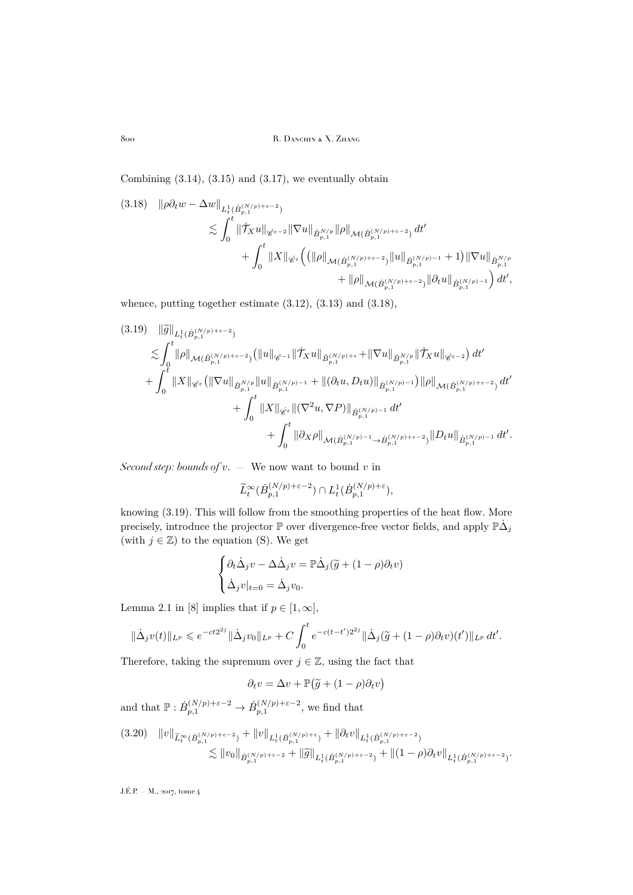Combining (3.14), (3.15) and (3.17), we eventually obtain

$$
\begin{aligned}
(3.18)\quad \|\rho\partial_t w-\Delta w\|_{L^1_t(\dot B^{(N/p)+\varepsilon-2}_{p,1})}
&\lesssim \int_0^t \|\dot{\mathcal T}_X u\|_{\dot{\mathscr C}^{\varepsilon-2}}\|\nabla u\|_{\dot B^{N/p}_{p,1}}\|\rho\|_{\mathcal M(\dot B^{(N/p)+\varepsilon-2}_{p,1})}\,dt'\\
&\quad+\int_0^t \|X\|_{\dot{\mathscr C}^{\varepsilon}}\Big(\big(\|\rho\|_{\mathcal M(\dot B^{(N/p)+\varepsilon-2}_{p,1})}\|u\|_{\dot B^{(N/p)-1}_{p,1}}+1\big)\|\nabla u\|_{\dot B^{N/p}_{p,1}}\\
&\qquad\qquad+\|\rho\|_{\mathcal M(\dot B^{(N/p)+\varepsilon-2}_{p,1})}\|\partial_t u\|_{\dot B^{(N/p)-1}_{p,1}}\Big)\,dt',
\end{aligned}
$$

whence, putting together estimate (3.12), (3.13) and (3.18),

$$
\begin{aligned}
(3.19)\quad &\|\widetilde g\|_{L^1_t(\dot B^{(N/p)+\varepsilon-2}_{p,1})}\\
&\lesssim \int_0^t \|\rho\|_{\mathcal M(\dot B^{(N/p)+\varepsilon-2}_{p,1})}\big(\|u\|_{\dot{\mathscr C}^{-1}}\|\dot{\mathcal T}_X u\|_{\dot B^{(N/p)+\varepsilon}_{p,1}}+\|\nabla u\|_{\dot B^{N/p}_{p,1}}\|\dot{\mathcal T}_X u\|_{\dot{\mathscr C}^{\varepsilon-2}}\big)\,dt'\\
&\quad+\int_0^t \|X\|_{\dot{\mathscr C}^{\varepsilon}}\big(\|\nabla u\|_{\dot B^{N/p}_{p,1}}\|u\|_{\dot B^{(N/p)-1}_{p,1}}+\|(\partial_t u, D_t u)\|_{\dot B^{(N/p)-1}_{p,1}}\big)\|\rho\|_{\mathcal M(\dot B^{(N/p)+\varepsilon-2}_{p,1})}\,dt'\\
&\quad+\int_0^t \|X\|_{\dot{\mathscr C}^{\varepsilon}}\|(\nabla^2 u,\nabla P)\|_{\dot B^{(N/p)-1}_{p,1}}\,dt'\\
&\quad+\int_0^t \|\partial_X\rho\|_{\mathcal M(\dot B^{(N/p)-1}_{p,1}\to\dot B^{(N/p)+\varepsilon-2}_{p,1})}\|D_t u\|_{\dot B^{(N/p)-1}_{p,1}}\,dt'.
\end{aligned}
$$

*Second step: bounds of $v$.* — We now want to bound $v$ in

$$
\widetilde L^\infty_t(\dot B^{(N/p)+\varepsilon-2}_{p,1})\cap L^1_t(\dot B^{(N/p)+\varepsilon}_{p,1}),
$$

knowing (3.19). This will follow from the smoothing properties of the heat flow. More precisely, introduce the projector $\mathbb P$ over divergence-free vector fields, and apply $\mathbb P\dot\Delta_j$ (with $j\in\mathbb Z$) to the equation (S). We get

$$
\begin{cases}
\partial_t\dot\Delta_j v-\Delta\dot\Delta_j v=\mathbb P\dot\Delta_j(\widetilde g+(1-\rho)\partial_t v)\\
\dot\Delta_j v|_{t=0}=\dot\Delta_j v_0.
\end{cases}
$$

Lemma 2.1 in [8] implies that if $p\in[1,\infty]$,

$$
\|\dot\Delta_j v(t)\|_{L^p}\leqslant e^{-ct2^{2j}}\|\dot\Delta_j v_0\|_{L^p}+C\int_0^t e^{-c(t-t')2^{2j}}\|\dot\Delta_j(\widetilde g+(1-\rho)\partial_t v)(t')\|_{L^p}\,dt'.
$$

Therefore, taking the supremum over $j\in\mathbb Z$, using the fact that

$$
\partial_t v=\Delta v+\mathbb P\big(\widetilde g+(1-\rho)\partial_t v\big)
$$

and that $\mathbb P:\dot B^{(N/p)+\varepsilon-2}_{p,1}\to\dot B^{(N/p)+\varepsilon-2}_{p,1}$, we find that

$$
\begin{aligned}
(3.20)\quad \|v\|_{\widetilde L^\infty_t(\dot B^{(N/p)+\varepsilon-2}_{p,1})}+\|v\|_{L^1_t(\dot B^{(N/p)+\varepsilon}_{p,1})}+\|\partial_t v\|_{L^1_t(\dot B^{(N/p)+\varepsilon-2}_{p,1})}&\\
\lesssim \|v_0\|_{\dot B^{(N/p)+\varepsilon-2}_{p,1}}+\|\widetilde g\|_{L^1_t(\dot B^{(N/p)+\varepsilon-2}_{p,1})}+\|(1-\rho)\partial_t v\|_{L^1_t(\dot B^{(N/p)+\varepsilon-2}_{p,1})}&.
\end{aligned}
$$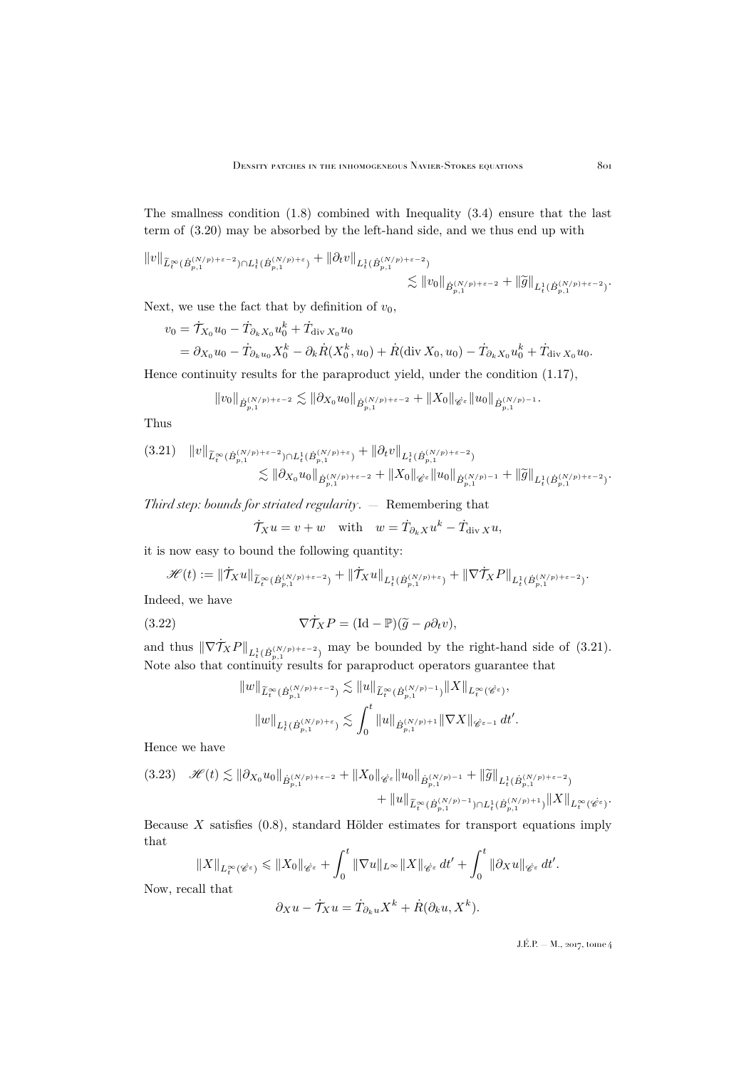The smallness condition (1.8) combined with Inequality (3.4) ensure that the last term of (3.20) may be absorbed by the left-hand side, and we thus end up with

$$\|v\|_{\widetilde{L}_t^\infty(\dot{B}_{p,1}^{(N/p)+\varepsilon-2})\cap L_t^1(\dot{B}_{p,1}^{(N/p)+\varepsilon})} + \|\partial_t v\|_{L_t^1(\dot{B}_{p,1}^{(N/p)+\varepsilon-2})} \lesssim \|v_0\|_{\dot{B}_{p,1}^{(N/p)+\varepsilon-2}} + \|\widetilde{g}\|_{L_t^1(\dot{B}_{p,1}^{(N/p)+\varepsilon-2})}.$$

Next, we use the fact that by definition of $v_0$,

$$\begin{aligned} v_0 &= \dot{\mathcal{T}}_{X_0} u_0 - \dot{T}_{\partial_k X_0} u_0^k + \dot{T}_{\operatorname{div} X_0} u_0 \\ &= \partial_{X_0} u_0 - \dot{T}_{\partial_k u_0} X_0^k - \partial_k \dot{R}(X_0^k, u_0) + \dot{R}(\operatorname{div} X_0, u_0) - \dot{T}_{\partial_k X_0} u_0^k + \dot{T}_{\operatorname{div} X_0} u_0. \end{aligned}$$

Hence continuity results for the paraproduct yield, under the condition (1.17),

$$\|v_0\|_{\dot{B}_{p,1}^{(N/p)+\varepsilon-2}} \lesssim \|\partial_{X_0} u_0\|_{\dot{B}_{p,1}^{(N/p)+\varepsilon-2}} + \|X_0\|_{\dot{\mathscr{C}}^\varepsilon} \|u_0\|_{\dot{B}_{p,1}^{(N/p)-1}}.$$

Thus

$$(3.21)\quad \|v\|_{\widetilde{L}_t^\infty(\dot{B}_{p,1}^{(N/p)+\varepsilon-2})\cap L_t^1(\dot{B}_{p,1}^{(N/p)+\varepsilon})} + \|\partial_t v\|_{L_t^1(\dot{B}_{p,1}^{(N/p)+\varepsilon-2})} \lesssim \|\partial_{X_0} u_0\|_{\dot{B}_{p,1}^{(N/p)+\varepsilon-2}} + \|X_0\|_{\dot{\mathscr{C}}^\varepsilon} \|u_0\|_{\dot{B}_{p,1}^{(N/p)-1}} + \|\widetilde{g}\|_{L_t^1(\dot{B}_{p,1}^{(N/p)+\varepsilon-2})}.$$

*Third step: bounds for striated regularity.* — Remembering that

$$\dot{\mathcal{T}}_X u = v + w \quad \text{with} \quad w = \dot{T}_{\partial_k X} u^k - \dot{T}_{\operatorname{div} X} u,$$

it is now easy to bound the following quantity:

$$\mathscr{H}(t) := \|\dot{\mathcal{T}}_X u\|_{\widetilde{L}_t^\infty(\dot{B}_{p,1}^{(N/p)+\varepsilon-2})} + \|\dot{\mathcal{T}}_X u\|_{L_t^1(\dot{B}_{p,1}^{(N/p)+\varepsilon})} + \|\nabla \dot{\mathcal{T}}_X P\|_{L_t^1(\dot{B}_{p,1}^{(N/p)+\varepsilon-2})}.$$

Indeed, we have

$$(3.22)\qquad \nabla \dot{\mathcal{T}}_X P = (\operatorname{Id} - \mathbb{P})(\widetilde{g} - \rho \partial_t v),$$

and thus $\|\nabla \dot{\mathcal{T}}_X P\|_{L_t^1(\dot{B}_{p,1}^{(N/p)+\varepsilon-2})}$ may be bounded by the right-hand side of (3.21). Note also that continuity results for paraproduct operators guarantee that

$$\|w\|_{\widetilde{L}_t^\infty(\dot{B}_{p,1}^{(N/p)+\varepsilon-2})} \lesssim \|u\|_{\widetilde{L}_t^\infty(\dot{B}_{p,1}^{(N/p)-1})} \|X\|_{L_t^\infty(\dot{\mathscr{C}}^\varepsilon)},$$

$$\|w\|_{L_t^1(\dot{B}_{p,1}^{(N/p)+\varepsilon})} \lesssim \int_0^t \|u\|_{\dot{B}_{p,1}^{(N/p)+1}} \|\nabla X\|_{\dot{\mathscr{C}}^{\varepsilon-1}}\, dt'.$$

Hence we have

$$(3.23)\quad \mathscr{H}(t) \lesssim \|\partial_{X_0} u_0\|_{\dot{B}_{p,1}^{(N/p)+\varepsilon-2}} + \|X_0\|_{\dot{\mathscr{C}}^\varepsilon} \|u_0\|_{\dot{B}_{p,1}^{(N/p)-1}} + \|\widetilde{g}\|_{L_t^1(\dot{B}_{p,1}^{(N/p)+\varepsilon-2})} + \|u\|_{\widetilde{L}_t^\infty(\dot{B}_{p,1}^{(N/p)-1})\cap L_t^1(\dot{B}_{p,1}^{(N/p)+1})} \|X\|_{L_t^\infty(\dot{\mathscr{C}}^\varepsilon)}.$$

Because $X$ satisfies (0.8), standard Hölder estimates for transport equations imply that

$$\|X\|_{L_t^\infty(\dot{\mathscr{C}}^\varepsilon)} \leqslant \|X_0\|_{\dot{\mathscr{C}}^\varepsilon} + \int_0^t \|\nabla u\|_{L^\infty} \|X\|_{\dot{\mathscr{C}}^\varepsilon}\, dt' + \int_0^t \|\partial_X u\|_{\dot{\mathscr{C}}^\varepsilon}\, dt'.$$

Now, recall that

$$\partial_X u - \dot{\mathcal{T}}_X u = \dot{T}_{\partial_k u} X^k + \dot{R}(\partial_k u, X^k).$$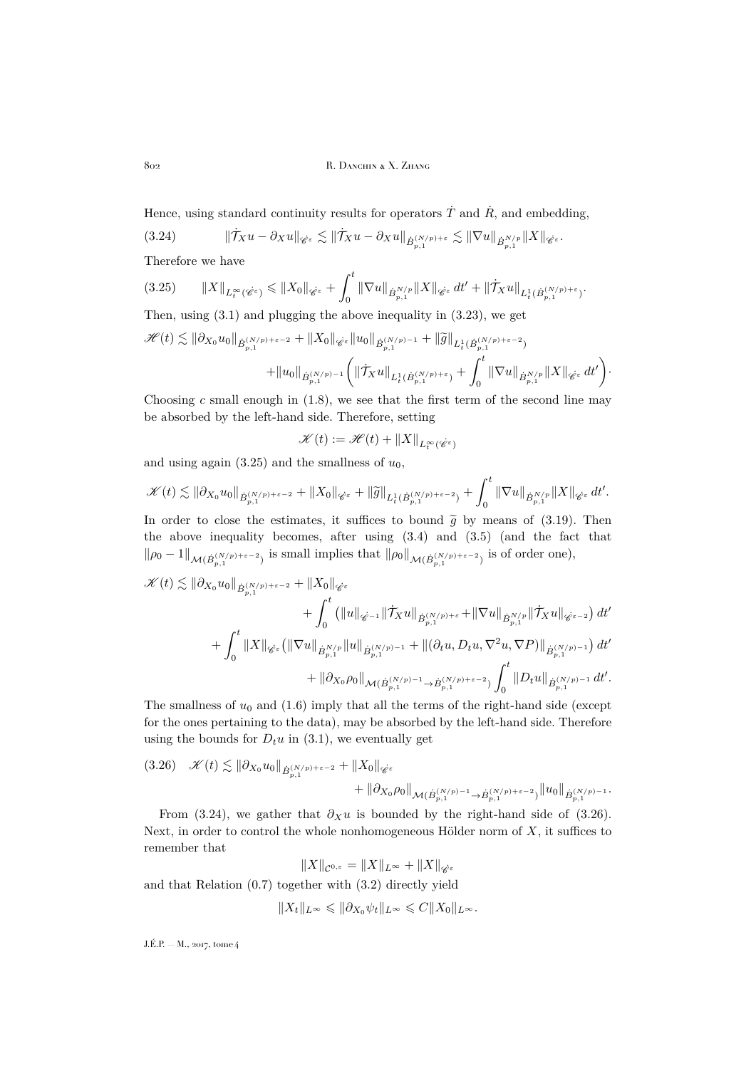Hence, using standard continuity results for operators $\dot T$ and $\dot R$, and embedding,

$$\|\dot{\mathcal{T}}_X u - \partial_X u\|_{\dot{\mathscr{C}}^\varepsilon} \lesssim \|\dot{\mathcal{T}}_X u - \partial_X u\|_{\dot B^{(N/p)+\varepsilon}_{p,1}} \lesssim \|\nabla u\|_{\dot B^{N/p}_{p,1}} \|X\|_{\dot{\mathscr{C}}^\varepsilon}. \tag{3.24}$$

Therefore we have

$$\|X\|_{L^\infty_t(\dot{\mathscr{C}}^\varepsilon)} \leqslant \|X_0\|_{\dot{\mathscr{C}}^\varepsilon} + \int_0^t \|\nabla u\|_{\dot B^{N/p}_{p,1}} \|X\|_{\dot{\mathscr{C}}^\varepsilon}\, dt' + \|\dot{\mathcal{T}}_X u\|_{L^1_t(\dot B^{(N/p)+\varepsilon}_{p,1})}. \tag{3.25}$$

Then, using (3.1) and plugging the above inequality in (3.23), we get

$$\begin{aligned}\mathscr{H}(t) \lesssim \|\partial_{X_0} u_0\|_{\dot B^{(N/p)+\varepsilon-2}_{p,1}} + \|X_0\|_{\dot{\mathscr{C}}^\varepsilon} \|u_0\|_{\dot B^{(N/p)-1}_{p,1}} + \|\widetilde g\|_{L^1_t(\dot B^{(N/p)+\varepsilon-2}_{p,1})}\\ + \|u_0\|_{\dot B^{(N/p)-1}_{p,1}} \biggl( \|\dot{\mathcal{T}}_X u\|_{L^1_t(\dot B^{(N/p)+\varepsilon}_{p,1})} + \int_0^t \|\nabla u\|_{\dot B^{N/p}_{p,1}} \|X\|_{\dot{\mathscr{C}}^\varepsilon}\, dt' \biggr).\end{aligned}$$

Choosing $c$ small enough in (1.8), we see that the first term of the second line may be absorbed by the left-hand side. Therefore, setting

$$\mathscr{K}(t) := \mathscr{H}(t) + \|X\|_{L^\infty_t(\dot{\mathscr{C}}^\varepsilon)}$$

and using again (3.25) and the smallness of $u_0$,

$$\mathscr{K}(t) \lesssim \|\partial_{X_0} u_0\|_{\dot B^{(N/p)+\varepsilon-2}_{p,1}} + \|X_0\|_{\dot{\mathscr{C}}^\varepsilon} + \|\widetilde g\|_{L^1_t(\dot B^{(N/p)+\varepsilon-2}_{p,1})} + \int_0^t \|\nabla u\|_{\dot B^{N/p}_{p,1}} \|X\|_{\dot{\mathscr{C}}^\varepsilon}\, dt'.$$

In order to close the estimates, it suffices to bound $\widetilde g$ by means of (3.19). Then the above inequality becomes, after using (3.4) and (3.5) (and the fact that $\|\rho_0 - 1\|_{\mathcal{M}(\dot B^{(N/p)+\varepsilon-2}_{p,1})}$ is small implies that $\|\rho_0\|_{\mathcal{M}(\dot B^{(N/p)+\varepsilon-2}_{p,1})}$ is of order one),

$$\begin{aligned}\mathscr{K}(t) \lesssim \|\partial_{X_0} u_0\|_{\dot B^{(N/p)+\varepsilon-2}_{p,1}} + \|X_0\|_{\dot{\mathscr{C}}^\varepsilon}\\ + \int_0^t \bigl( \|u\|_{\dot{\mathscr{C}}^{-1}} \|\dot{\mathcal{T}}_X u\|_{\dot B^{(N/p)+\varepsilon}_{p,1}} + \|\nabla u\|_{\dot B^{N/p}_{p,1}} \|\dot{\mathcal{T}}_X u\|_{\dot{\mathscr{C}}^{\varepsilon-2}} \bigr)\, dt'\\ + \int_0^t \|X\|_{\dot{\mathscr{C}}^\varepsilon} \bigl( \|\nabla u\|_{\dot B^{N/p}_{p,1}} \|u\|_{\dot B^{(N/p)-1}_{p,1}} + \|(\partial_t u, D_t u, \nabla^2 u, \nabla P)\|_{\dot B^{(N/p)-1}_{p,1}} \bigr)\, dt'\\ + \|\partial_{X_0} \rho_0\|_{\mathcal{M}(\dot B^{(N/p)-1}_{p,1} \to \dot B^{(N/p)+\varepsilon-2}_{p,1})} \int_0^t \|D_t u\|_{\dot B^{(N/p)-1}_{p,1}}\, dt'.\end{aligned}$$

The smallness of $u_0$ and (1.6) imply that all the terms of the right-hand side (except for the ones pertaining to the data), may be absorbed by the left-hand side. Therefore using the bounds for $D_t u$ in (3.1), we eventually get

$$\begin{aligned}\mathscr{K}(t) \lesssim \|\partial_{X_0} u_0\|_{\dot B^{(N/p)+\varepsilon-2}_{p,1}} + \|X_0\|_{\dot{\mathscr{C}}^\varepsilon}\\ + \|\partial_{X_0} \rho_0\|_{\mathcal{M}(\dot B^{(N/p)-1}_{p,1} \to \dot B^{(N/p)+\varepsilon-2}_{p,1})} \|u_0\|_{\dot B^{(N/p)-1}_{p,1}}.\end{aligned} \tag{3.26}$$

From (3.24), we gather that $\partial_X u$ is bounded by the right-hand side of (3.26). Next, in order to control the whole nonhomogeneous Hölder norm of $X$, it suffices to remember that

$$\|X\|_{\mathcal{C}^{0,\varepsilon}} = \|X\|_{L^\infty} + \|X\|_{\dot{\mathscr{C}}^\varepsilon}$$

and that Relation (0.7) together with (3.2) directly yield

$$\|X_t\|_{L^\infty} \leqslant \|\partial_{X_0} \psi_t\|_{L^\infty} \leqslant C \|X_0\|_{L^\infty}.$$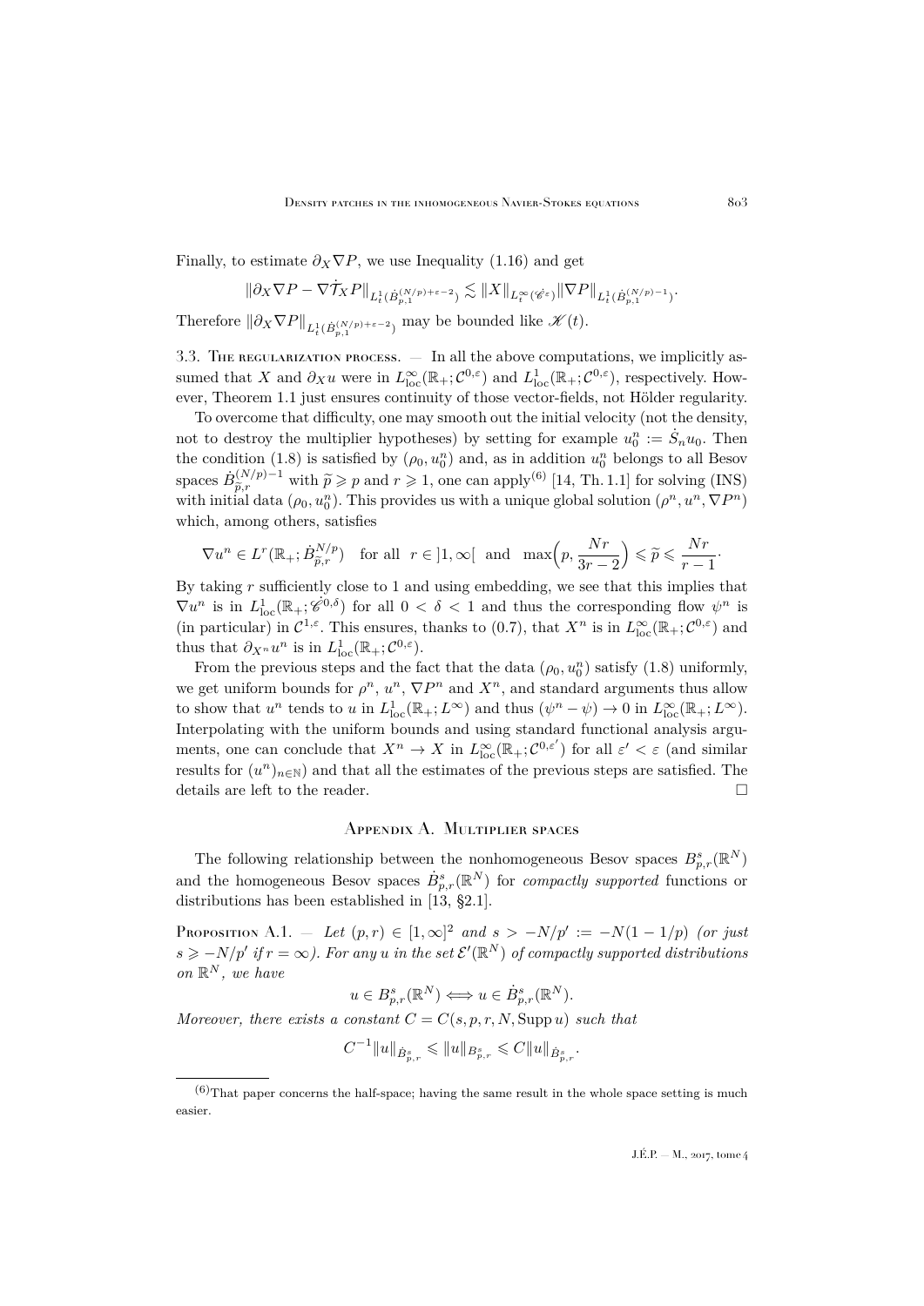Finally, to estimate $\partial_X \nabla P$, we use Inequality (1.16) and get

$$\|\partial_X \nabla P - \nabla \dot{\mathcal{T}}_X P\|_{L^1_t(\dot{B}^{(N/p)+\varepsilon-2}_{p,1})} \lesssim \|X\|_{L^\infty_t(\dot{\mathscr{C}}^\varepsilon)} \|\nabla P\|_{L^1_t(\dot{B}^{(N/p)-1}_{p,1})}.$$

Therefore $\|\partial_X \nabla P\|_{L^1_t(\dot{B}^{(N/p)+\varepsilon-2}_{p,1})}$ may be bounded like $\mathscr{K}(t)$.

### 3.3. The regularization process.

— In all the above computations, we implicitly assumed that $X$ and $\partial_X u$ were in $L^\infty_{\mathrm{loc}}(\mathbb{R}_+; \mathcal{C}^{0,\varepsilon})$ and $L^1_{\mathrm{loc}}(\mathbb{R}_+; \mathcal{C}^{0,\varepsilon})$, respectively. However, Theorem 1.1 just ensures continuity of those vector-fields, not Hölder regularity.

To overcome that difficulty, one may smooth out the initial velocity (not the density, not to destroy the multiplier hypotheses) by setting for example $u_0^n := \dot{S}_n u_0$. Then the condition (1.8) is satisfied by $(\rho_0, u_0^n)$ and, as in addition $u_0^n$ belongs to all Besov spaces $\dot{B}^{(N/p)-1}_{\widetilde{p},r}$ with $\widetilde{p} \geqslant p$ and $r \geqslant 1$, one can apply[6] [14, Th. 1.1] for solving (INS) with initial data $(\rho_0, u_0^n)$. This provides us with a unique global solution $(\rho^n, u^n, \nabla P^n)$ which, among others, satisfies

$$\nabla u^n \in L^r(\mathbb{R}_+; \dot{B}^{N/p}_{\widetilde{p},r}) \quad \text{for all} \quad r \in ]1, \infty[ \quad \text{and} \quad \max\Big(p, \frac{Nr}{3r-2}\Big) \leqslant \widetilde{p} \leqslant \frac{Nr}{r-1}.$$

By taking $r$ sufficiently close to 1 and using embedding, we see that this implies that $\nabla u^n$ is in $L^1_{\mathrm{loc}}(\mathbb{R}_+; \dot{\mathscr{C}}^{0,\delta})$ for all $0 < \delta < 1$ and thus the corresponding flow $\psi^n$ is (in particular) in $\mathcal{C}^{1,\varepsilon}$. This ensures, thanks to (0.7), that $X^n$ is in $L^\infty_{\mathrm{loc}}(\mathbb{R}_+; \mathcal{C}^{0,\varepsilon})$ and thus that $\partial_{X^n} u^n$ is in $L^1_{\mathrm{loc}}(\mathbb{R}_+; \mathcal{C}^{0,\varepsilon})$.

From the previous steps and the fact that the data $(\rho_0, u_0^n)$ satisfy (1.8) uniformly, we get uniform bounds for $\rho^n$, $u^n$, $\nabla P^n$ and $X^n$, and standard arguments thus allow to show that $u^n$ tends to $u$ in $L^1_{\mathrm{loc}}(\mathbb{R}_+; L^\infty)$ and thus $(\psi^n - \psi) \to 0$ in $L^\infty_{\mathrm{loc}}(\mathbb{R}_+; L^\infty)$. Interpolating with the uniform bounds and using standard functional analysis arguments, one can conclude that $X^n \to X$ in $L^\infty_{\mathrm{loc}}(\mathbb{R}_+; \mathcal{C}^{0,\varepsilon'})$ for all $\varepsilon' < \varepsilon$ (and similar results for $(u^n)_{n\in\mathbb{N}}$) and that all the estimates of the previous steps are satisfied. The details are left to the reader. □

## Appendix A. Multiplier spaces

The following relationship between the nonhomogeneous Besov spaces $B^s_{p,r}(\mathbb{R}^N)$ and the homogeneous Besov spaces $\dot{B}^s_{p,r}(\mathbb{R}^N)$ for *compactly supported* functions or distributions has been established in [13, §2.1].

Proposition A.1. — *Let $(p, r) \in [1, \infty]^2$ and $s > -N/p' := -N(1 - 1/p)$ (or just $s \geqslant -N/p'$ if $r = \infty$). For any $u$ in the set $\mathcal{E}'(\mathbb{R}^N)$ of compactly supported distributions on $\mathbb{R}^N$, we have*

$$u \in B^s_{p,r}(\mathbb{R}^N) \Longleftrightarrow u \in \dot{B}^s_{p,r}(\mathbb{R}^N).$$

*Moreover, there exists a constant $C = C(s, p, r, N, \operatorname{Supp} u)$ such that*

$$C^{-1} \|u\|_{\dot{B}^s_{p,r}} \leqslant \|u\|_{B^s_{p,r}} \leqslant C \|u\|_{\dot{B}^s_{p,r}}.$$

[6] That paper concerns the half-space; having the same result in the whole space setting is much easier.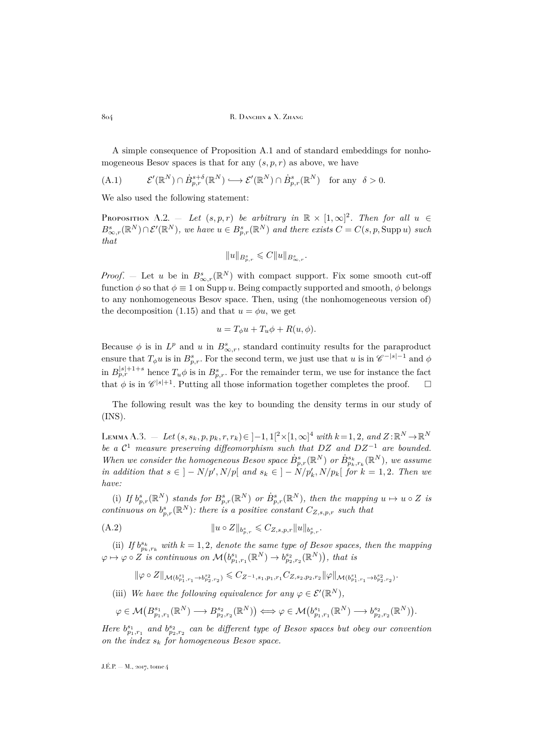A simple consequence of Proposition A.1 and of standard embeddings for nonhomogeneous Besov spaces is that for any $(s,p,r)$ as above, we have

$$\mathcal{E}'(\mathbb{R}^N)\cap \dot B^{s+\delta}_{p,r}(\mathbb{R}^N)\hookrightarrow \mathcal{E}'(\mathbb{R}^N)\cap \dot B^{s}_{p,r}(\mathbb{R}^N)\quad\text{for any}\quad \delta>0. \tag{A.1}$$

We also used the following statement:

Proposition A.2. — *Let $(s,p,r)$ be arbitrary in $\mathbb{R}\times[1,\infty]^2$. Then for all $u\in B^s_{\infty,r}(\mathbb{R}^N)\cap\mathcal{E}'(\mathbb{R}^N)$, we have $u\in B^s_{p,r}(\mathbb{R}^N)$ and there exists $C=C(s,p,\operatorname{Supp} u)$ such that*

$$\|u\|_{B^s_{p,r}}\leqslant C\|u\|_{B^s_{\infty,r}}.$$

*Proof*. — Let $u$ be in $B^s_{\infty,r}(\mathbb{R}^N)$ with compact support. Fix some smooth cut-off function $\phi$ so that $\phi\equiv 1$ on $\operatorname{Supp} u$. Being compactly supported and smooth, $\phi$ belongs to any nonhomogeneous Besov space. Then, using (the nonhomogeneous version of) the decomposition (1.15) and that $u=\phi u$, we get

$$u=T_\phi u+T_u\phi+R(u,\phi).$$

Because $\phi$ is in $L^p$ and $u$ in $B^s_{\infty,r}$, standard continuity results for the paraproduct ensure that $T_\phi u$ is in $B^s_{p,r}$. For the second term, we just use that $u$ is in $\mathscr{C}^{-|s|-1}$ and $\phi$ in $B^{|s|+1+s}_{p,r}$ hence $T_u\phi$ is in $B^s_{p,r}$. For the remainder term, we use for instance the fact that $\phi$ is in $\mathscr{C}^{|s|+1}$. Putting all those information together completes the proof. $\square$

The following result was the key to bounding the density terms in our study of (INS).

Lemma A.3. — *Let $(s,s_k,p,p_k,r,r_k)\in\,]-1,1[^2\times[1,\infty]^4$ with $k=1,2$, and $Z:\mathbb{R}^N\to\mathbb{R}^N$ be a $\mathcal{C}^1$ measure preserving diffeomorphism such that $DZ$ and $DZ^{-1}$ are bounded. When we consider the homogeneous Besov space $\dot B^s_{p,r}(\mathbb{R}^N)$ or $\dot B^{s_k}_{p_k,r_k}(\mathbb{R}^N)$, we assume in addition that $s\in\,]-N/p',N/p[$ and $s_k\in\,]-N/p_k',N/p_k[$ for $k=1,2$. Then we have:*

(i) *If $b^s_{p,r}(\mathbb{R}^N)$ stands for $B^s_{p,r}(\mathbb{R}^N)$ or $\dot B^s_{p,r}(\mathbb{R}^N)$, then the mapping $u\mapsto u\circ Z$ is continuous on $b^s_{p,r}(\mathbb{R}^N)$: there is a positive constant $C_{Z,s,p,r}$ such that*

$$\|u\circ Z\|_{b^s_{p,r}}\leqslant C_{Z,s,p,r}\|u\|_{b^s_{p,r}}. \tag{A.2}$$

(ii) *If $b^{s_k}_{p_k,r_k}$ with $k=1,2$, denote the same type of Besov spaces, then the mapping $\varphi\mapsto\varphi\circ Z$ is continuous on $\mathcal{M}\big(b^{s_1}_{p_1,r_1}(\mathbb{R}^N)\to b^{s_2}_{p_2,r_2}(\mathbb{R}^N)\big)$, that is*

$$\|\varphi\circ Z\|_{\mathcal{M}(b^{s_1}_{p_1,r_1}\to b^{s_2}_{p_2,r_2})}\leqslant C_{Z^{-1},s_1,p_1,r_1}C_{Z,s_2,p_2,r_2}\|\varphi\|_{\mathcal{M}(b^{s_1}_{p_1,r_1}\to b^{s_2}_{p_2,r_2})}.$$

(iii) *We have the following equivalence for any $\varphi\in\mathcal{E}'(\mathbb{R}^N)$,*

$$\varphi\in\mathcal{M}\big(B^{s_1}_{p_1,r_1}(\mathbb{R}^N)\longrightarrow B^{s_2}_{p_2,r_2}(\mathbb{R}^N)\big)\iff\varphi\in\mathcal{M}\big(b^{s_1}_{p_1,r_1}(\mathbb{R}^N)\longrightarrow b^{s_2}_{p_2,r_2}(\mathbb{R}^N)\big).$$

*Here $b^{s_1}_{p_1,r_1}$ and $b^{s_2}_{p_2,r_2}$ can be different type of Besov spaces but obey our convention on the index $s_k$ for homogeneous Besov space.*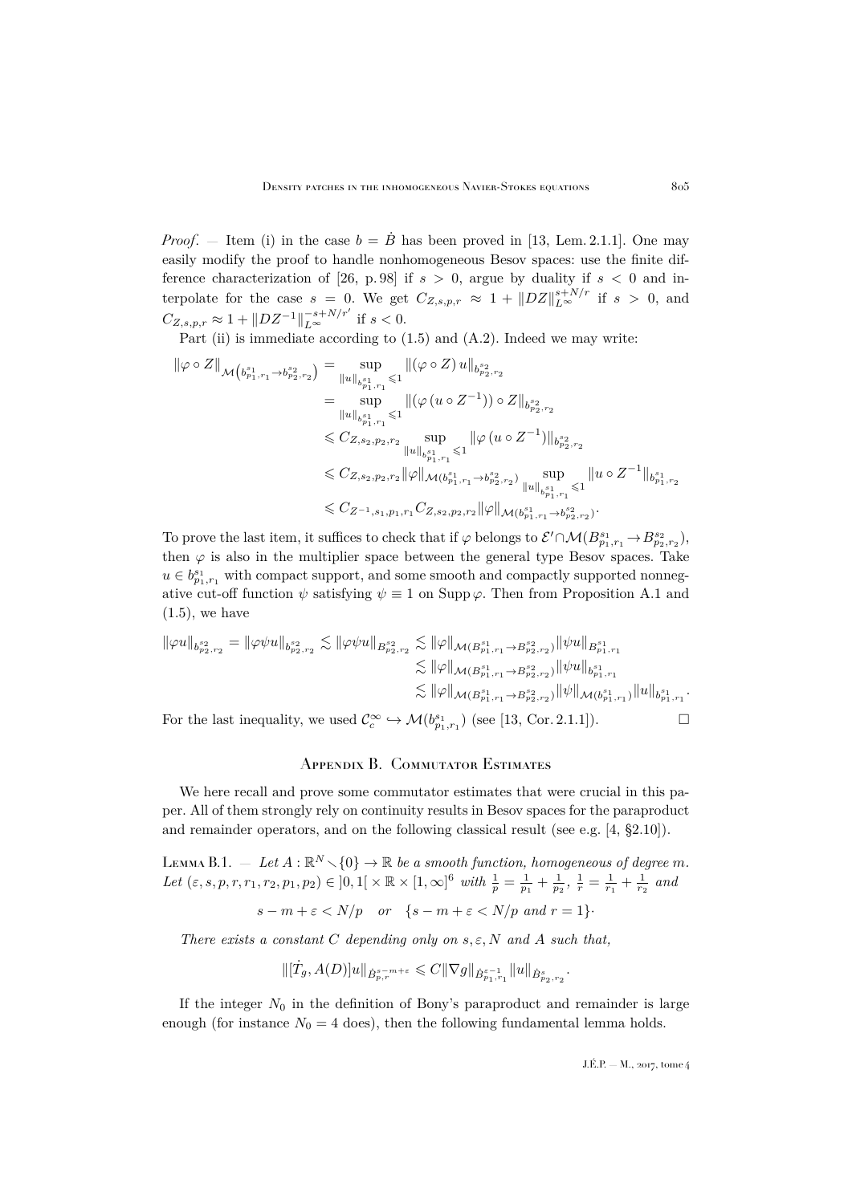*Proof*. — Item (i) in the case $b = \dot{B}$ has been proved in [13, Lem. 2.1.1]. One may easily modify the proof to handle nonhomogeneous Besov spaces: use the finite difference characterization of [26, p. 98] if $s > 0$, argue by duality if $s < 0$ and interpolate for the case $s = 0$. We get $C_{Z,s,p,r} \approx 1 + \|DZ\|_{L^\infty}^{s+N/r}$ if $s > 0$, and $C_{Z,s,p,r} \approx 1 + \|DZ^{-1}\|_{L^\infty}^{-s+N/r'}$ if $s < 0$.

Part (ii) is immediate according to (1.5) and (A.2). Indeed we may write:

$$
\begin{aligned}
\|\varphi \circ Z\|_{\mathcal{M}\left(b^{s_1}_{p_1,r_1} \to b^{s_2}_{p_2,r_2}\right)} &= \sup_{\|u\|_{b^{s_1}_{p_1,r_1}} \leqslant 1} \|(\varphi \circ Z)\, u\|_{b^{s_2}_{p_2,r_2}} \\
&= \sup_{\|u\|_{b^{s_1}_{p_1,r_1}} \leqslant 1} \|(\varphi\, (u \circ Z^{-1})) \circ Z\|_{b^{s_2}_{p_2,r_2}} \\
&\leqslant C_{Z,s_2,p_2,r_2} \sup_{\|u\|_{b^{s_1}_{p_1,r_1}} \leqslant 1} \|\varphi\, (u \circ Z^{-1})\|_{b^{s_2}_{p_2,r_2}} \\
&\leqslant C_{Z,s_2,p_2,r_2} \|\varphi\|_{\mathcal{M}(b^{s_1}_{p_1,r_1} \to b^{s_2}_{p_2,r_2})} \sup_{\|u\|_{b^{s_1}_{p_1,r_1}} \leqslant 1} \|u \circ Z^{-1}\|_{b^{s_1}_{p_1,r_1}} \\
&\leqslant C_{Z^{-1},s_1,p_1,r_1} C_{Z,s_2,p_2,r_2} \|\varphi\|_{\mathcal{M}(b^{s_1}_{p_1,r_1} \to b^{s_2}_{p_2,r_2})}.
\end{aligned}
$$

To prove the last item, it suffices to check that if $\varphi$ belongs to $\mathcal{E}' \cap \mathcal{M}(B^{s_1}_{p_1,r_1} \to B^{s_2}_{p_2,r_2})$, then $\varphi$ is also in the multiplier space between the general type Besov spaces. Take $u \in b^{s_1}_{p_1,r_1}$ with compact support, and some smooth and compactly supported nonnegative cut-off function $\psi$ satisfying $\psi \equiv 1$ on $\operatorname{Supp} \varphi$. Then from Proposition A.1 and (1.5), we have

$$
\begin{aligned}
\|\varphi u\|_{b^{s_2}_{p_2,r_2}} = \|\varphi \psi u\|_{b^{s_2}_{p_2,r_2}} \lesssim \|\varphi \psi u\|_{B^{s_2}_{p_2,r_2}} &\lesssim \|\varphi\|_{\mathcal{M}(B^{s_1}_{p_1,r_1} \to B^{s_2}_{p_2,r_2})} \|\psi u\|_{B^{s_1}_{p_1,r_1}} \\
&\lesssim \|\varphi\|_{\mathcal{M}(B^{s_1}_{p_1,r_1} \to B^{s_2}_{p_2,r_2})} \|\psi u\|_{b^{s_1}_{p_1,r_1}} \\
&\lesssim \|\varphi\|_{\mathcal{M}(B^{s_1}_{p_1,r_1} \to B^{s_2}_{p_2,r_2})} \|\psi\|_{\mathcal{M}(b^{s_1}_{p_1,r_1})} \|u\|_{b^{s_1}_{p_1,r_1}}.
\end{aligned}
$$

For the last inequality, we used $\mathcal{C}^\infty_c \hookrightarrow \mathcal{M}(b^{s_1}_{p_1,r_1})$ (see [13, Cor. 2.1.1]). □

## Appendix B. Commutator Estimates

We here recall and prove some commutator estimates that were crucial in this paper. All of them strongly rely on continuity results in Besov spaces for the paraproduct and remainder operators, and on the following classical result (see e.g. [4, §2.10]).

**Lemma B.1.** — *Let $A : \mathbb{R}^N \smallsetminus \{0\} \to \mathbb{R}$ be a smooth function, homogeneous of degree $m$. Let $(\varepsilon, s, p, r, r_1, r_2, p_1, p_2) \in ]0,1[ \times \mathbb{R} \times [1,\infty]^6$ with $\frac{1}{p} = \frac{1}{p_1} + \frac{1}{p_2}$, $\frac{1}{r} = \frac{1}{r_1} + \frac{1}{r_2}$ and*

$$
s - m + \varepsilon < N/p \quad \text{or} \quad \{s - m + \varepsilon < N/p \text{ and } r = 1\}\cdot
$$

*There exists a constant $C$ depending only on $s, \varepsilon, N$ and $A$ such that,*

$$
\|[\dot{T}_g, A(D)]u\|_{\dot{B}^{s-m+\varepsilon}_{p,r}} \leqslant C \|\nabla g\|_{\dot{B}^{\varepsilon-1}_{p_1,r_1}} \|u\|_{\dot{B}^s_{p_2,r_2}}.
$$

If the integer $N_0$ in the definition of Bony's paraproduct and remainder is large enough (for instance $N_0 = 4$ does), then the following fundamental lemma holds.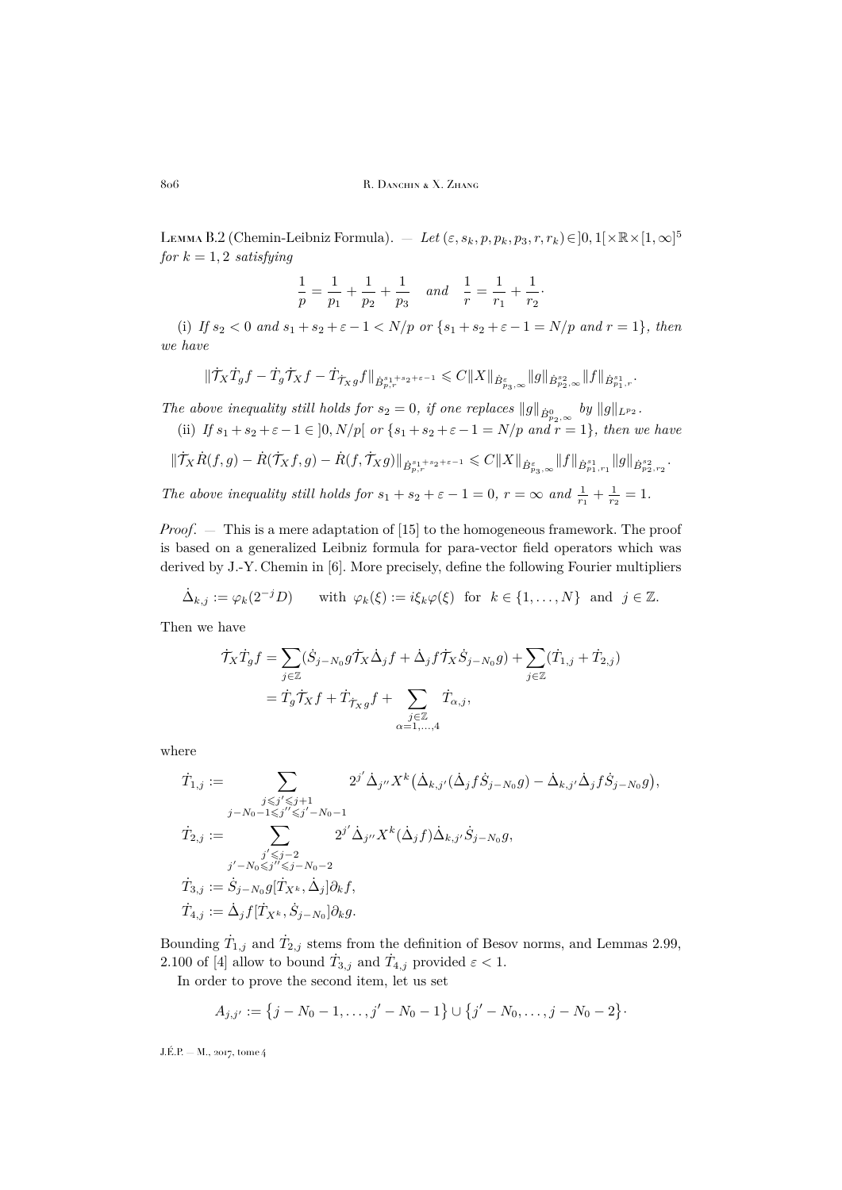Lemma B.2 (Chemin-Leibniz Formula). — *Let* $(\varepsilon, s_k, p, p_k, p_3, r, r_k) \in ]0,1[\times\mathbb{R}\times[1,\infty]^5$ *for* $k=1,2$ *satisfying*

$$\frac{1}{p}=\frac{1}{p_1}+\frac{1}{p_2}+\frac{1}{p_3} \quad \text{and} \quad \frac{1}{r}=\frac{1}{r_1}+\frac{1}{r_2}\cdot$$

(i) *If* $s_2<0$ *and* $s_1+s_2+\varepsilon-1<N/p$ *or* $\{s_1+s_2+\varepsilon-1=N/p$ *and* $r=1\}$, *then we have*

$$\|\dot{\mathcal{T}}_X\dot{T}_g f-\dot{T}_g\dot{\mathcal{T}}_X f-\dot{T}_{\dot{\mathcal{T}}_X g}f\|_{\dot{B}^{s_1+s_2+\varepsilon-1}_{p,r}}\leqslant C\|X\|_{\dot{B}^{\varepsilon}_{p_3,\infty}}\|g\|_{\dot{B}^{s_2}_{p_2,\infty}}\|f\|_{\dot{B}^{s_1}_{p_1,r}}.$$

*The above inequality still holds for* $s_2=0$, *if one replaces* $\|g\|_{\dot{B}^0_{p_2,\infty}}$ *by* $\|g\|_{L^{p_2}}$.

(ii) *If* $s_1+s_2+\varepsilon-1\in]0,N/p[$ *or* $\{s_1+s_2+\varepsilon-1=N/p$ *and* $r=1\}$, *then we have*

$$\|\dot{\mathcal{T}}_X\dot{R}(f,g)-\dot{R}(\dot{\mathcal{T}}_X f,g)-\dot{R}(f,\dot{\mathcal{T}}_X g)\|_{\dot{B}^{s_1+s_2+\varepsilon-1}_{p,r}}\leqslant C\|X\|_{\dot{B}^{\varepsilon}_{p_3,\infty}}\|f\|_{\dot{B}^{s_1}_{p_1,r_1}}\|g\|_{\dot{B}^{s_2}_{p_2,r_2}}.$$

*The above inequality still holds for* $s_1+s_2+\varepsilon-1=0$, $r=\infty$ *and* $\frac{1}{r_1}+\frac{1}{r_2}=1$.

*Proof*. — This is a mere adaptation of [15] to the homogeneous framework. The proof is based on a generalized Leibniz formula for para-vector field operators which was derived by J.-Y. Chemin in [6]. More precisely, define the following Fourier multipliers

$$\dot{\Delta}_{k,j}:=\varphi_k(2^{-j}D) \qquad \text{with } \varphi_k(\xi):=i\xi_k\varphi(\xi) \text{ for } k\in\{1,\ldots,N\} \text{ and } j\in\mathbb{Z}.$$

Then we have

$$\begin{aligned}\dot{\mathcal{T}}_X\dot{T}_g f&=\sum_{j\in\mathbb{Z}}(\dot{S}_{j-N_0}g\dot{\mathcal{T}}_X\dot{\Delta}_j f+\dot{\Delta}_j f\dot{\mathcal{T}}_X\dot{S}_{j-N_0}g)+\sum_{j\in\mathbb{Z}}(\dot{T}_{1,j}+\dot{T}_{2,j})\\&=\dot{T}_g\dot{\mathcal{T}}_X f+\dot{T}_{\dot{\mathcal{T}}_X g}f+\sum_{\substack{j\in\mathbb{Z}\\ \alpha=1,\ldots,4}}\dot{T}_{\alpha,j},\end{aligned}$$

where

$$\begin{aligned}\dot{T}_{1,j}&:=\sum_{\substack{j\leqslant j'\leqslant j+1\\ j-N_0-1\leqslant j''\leqslant j'-N_0-1}}2^{j'}\dot{\Delta}_{j''}X^k\big(\dot{\Delta}_{k,j'}(\dot{\Delta}_j f\dot{S}_{j-N_0}g)-\dot{\Delta}_{k,j'}\dot{\Delta}_j f\dot{S}_{j-N_0}g\big),\\ \dot{T}_{2,j}&:=\sum_{\substack{j'\leqslant j-2\\ j'-N_0\leqslant j''\leqslant j-N_0-2}}2^{j'}\dot{\Delta}_{j''}X^k(\dot{\Delta}_j f)\dot{\Delta}_{k,j'}\dot{S}_{j-N_0}g,\\ \dot{T}_{3,j}&:=\dot{S}_{j-N_0}g[\dot{T}_{X^k},\dot{\Delta}_j]\partial_k f,\\ \dot{T}_{4,j}&:=\dot{\Delta}_j f[\dot{T}_{X^k},\dot{S}_{j-N_0}]\partial_k g.\end{aligned}$$

Bounding $\dot{T}_{1,j}$ and $\dot{T}_{2,j}$ stems from the definition of Besov norms, and Lemmas 2.99, 2.100 of [4] allow to bound $\dot{T}_{3,j}$ and $\dot{T}_{4,j}$ provided $\varepsilon<1$.

In order to prove the second item, let us set

$$A_{j,j'}:=\big\{j-N_0-1,\ldots,j'-N_0-1\big\}\cup\big\{j'-N_0,\ldots,j-N_0-2\big\}\cdot$$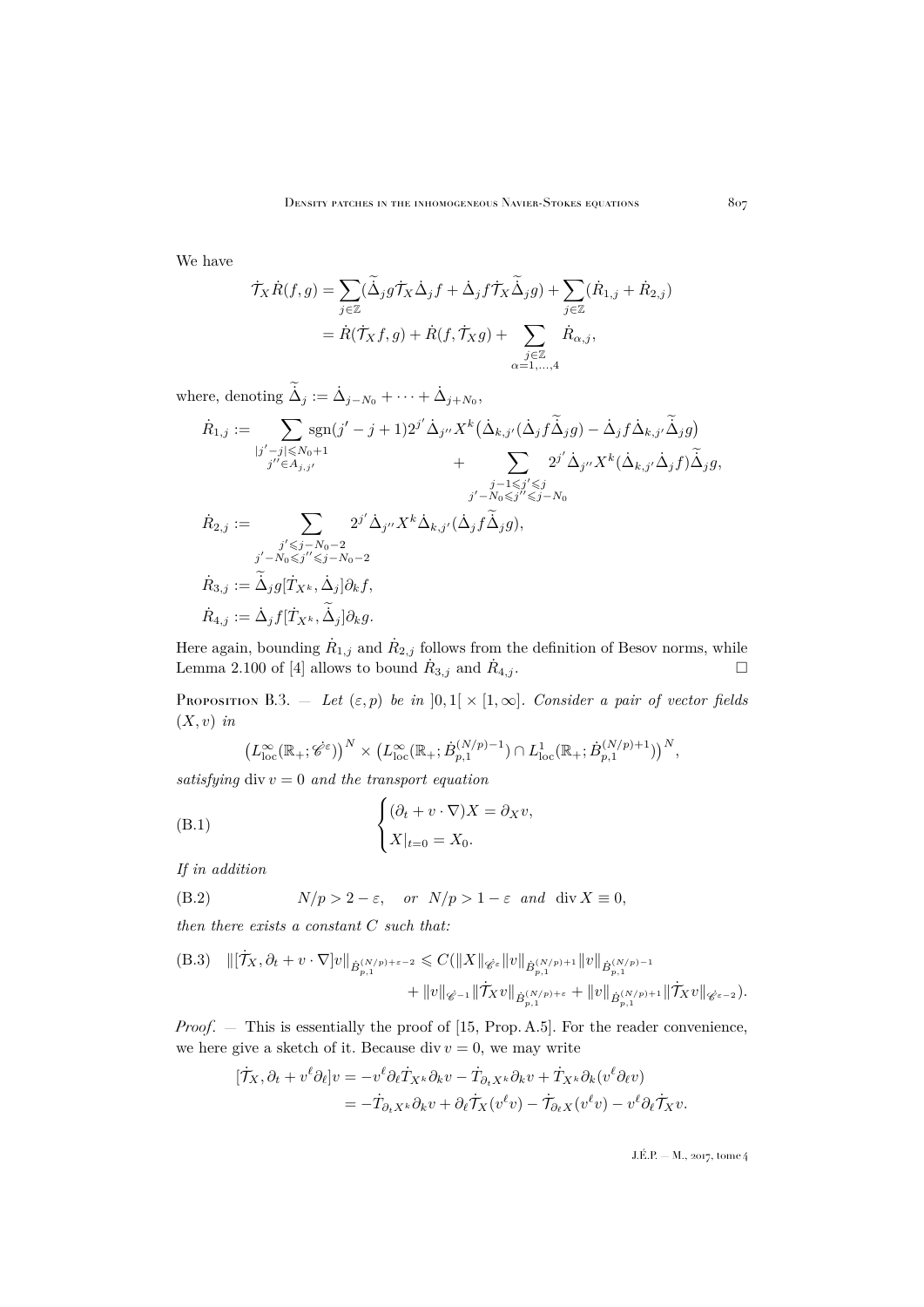We have

$$\dot{\mathcal{T}}_X \dot{R}(f,g) = \sum_{j\in\mathbb{Z}} (\widetilde{\dot{\Delta}}_j g \dot{\mathcal{T}}_X \dot{\Delta}_j f + \dot{\Delta}_j f \dot{\mathcal{T}}_X \widetilde{\dot{\Delta}}_j g) + \sum_{j\in\mathbb{Z}} (\dot{R}_{1,j} + \dot{R}_{2,j})$$
$$= \dot{R}(\dot{\mathcal{T}}_X f, g) + \dot{R}(f, \dot{\mathcal{T}}_X g) + \sum_{\substack{j\in\mathbb{Z} \\ \alpha=1,\ldots,4}} \dot{R}_{\alpha,j},$$

where, denoting $\widetilde{\dot{\Delta}}_j := \dot{\Delta}_{j-N_0} + \cdots + \dot{\Delta}_{j+N_0}$,

$$\dot{R}_{1,j} := \sum_{\substack{|j'-j|\leqslant N_0+1 \\ j''\in A_{j,j'}}} \operatorname{sgn}(j'-j+1) 2^{j'} \dot{\Delta}_{j''} X^k \big(\dot{\Delta}_{k,j'}(\dot{\Delta}_j f \widetilde{\dot{\Delta}}_j g) - \dot{\Delta}_j f \dot{\Delta}_{k,j'} \widetilde{\dot{\Delta}}_j g\big)$$
$$+ \sum_{\substack{j-1\leqslant j'\leqslant j \\ j'-N_0\leqslant j''\leqslant j-N_0}} 2^{j'} \dot{\Delta}_{j''} X^k (\dot{\Delta}_{k,j'} \dot{\Delta}_j f) \widetilde{\dot{\Delta}}_j g,$$

$$\dot{R}_{2,j} := \sum_{\substack{j'\leqslant j-N_0-2 \\ j'-N_0\leqslant j''\leqslant j-N_0-2}} 2^{j'} \dot{\Delta}_{j''} X^k \dot{\Delta}_{k,j'} (\dot{\Delta}_j f \widetilde{\dot{\Delta}}_j g),$$

$$\dot{R}_{3,j} := \widetilde{\dot{\Delta}}_j g [\dot{T}_{X^k}, \dot{\Delta}_j] \partial_k f,$$

$$\dot{R}_{4,j} := \dot{\Delta}_j f [\dot{T}_{X^k}, \widetilde{\dot{\Delta}}_j] \partial_k g.$$

Here again, bounding $\dot{R}_{1,j}$ and $\dot{R}_{2,j}$ follows from the definition of Besov norms, while Lemma 2.100 of [4] allows to bound $\dot{R}_{3,j}$ and $\dot{R}_{4,j}$. $\square$

Proposition B.3. — *Let $(\varepsilon, p)$ be in $]0,1[\times[1,\infty]$. Consider a pair of vector fields $(X, v)$ in*

$$\big(L^\infty_{\mathrm{loc}}(\mathbb{R}_+; \dot{\mathscr{C}}^\varepsilon)\big)^N \times \big(L^\infty_{\mathrm{loc}}(\mathbb{R}_+; \dot{B}^{(N/p)-1}_{p,1}) \cap L^1_{\mathrm{loc}}(\mathbb{R}_+; \dot{B}^{(N/p)+1}_{p,1})\big)^N,$$

*satisfying $\operatorname{div} v = 0$ and the transport equation*

$$\text{(B.1)} \qquad \begin{cases} (\partial_t + v\cdot\nabla)X = \partial_X v, \\ X|_{t=0} = X_0. \end{cases}$$

*If in addition*

$$\text{(B.2)} \qquad N/p > 2-\varepsilon, \quad \text{or} \quad N/p > 1-\varepsilon \quad \text{and} \quad \operatorname{div} X \equiv 0,$$

*then there exists a constant $C$ such that:*

$$\text{(B.3)} \quad \|[\dot{\mathcal{T}}_X, \partial_t + v\cdot\nabla]v\|_{\dot{B}^{(N/p)+\varepsilon-2}_{p,1}} \leqslant C(\|X\|_{\dot{\mathscr{C}}^\varepsilon} \|v\|_{\dot{B}^{(N/p)+1}_{p,1}} \|v\|_{\dot{B}^{(N/p)-1}_{p,1}}$$
$$+ \|v\|_{\dot{\mathscr{C}}^{-1}} \|\dot{\mathcal{T}}_X v\|_{\dot{B}^{(N/p)+\varepsilon}_{p,1}} + \|v\|_{\dot{B}^{(N/p)+1}_{p,1}} \|\dot{\mathcal{T}}_X v\|_{\dot{\mathscr{C}}^{\varepsilon-2}}).$$

*Proof*. — This is essentially the proof of [15, Prop. A.5]. For the reader convenience, we here give a sketch of it. Because $\operatorname{div} v = 0$, we may write

$$[\dot{\mathcal{T}}_X, \partial_t + v^\ell \partial_\ell] v = -v^\ell \partial_\ell \dot{T}_{X^k} \partial_k v - \dot{T}_{\partial_t X^k} \partial_k v + \dot{T}_{X^k} \partial_k (v^\ell \partial_\ell v)$$
$$= -\dot{T}_{\partial_t X^k} \partial_k v + \partial_\ell \dot{\mathcal{T}}_X (v^\ell v) - \dot{\mathcal{T}}_{\partial_\ell X}(v^\ell v) - v^\ell \partial_\ell \dot{\mathcal{T}}_X v.$$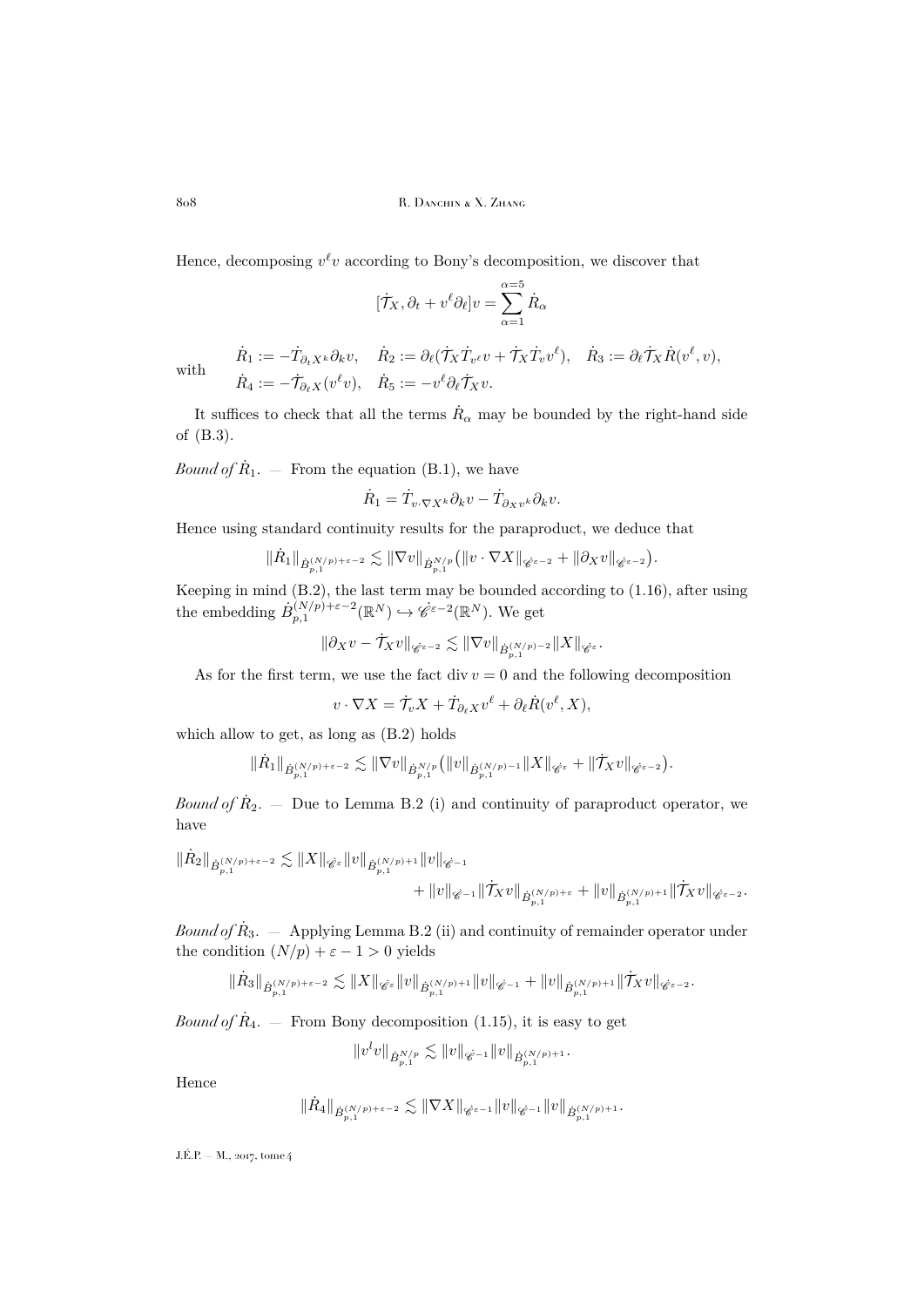Hence, decomposing $v^\ell v$ according to Bony's decomposition, we discover that

$$[\dot{\mathcal{T}}_X, \partial_t + v^\ell \partial_\ell] v = \sum_{\alpha=1}^{\alpha=5} \dot{R}_\alpha$$

with
$$\dot{R}_1 := -\dot{T}_{\partial_t X^k} \partial_k v, \quad \dot{R}_2 := \partial_\ell(\dot{\mathcal{T}}_X \dot{T}_{v^\ell} v + \dot{\mathcal{T}}_X \dot{T}_v v^\ell), \quad \dot{R}_3 := \partial_\ell \dot{\mathcal{T}}_X \dot{R}(v^\ell, v),$$
$$\dot{R}_4 := -\dot{\mathcal{T}}_{\partial_\ell X}(v^\ell v), \quad \dot{R}_5 := -v^\ell \partial_\ell \dot{\mathcal{T}}_X v.$$

It suffices to check that all the terms $\dot{R}_\alpha$ may be bounded by the right-hand side of (B.3).

*Bound of* $\dot{R}_1$. — From the equation (B.1), we have

$$\dot{R}_1 = \dot{T}_{v \cdot \nabla X^k} \partial_k v - \dot{T}_{\partial_X v^k} \partial_k v.$$

Hence using standard continuity results for the paraproduct, we deduce that

$$\|\dot{R}_1\|_{\dot{B}^{(N/p)+\varepsilon-2}_{p,1}} \lesssim \|\nabla v\|_{\dot{B}^{N/p}_{p,1}} \big( \|v \cdot \nabla X\|_{\dot{\mathscr{C}}^{\varepsilon-2}} + \|\partial_X v\|_{\dot{\mathscr{C}}^{\varepsilon-2}} \big).$$

Keeping in mind (B.2), the last term may be bounded according to (1.16), after using the embedding $\dot{B}^{(N/p)+\varepsilon-2}_{p,1}(\mathbb{R}^N) \hookrightarrow \dot{\mathscr{C}}^{\varepsilon-2}(\mathbb{R}^N)$. We get

$$\|\partial_X v - \dot{\mathcal{T}}_X v\|_{\dot{\mathscr{C}}^{\varepsilon-2}} \lesssim \|\nabla v\|_{\dot{B}^{(N/p)-2}_{p,1}} \|X\|_{\dot{\mathscr{C}}^\varepsilon}.$$

As for the first term, we use the fact $\operatorname{div} v = 0$ and the following decomposition

$$v \cdot \nabla X = \dot{\mathcal{T}}_v X + \dot{T}_{\partial_\ell X} v^\ell + \partial_\ell \dot{R}(v^\ell, X),$$

which allow to get, as long as (B.2) holds

$$\|\dot{R}_1\|_{\dot{B}^{(N/p)+\varepsilon-2}_{p,1}} \lesssim \|\nabla v\|_{\dot{B}^{N/p}_{p,1}} \big( \|v\|_{\dot{B}^{(N/p)-1}_{p,1}} \|X\|_{\dot{\mathscr{C}}^\varepsilon} + \|\dot{\mathcal{T}}_X v\|_{\dot{\mathscr{C}}^{\varepsilon-2}} \big).$$

*Bound of* $\dot{R}_2$. — Due to Lemma B.2 (i) and continuity of paraproduct operator, we have

$$\|\dot{R}_2\|_{\dot{B}^{(N/p)+\varepsilon-2}_{p,1}} \lesssim \|X\|_{\dot{\mathscr{C}}^\varepsilon} \|v\|_{\dot{B}^{(N/p)+1}_{p,1}} \|v\|_{\dot{\mathscr{C}}^{-1}} + \|v\|_{\dot{\mathscr{C}}^{-1}} \|\dot{\mathcal{T}}_X v\|_{\dot{B}^{(N/p)+\varepsilon}_{p,1}} + \|v\|_{\dot{B}^{(N/p)+1}_{p,1}} \|\dot{\mathcal{T}}_X v\|_{\dot{\mathscr{C}}^{\varepsilon-2}}.$$

*Bound of* $\dot{R}_3$. — Applying Lemma B.2 (ii) and continuity of remainder operator under the condition $(N/p) + \varepsilon - 1 > 0$ yields

$$\|\dot{R}_3\|_{\dot{B}^{(N/p)+\varepsilon-2}_{p,1}} \lesssim \|X\|_{\dot{\mathscr{C}}^\varepsilon} \|v\|_{\dot{B}^{(N/p)+1}_{p,1}} \|v\|_{\dot{\mathscr{C}}^{-1}} + \|v\|_{\dot{B}^{(N/p)+1}_{p,1}} \|\dot{\mathcal{T}}_X v\|_{\dot{\mathscr{C}}^{\varepsilon-2}}.$$

*Bound of* $\dot{R}_4$. — From Bony decomposition (1.15), it is easy to get

$$\|v^l v\|_{\dot{B}^{N/p}_{p,1}} \lesssim \|v\|_{\dot{\mathscr{C}}^{-1}} \|v\|_{\dot{B}^{(N/p)+1}_{p,1}}.$$

Hence

$$\|\dot{R}_4\|_{\dot{B}^{(N/p)+\varepsilon-2}_{p,1}} \lesssim \|\nabla X\|_{\dot{\mathscr{C}}^{\varepsilon-1}} \|v\|_{\dot{\mathscr{C}}^{-1}} \|v\|_{\dot{B}^{(N/p)+1}_{p,1}}.$$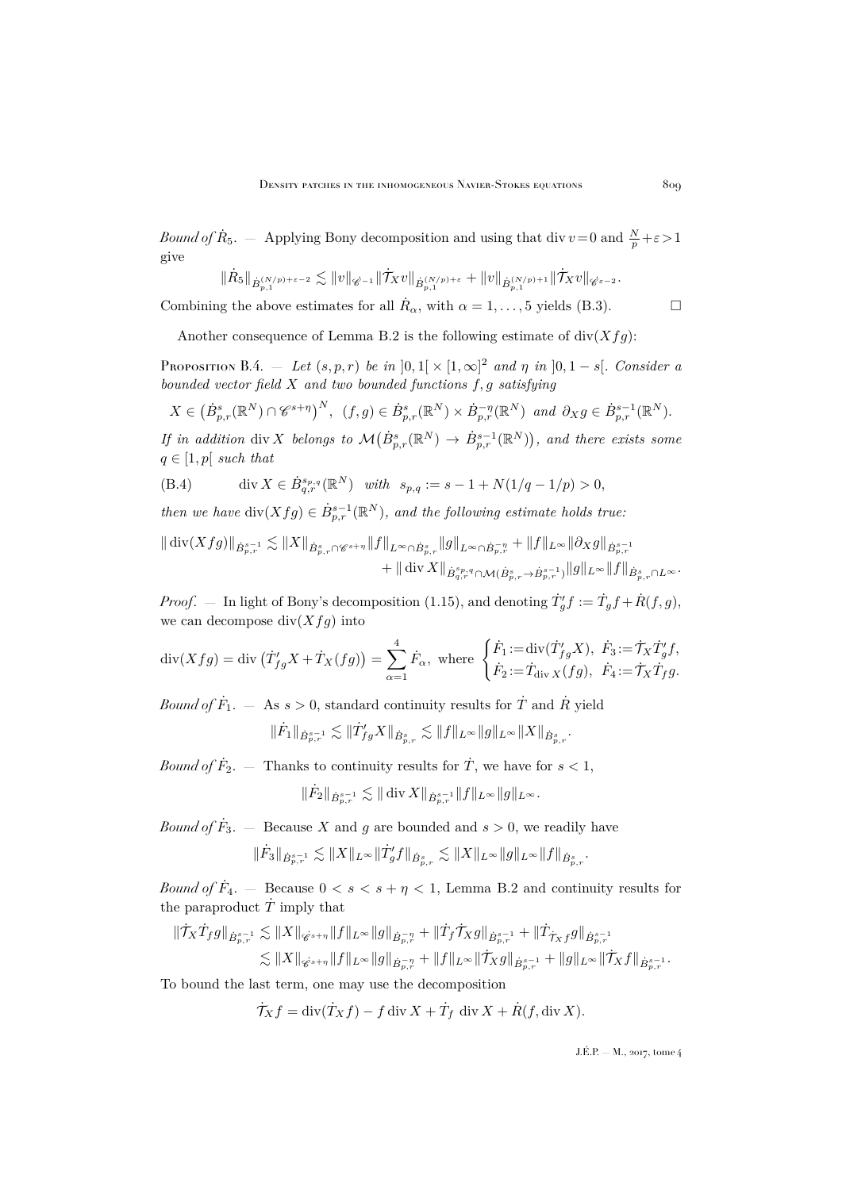*Bound of* $\dot R_5$. — Applying Bony decomposition and using that $\operatorname{div} v=0$ and $\frac{N}{p}+\varepsilon>1$ give

$$\|\dot R_5\|_{\dot B^{(N/p)+\varepsilon-2}_{p,1}}\lesssim \|v\|_{\mathscr{C}^{-1}}\|\dot{\mathcal{T}}_X v\|_{\dot B^{(N/p)+\varepsilon}_{p,1}}+\|v\|_{\dot B^{(N/p)+1}_{p,1}}\|\dot{\mathcal{T}}_X v\|_{\mathscr{C}^{\varepsilon-2}}.$$

Combining the above estimates for all $\dot R_\alpha$, with $\alpha=1,\ldots,5$ yields (B.3). $\square$

Another consequence of Lemma B.2 is the following estimate of $\operatorname{div}(Xfg)$:

Proposition B.4. — *Let $(s,p,r)$ be in $]0,1[\times[1,\infty]^2$ and $\eta$ in $]0,1-s[$. Consider a bounded vector field $X$ and two bounded functions $f,g$ satisfying*

$$X\in\big(\dot B^s_{p,r}(\mathbb{R}^N)\cap\mathscr{C}^{s+\eta}\big)^N,\ \ (f,g)\in\dot B^s_{p,r}(\mathbb{R}^N)\times\dot B^{-\eta}_{p,r}(\mathbb{R}^N)\ \ \text{and}\ \ \partial_X g\in\dot B^{s-1}_{p,r}(\mathbb{R}^N).$$

*If in addition $\operatorname{div}X$ belongs to $\mathcal{M}\big(\dot B^s_{p,r}(\mathbb{R}^N)\to\dot B^{s-1}_{p,r}(\mathbb{R}^N)\big)$, and there exists some $q\in[1,p[$ such that*

$$\operatorname{div}X\in\dot B^{s_{p,q}}_{q,r}(\mathbb{R}^N)\quad\text{with}\quad s_{p,q}:=s-1+N(1/q-1/p)>0,\tag{B.4}$$

*then we have $\operatorname{div}(Xfg)\in\dot B^{s-1}_{p,r}(\mathbb{R}^N)$, and the following estimate holds true:*

$$\begin{aligned}\|\operatorname{div}(Xfg)\|_{\dot B^{s-1}_{p,r}}\lesssim\|X\|_{\dot B^s_{p,r}\cap\mathscr{C}^{s+\eta}}\|f\|_{L^\infty\cap\dot B^s_{p,r}}\|g\|_{L^\infty\cap\dot B^{-\eta}_{p,r}}+\|f\|_{L^\infty}\|\partial_X g\|_{\dot B^{s-1}_{p,r}}\\ +\|\operatorname{div}X\|_{\dot B^{s_{p,q}}_{q,r}\cap\mathcal{M}(\dot B^s_{p,r}\to\dot B^{s-1}_{p,r})}\|g\|_{L^\infty}\|f\|_{\dot B^s_{p,r}\cap L^\infty}.\end{aligned}$$

*Proof*. — In light of Bony's decomposition (1.15), and denoting $\dot T'_g f:=\dot T_g f+\dot R(f,g)$, we can decompose $\operatorname{div}(Xfg)$ into

$$\operatorname{div}(Xfg)=\operatorname{div}\big(\dot T'_{fg}X+\dot T_X(fg)\big)=\sum_{\alpha=1}^4\dot F_\alpha,\ \text{where}\ \begin{cases}\dot F_1:=\operatorname{div}(\dot T'_{fg}X),\ \dot F_3:=\dot{\mathcal{T}}_X\dot T'_g f,\\ \dot F_2:=\dot T_{\operatorname{div}X}(fg),\ \dot F_4:=\dot{\mathcal{T}}_X\dot T_f g.\end{cases}$$

*Bound of* $\dot F_1$. — As $s>0$, standard continuity results for $\dot T$ and $\dot R$ yield

$$\|\dot F_1\|_{\dot B^{s-1}_{p,r}}\lesssim\|\dot T'_{fg}X\|_{\dot B^s_{p,r}}\lesssim\|f\|_{L^\infty}\|g\|_{L^\infty}\|X\|_{\dot B^s_{p,r}}.$$

*Bound of* $\dot F_2$. — Thanks to continuity results for $\dot T$, we have for $s<1$,

$$\|\dot F_2\|_{\dot B^{s-1}_{p,r}}\lesssim\|\operatorname{div}X\|_{\dot B^{s-1}_{p,r}}\|f\|_{L^\infty}\|g\|_{L^\infty}.$$

*Bound of* $\dot F_3$. — Because $X$ and $g$ are bounded and $s>0$, we readily have

$$\|\dot F_3\|_{\dot B^{s-1}_{p,r}}\lesssim\|X\|_{L^\infty}\|\dot T'_g f\|_{\dot B^s_{p,r}}\lesssim\|X\|_{L^\infty}\|g\|_{L^\infty}\|f\|_{\dot B^s_{p,r}}.$$

*Bound of* $\dot F_4$. — Because $0<s<s+\eta<1$, Lemma B.2 and continuity results for the paraproduct $\dot T$ imply that

$$\begin{aligned}\|\dot{\mathcal{T}}_X\dot T_f g\|_{\dot B^{s-1}_{p,r}}&\lesssim\|X\|_{\mathscr{C}^{s+\eta}}\|f\|_{L^\infty}\|g\|_{\dot B^{-\eta}_{p,r}}+\|\dot T_f\dot{\mathcal{T}}_X g\|_{\dot B^{s-1}_{p,r}}+\|\dot T_{\dot{\mathcal{T}}_X f}g\|_{\dot B^{s-1}_{p,r}}\\ &\lesssim\|X\|_{\mathscr{C}^{s+\eta}}\|f\|_{L^\infty}\|g\|_{\dot B^{-\eta}_{p,r}}+\|f\|_{L^\infty}\|\dot{\mathcal{T}}_X g\|_{\dot B^{s-1}_{p,r}}+\|g\|_{L^\infty}\|\dot{\mathcal{T}}_X f\|_{\dot B^{s-1}_{p,r}}.\end{aligned}$$

To bound the last term, one may use the decomposition

$$\dot{\mathcal{T}}_X f=\operatorname{div}(\dot T_X f)-f\operatorname{div}X+\dot T_f\,\operatorname{div}X+\dot R(f,\operatorname{div}X).$$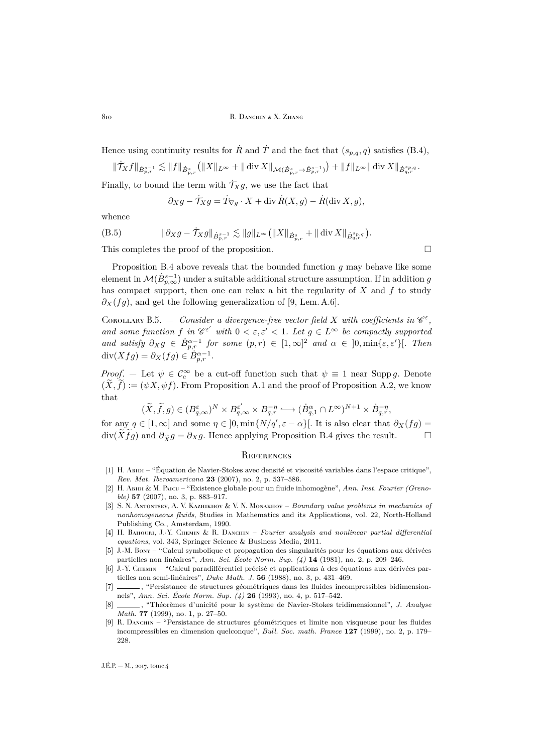Hence using continuity results for $\dot R$ and $\dot T$ and the fact that $(s_{p,q},q)$ satisfies (B.4),

$$\|\dot{\mathcal{T}}_X f\|_{\dot B^{s-1}_{p,r}} \lesssim \|f\|_{\dot B^s_{p,r}}\big(\|X\|_{L^\infty}+\|\operatorname{div}X\|_{\mathcal{M}(\dot B^s_{p,r}\to\dot B^{s-1}_{p,r})}\big)+\|f\|_{L^\infty}\|\operatorname{div}X\|_{\dot B^{s_{p,q}}_{q,r}}.$$

Finally, to bound the term with $\dot{\mathcal{T}}_X g$, we use the fact that

$$\partial_X g-\dot{\mathcal{T}}_X g=\dot T_{\nabla g}\cdot X+\operatorname{div}\dot R(X,g)-\dot R(\operatorname{div}X,g),$$

whence

$$\|\partial_X g-\dot{\mathcal{T}}_X g\|_{\dot B^{s-1}_{p,r}}\lesssim\|g\|_{L^\infty}\big(\|X\|_{\dot B^s_{p,r}}+\|\operatorname{div}X\|_{\dot B^{s_{p,q}}_{q,r}}\big). \tag{B.5}$$

This completes the proof of the proposition. □

Proposition B.4 above reveals that the bounded function $g$ may behave like some element in $\mathcal{M}(\dot B^{s-1}_{p,\infty})$ under a suitable additional structure assumption. If in addition $g$ has compact support, then one can relax a bit the regularity of $X$ and $f$ to study $\partial_X(fg)$, and get the following generalization of [9, Lem. A.6].

Corollary B.5. — *Consider a divergence-free vector field $X$ with coefficients in $\mathscr{C}^\varepsilon$, and some function $f$ in $\mathscr{C}^{\varepsilon'}$ with $0<\varepsilon,\varepsilon'<1$. Let $g\in L^\infty$ be compactly supported and satisfy $\partial_X g\in\dot B^{\alpha-1}_{p,r}$ for some $(p,r)\in[1,\infty]^2$ and $\alpha\in\,]0,\min\{\varepsilon,\varepsilon'\}[$. Then $\operatorname{div}(Xfg)=\partial_X(fg)\in\dot B^{\alpha-1}_{p,r}$.*

*Proof*. — Let $\psi\in\mathcal{C}^\infty_c$ be a cut-off function such that $\psi\equiv1$ near $\operatorname{Supp}g$. Denote $(\widetilde X,\widetilde f):=(\psi X,\psi f)$. From Proposition A.1 and the proof of Proposition A.2, we know that

$$(\widetilde X,\widetilde f,g)\in(B^\varepsilon_{q,\infty})^N\times B^{\varepsilon'}_{q,\infty}\times B^{-\eta}_{q,r}\hookrightarrow(\dot B^\alpha_{q,1}\cap L^\infty)^{N+1}\times\dot B^{-\eta}_{q,r},$$

for any $q\in[1,\infty]$ and some $\eta\in\,]0,\min\{N/q',\varepsilon-\alpha\}[$. It is also clear that $\partial_X(fg)=\operatorname{div}(\widetilde X\widetilde f g)$ and $\partial_{\widetilde X}g=\partial_X g$. Hence applying Proposition B.4 gives the result. □

## References

[1] H. Abidi – "Équation de Navier-Stokes avec densité et viscosité variables dans l'espace critique", *Rev. Mat. Iberoamericana* **23** (2007), no. 2, p. 537–586.

[2] H. Abidi & M. Paicu – "Existence globale pour un fluide inhomogène", *Ann. Inst. Fourier (Grenoble)* **57** (2007), no. 3, p. 883–917.

[3] S. N. Antontsev, A. V. Kazhikhov & V. N. Monakhov – *Boundary value problems in mechanics of nonhomogeneous fluids*, Studies in Mathematics and its Applications, vol. 22, North-Holland Publishing Co., Amsterdam, 1990.

[4] H. Bahouri, J.-Y. Chemin & R. Danchin – *Fourier analysis and nonlinear partial differential equations*, vol. 343, Springer Science & Business Media, 2011.

[5] J.-M. Bony – "Calcul symbolique et propagation des singularités pour les équations aux dérivées partielles non linéaires", *Ann. Sci. École Norm. Sup. (4)* **14** (1981), no. 2, p. 209–246.

[6] J.-Y. Chemin – "Calcul paradifférentiel précisé et applications à des équations aux dérivées partielles non semi-linéaires", *Duke Math. J.* **56** (1988), no. 3, p. 431–469.

[7] ______, "Persistance de structures géométriques dans les fluides incompressibles bidimensionnels", *Ann. Sci. École Norm. Sup. (4)* **26** (1993), no. 4, p. 517–542.

[8] ______, "Théorèmes d'unicité pour le système de Navier-Stokes tridimensionnel", *J. Analyse Math.* **77** (1999), no. 1, p. 27–50.

[9] R. Danchin – "Persistance de structures géométriques et limite non visqueuse pour les fluides incompressibles en dimension quelconque", *Bull. Soc. math. France* **127** (1999), no. 2, p. 179–228.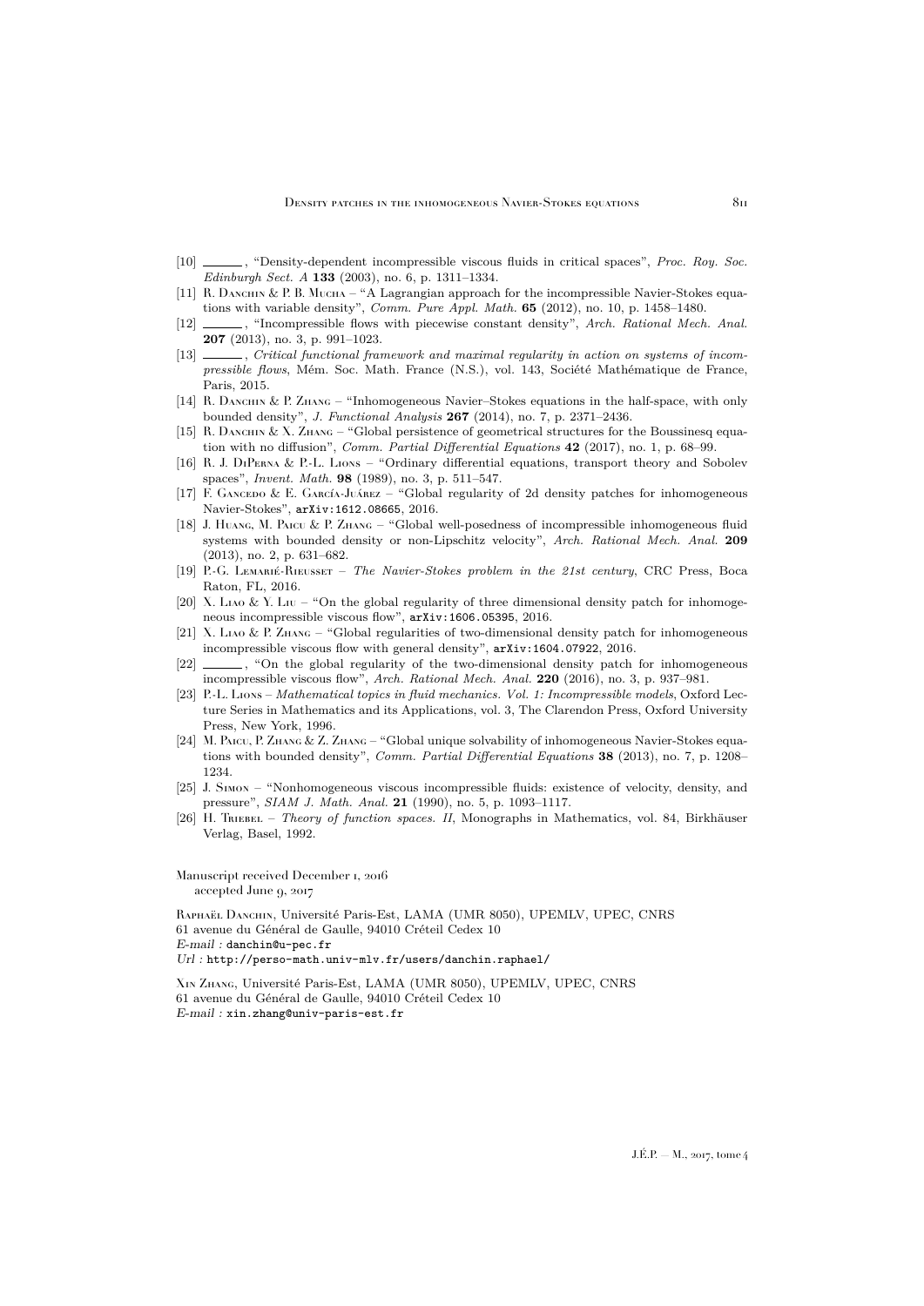[10] ______, "Density-dependent incompressible viscous fluids in critical spaces", *Proc. Roy. Soc. Edinburgh Sect. A* **133** (2003), no. 6, p. 1311–1334.

[11] R. Danchin & P. B. Mucha – "A Lagrangian approach for the incompressible Navier-Stokes equations with variable density", *Comm. Pure Appl. Math.* **65** (2012), no. 10, p. 1458–1480.

[12] ______, "Incompressible flows with piecewise constant density", *Arch. Rational Mech. Anal.* **207** (2013), no. 3, p. 991–1023.

[13] ______, *Critical functional framework and maximal regularity in action on systems of incompressible flows*, Mém. Soc. Math. France (N.S.), vol. 143, Société Mathématique de France, Paris, 2015.

[14] R. Danchin & P. Zhang – "Inhomogeneous Navier–Stokes equations in the half-space, with only bounded density", *J. Functional Analysis* **267** (2014), no. 7, p. 2371–2436.

[15] R. Danchin & X. Zhang – "Global persistence of geometrical structures for the Boussinesq equation with no diffusion", *Comm. Partial Differential Equations* **42** (2017), no. 1, p. 68–99.

[16] R. J. DiPerna & P.-L. Lions – "Ordinary differential equations, transport theory and Sobolev spaces", *Invent. Math.* **98** (1989), no. 3, p. 511–547.

[17] F. Gancedo & E. García-Juárez – "Global regularity of 2d density patches for inhomogeneous Navier-Stokes", arXiv:1612.08665, 2016.

[18] J. Huang, M. Paicu & P. Zhang – "Global well-posedness of incompressible inhomogeneous fluid systems with bounded density or non-Lipschitz velocity", *Arch. Rational Mech. Anal.* **209** (2013), no. 2, p. 631–682.

[19] P.-G. Lemarié-Rieusset – *The Navier-Stokes problem in the 21st century*, CRC Press, Boca Raton, FL, 2016.

[20] X. Liao & Y. Liu – "On the global regularity of three dimensional density patch for inhomogeneous incompressible viscous flow", arXiv:1606.05395, 2016.

[21] X. Liao & P. Zhang – "Global regularities of two-dimensional density patch for inhomogeneous incompressible viscous flow with general density", arXiv:1604.07922, 2016.

[22] ______, "On the global regularity of the two-dimensional density patch for inhomogeneous incompressible viscous flow", *Arch. Rational Mech. Anal.* **220** (2016), no. 3, p. 937–981.

[23] P.-L. Lions – *Mathematical topics in fluid mechanics. Vol. 1: Incompressible models*, Oxford Lecture Series in Mathematics and its Applications, vol. 3, The Clarendon Press, Oxford University Press, New York, 1996.

[24] M. Paicu, P. Zhang & Z. Zhang – "Global unique solvability of inhomogeneous Navier-Stokes equations with bounded density", *Comm. Partial Differential Equations* **38** (2013), no. 7, p. 1208–1234.

[25] J. Simon – "Nonhomogeneous viscous incompressible fluids: existence of velocity, density, and pressure", *SIAM J. Math. Anal.* **21** (1990), no. 5, p. 1093–1117.

[26] H. Triebel – *Theory of function spaces. II*, Monographs in Mathematics, vol. 84, Birkhäuser Verlag, Basel, 1992.

Manuscript received December 1, 2016
accepted June 9, 2017

Raphaël Danchin, Université Paris-Est, LAMA (UMR 8050), UPEMLV, UPEC, CNRS
61 avenue du Général de Gaulle, 94010 Créteil Cedex 10
*E-mail :* danchin@u-pec.fr
*Url :* http://perso-math.univ-mlv.fr/users/danchin.raphael/

Xin Zhang, Université Paris-Est, LAMA (UMR 8050), UPEMLV, UPEC, CNRS
61 avenue du Général de Gaulle, 94010 Créteil Cedex 10
*E-mail :* xin.zhang@univ-paris-est.fr